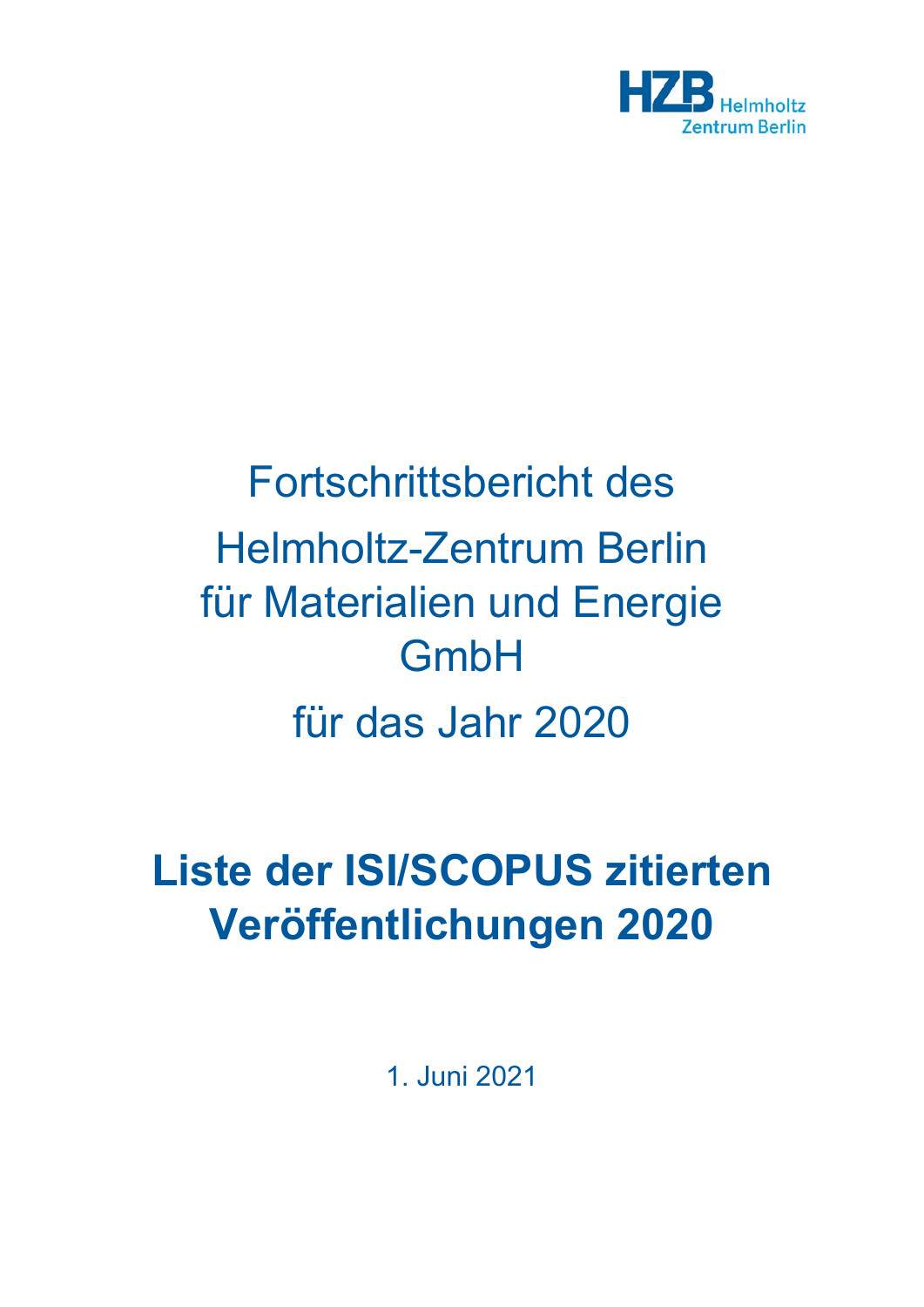HZB Helmholtz Zentrum Berlin

# Fortschrittsbericht des Helmholtz-Zentrum Berlin für Materialien und Energie GmbH für das Jahr 2020

# Liste der ISI/SCOPUS zitierten Veröffentlichungen 2020

1. Juni 2021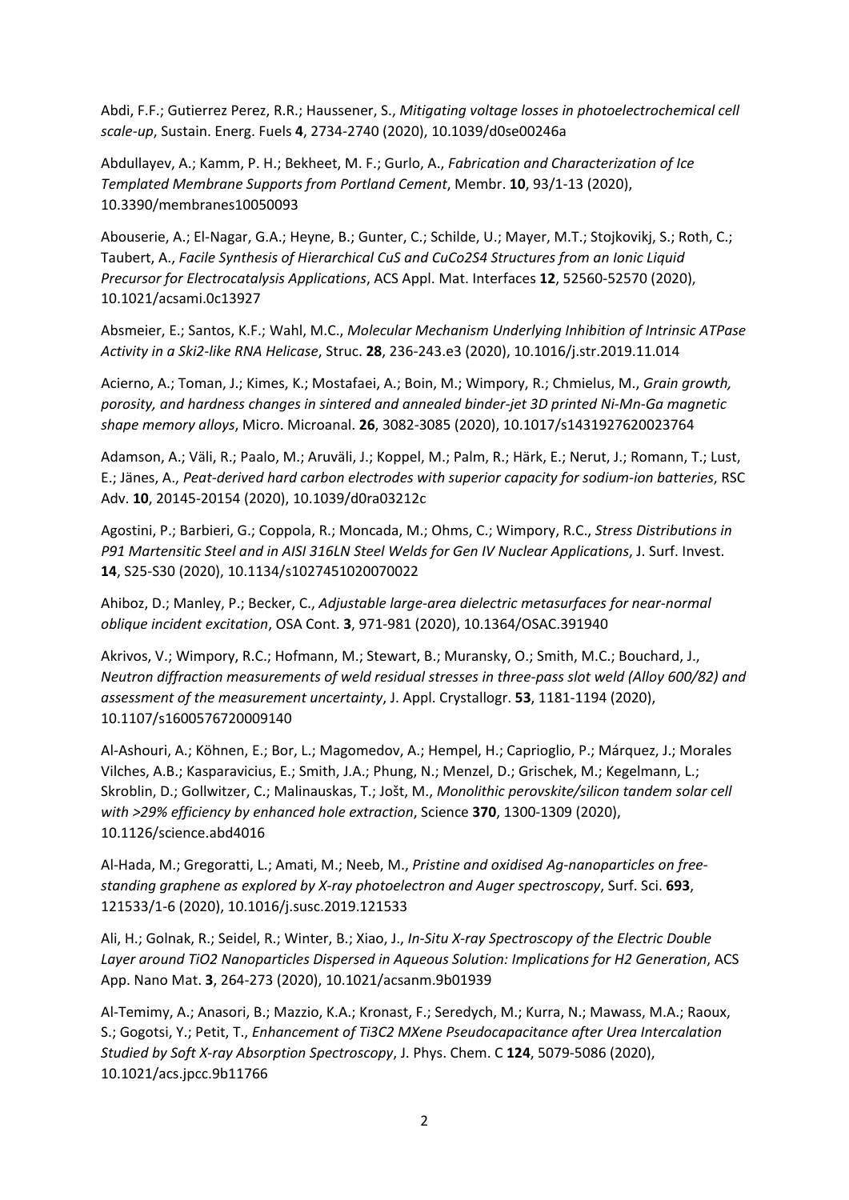Abdi, F.F.; Gutierrez Perez, R.R.; Haussener, S., *Mitigating voltage losses in photoelectrochemical cell scale-up*, Sustain. Energ. Fuels **4**, 2734-2740 (2020), 10.1039/d0se00246a

Abdullayev, A.; Kamm, P. H.; Bekheet, M. F.; Gurlo, A., *Fabrication and Characterization of Ice Templated Membrane Supports from Portland Cement*, Membr. **10**, 93/1-13 (2020), 10.3390/membranes10050093

Abouserie, A.; El-Nagar, G.A.; Heyne, B.; Gunter, C.; Schilde, U.; Mayer, M.T.; Stojkovikj, S.; Roth, C.; Taubert, A., *Facile Synthesis of Hierarchical CuS and CuCo2S4 Structures from an Ionic Liquid Precursor for Electrocatalysis Applications*, ACS Appl. Mat. Interfaces **12**, 52560-52570 (2020), 10.1021/acsami.0c13927

Absmeier, E.; Santos, K.F.; Wahl, M.C., *Molecular Mechanism Underlying Inhibition of Intrinsic ATPase Activity in a Ski2-like RNA Helicase*, Struc. **28**, 236-243.e3 (2020), 10.1016/j.str.2019.11.014

Acierno, A.; Toman, J.; Kimes, K.; Mostafaei, A.; Boin, M.; Wimpory, R.; Chmielus, M., *Grain growth, porosity, and hardness changes in sintered and annealed binder-jet 3D printed Ni-Mn-Ga magnetic shape memory alloys*, Micro. Microanal. **26**, 3082-3085 (2020), 10.1017/s1431927620023764

Adamson, A.; Väli, R.; Paalo, M.; Aruväli, J.; Koppel, M.; Palm, R.; Härk, E.; Nerut, J.; Romann, T.; Lust, E.; Jänes, A., *Peat-derived hard carbon electrodes with superior capacity for sodium-ion batteries*, RSC Adv. **10**, 20145-20154 (2020), 10.1039/d0ra03212c

Agostini, P.; Barbieri, G.; Coppola, R.; Moncada, M.; Ohms, C.; Wimpory, R.C., *Stress Distributions in P91 Martensitic Steel and in AISI 316LN Steel Welds for Gen IV Nuclear Applications*, J. Surf. Invest. **14**, S25-S30 (2020), 10.1134/s1027451020070022

Ahiboz, D.; Manley, P.; Becker, C., *Adjustable large-area dielectric metasurfaces for near-normal oblique incident excitation*, OSA Cont. **3**, 971-981 (2020), 10.1364/OSAC.391940

Akrivos, V.; Wimpory, R.C.; Hofmann, M.; Stewart, B.; Muransky, O.; Smith, M.C.; Bouchard, J., *Neutron diffraction measurements of weld residual stresses in three-pass slot weld (Alloy 600/82) and assessment of the measurement uncertainty*, J. Appl. Crystallogr. **53**, 1181-1194 (2020), 10.1107/s1600576720009140

Al-Ashouri, A.; Köhnen, E.; Bor, L.; Magomedov, A.; Hempel, H.; Caprioglio, P.; Márquez, J.; Morales Vilches, A.B.; Kasparavicius, E.; Smith, J.A.; Phung, N.; Menzel, D.; Grischek, M.; Kegelmann, L.; Skroblin, D.; Gollwitzer, C.; Malinauskas, T.; Jošt, M., *Monolithic perovskite/silicon tandem solar cell with >29% efficiency by enhanced hole extraction*, Science **370**, 1300-1309 (2020), 10.1126/science.abd4016

Al-Hada, M.; Gregoratti, L.; Amati, M.; Neeb, M., *Pristine and oxidised Ag-nanoparticles on free-standing graphene as explored by X-ray photoelectron and Auger spectroscopy*, Surf. Sci. **693**, 121533/1-6 (2020), 10.1016/j.susc.2019.121533

Ali, H.; Golnak, R.; Seidel, R.; Winter, B.; Xiao, J., *In-Situ X-ray Spectroscopy of the Electric Double Layer around TiO2 Nanoparticles Dispersed in Aqueous Solution: Implications for H2 Generation*, ACS App. Nano Mat. **3**, 264-273 (2020), 10.1021/acsanm.9b01939

Al-Temimy, A.; Anasori, B.; Mazzio, K.A.; Kronast, F.; Seredych, M.; Kurra, N.; Mawass, M.A.; Raoux, S.; Gogotsi, Y.; Petit, T., *Enhancement of Ti3C2 MXene Pseudocapacitance after Urea Intercalation Studied by Soft X-ray Absorption Spectroscopy*, J. Phys. Chem. C **124**, 5079-5086 (2020), 10.1021/acs.jpcc.9b11766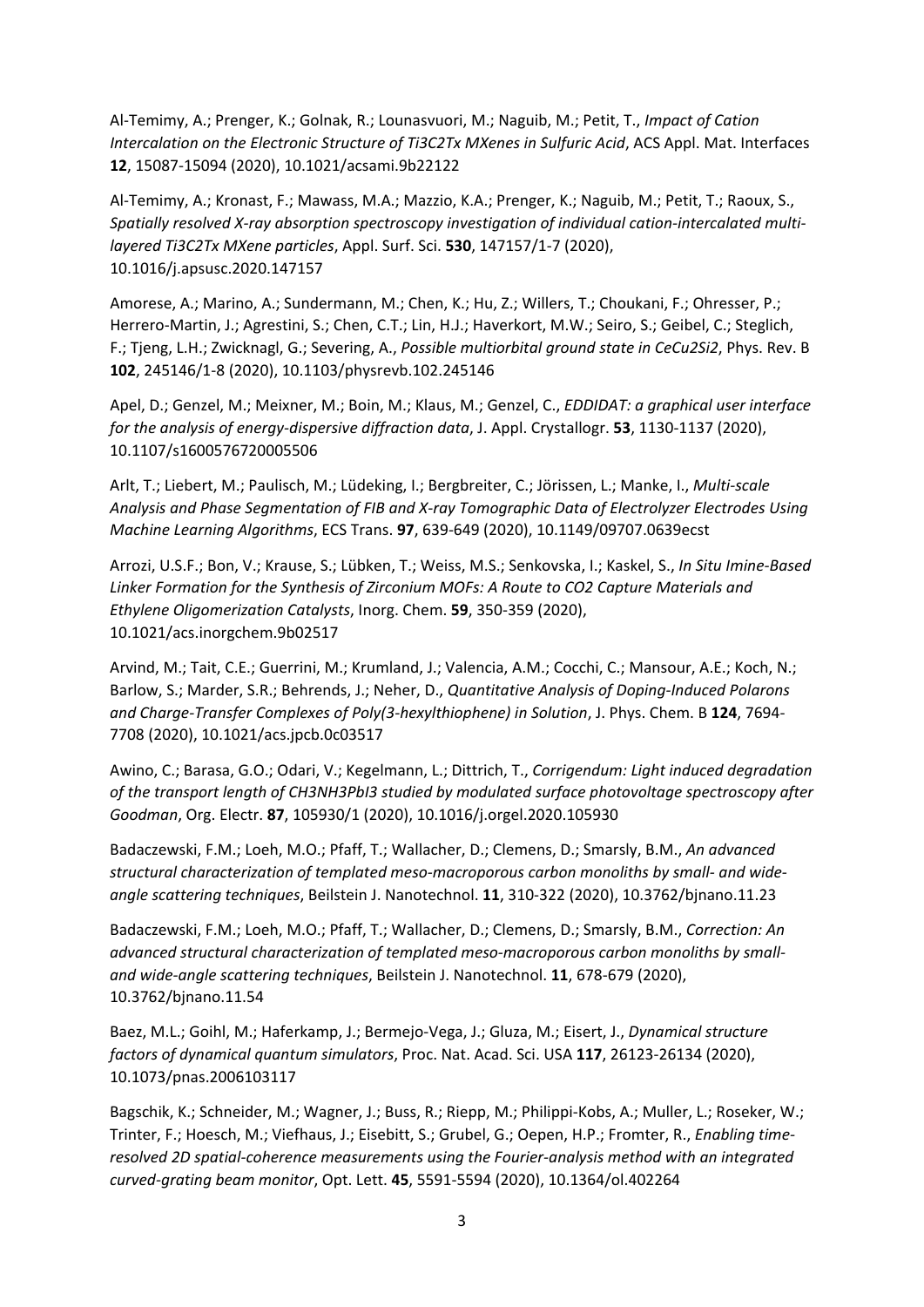Al-Temimy, A.; Prenger, K.; Golnak, R.; Lounasvuori, M.; Naguib, M.; Petit, T., *Impact of Cation Intercalation on the Electronic Structure of Ti3C2Tx MXenes in Sulfuric Acid*, ACS Appl. Mat. Interfaces **12**, 15087-15094 (2020), 10.1021/acsami.9b22122

Al-Temimy, A.; Kronast, F.; Mawass, M.A.; Mazzio, K.A.; Prenger, K.; Naguib, M.; Petit, T.; Raoux, S., *Spatially resolved X-ray absorption spectroscopy investigation of individual cation-intercalated multi-layered Ti3C2Tx MXene particles*, Appl. Surf. Sci. **530**, 147157/1-7 (2020), 10.1016/j.apsusc.2020.147157

Amorese, A.; Marino, A.; Sundermann, M.; Chen, K.; Hu, Z.; Willers, T.; Choukani, F.; Ohresser, P.; Herrero-Martin, J.; Agrestini, S.; Chen, C.T.; Lin, H.J.; Haverkort, M.W.; Seiro, S.; Geibel, C.; Steglich, F.; Tjeng, L.H.; Zwicknagl, G.; Severing, A., *Possible multiorbital ground state in CeCu2Si2*, Phys. Rev. B **102**, 245146/1-8 (2020), 10.1103/physrevb.102.245146

Apel, D.; Genzel, M.; Meixner, M.; Boin, M.; Klaus, M.; Genzel, C., *EDDIDAT: a graphical user interface for the analysis of energy-dispersive diffraction data*, J. Appl. Crystallogr. **53**, 1130-1137 (2020), 10.1107/s1600576720005506

Arlt, T.; Liebert, M.; Paulisch, M.; Lüdeking, I.; Bergbreiter, C.; Jörissen, L.; Manke, I., *Multi-scale Analysis and Phase Segmentation of FIB and X-ray Tomographic Data of Electrolyzer Electrodes Using Machine Learning Algorithms*, ECS Trans. **97**, 639-649 (2020), 10.1149/09707.0639ecst

Arrozi, U.S.F.; Bon, V.; Krause, S.; Lübken, T.; Weiss, M.S.; Senkovska, I.; Kaskel, S., *In Situ Imine-Based Linker Formation for the Synthesis of Zirconium MOFs: A Route to CO2 Capture Materials and Ethylene Oligomerization Catalysts*, Inorg. Chem. **59**, 350-359 (2020), 10.1021/acs.inorgchem.9b02517

Arvind, M.; Tait, C.E.; Guerrini, M.; Krumland, J.; Valencia, A.M.; Cocchi, C.; Mansour, A.E.; Koch, N.; Barlow, S.; Marder, S.R.; Behrends, J.; Neher, D., *Quantitative Analysis of Doping-Induced Polarons and Charge-Transfer Complexes of Poly(3-hexylthiophene) in Solution*, J. Phys. Chem. B **124**, 7694-7708 (2020), 10.1021/acs.jpcb.0c03517

Awino, C.; Barasa, G.O.; Odari, V.; Kegelmann, L.; Dittrich, T., *Corrigendum: Light induced degradation of the transport length of CH3NH3PbI3 studied by modulated surface photovoltage spectroscopy after Goodman*, Org. Electr. **87**, 105930/1 (2020), 10.1016/j.orgel.2020.105930

Badaczewski, F.M.; Loeh, M.O.; Pfaff, T.; Wallacher, D.; Clemens, D.; Smarsly, B.M., *An advanced structural characterization of templated meso-macroporous carbon monoliths by small- and wide-angle scattering techniques*, Beilstein J. Nanotechnol. **11**, 310-322 (2020), 10.3762/bjnano.11.23

Badaczewski, F.M.; Loeh, M.O.; Pfaff, T.; Wallacher, D.; Clemens, D.; Smarsly, B.M., *Correction: An advanced structural characterization of templated meso-macroporous carbon monoliths by small- and wide-angle scattering techniques*, Beilstein J. Nanotechnol. **11**, 678-679 (2020), 10.3762/bjnano.11.54

Baez, M.L.; Goihl, M.; Haferkamp, J.; Bermejo-Vega, J.; Gluza, M.; Eisert, J., *Dynamical structure factors of dynamical quantum simulators*, Proc. Nat. Acad. Sci. USA **117**, 26123-26134 (2020), 10.1073/pnas.2006103117

Bagschik, K.; Schneider, M.; Wagner, J.; Buss, R.; Riepp, M.; Philippi-Kobs, A.; Muller, L.; Roseker, W.; Trinter, F.; Hoesch, M.; Viefhaus, J.; Eisebitt, S.; Grubel, G.; Oepen, H.P.; Fromter, R., *Enabling time-resolved 2D spatial-coherence measurements using the Fourier-analysis method with an integrated curved-grating beam monitor*, Opt. Lett. **45**, 5591-5594 (2020), 10.1364/ol.402264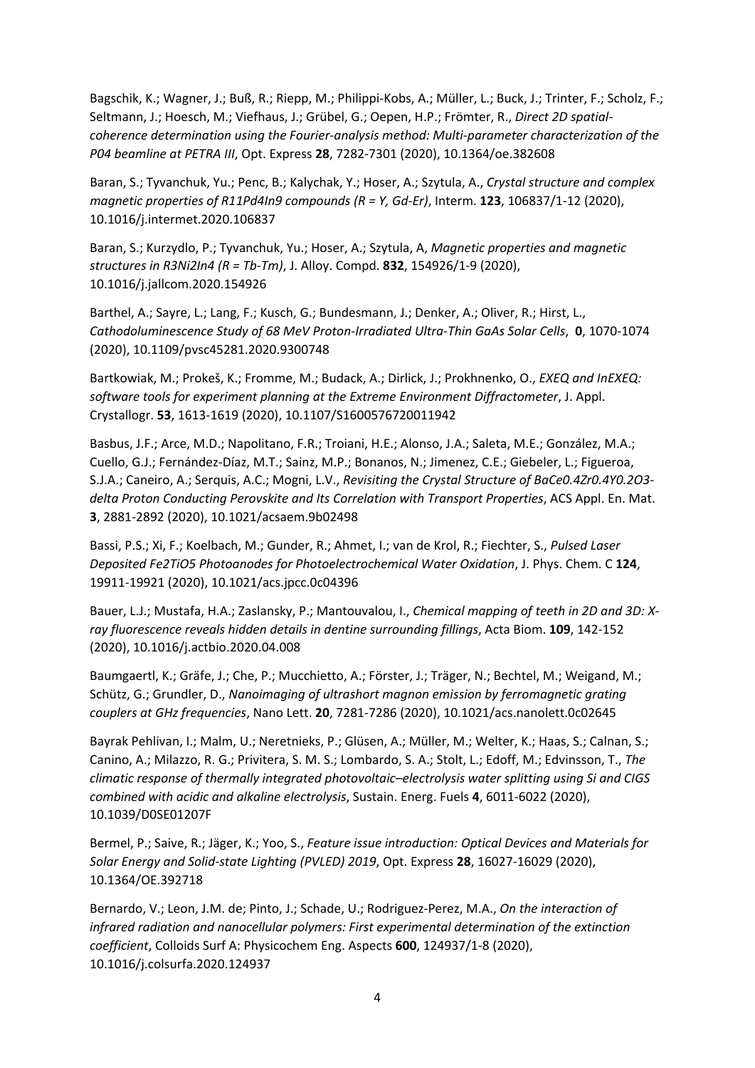Bagschik, K.; Wagner, J.; Buß, R.; Riepp, M.; Philippi-Kobs, A.; Müller, L.; Buck, J.; Trinter, F.; Scholz, F.; Seltmann, J.; Hoesch, M.; Viefhaus, J.; Grübel, G.; Oepen, H.P.; Frömter, R., *Direct 2D spatial-coherence determination using the Fourier-analysis method: Multi-parameter characterization of the P04 beamline at PETRA III*, Opt. Express **28**, 7282-7301 (2020), 10.1364/oe.382608

Baran, S.; Tyvanchuk, Yu.; Penc, B.; Kalychak, Y.; Hoser, A.; Szytula, A., *Crystal structure and complex magnetic properties of R11Pd4In9 compounds (R = Y, Gd-Er)*, Interm. **123**, 106837/1-12 (2020), 10.1016/j.intermet.2020.106837

Baran, S.; Kurzydlo, P.; Tyvanchuk, Yu.; Hoser, A.; Szytula, A, *Magnetic properties and magnetic structures in R3Ni2In4 (R = Tb-Tm)*, J. Alloy. Compd. **832**, 154926/1-9 (2020), 10.1016/j.jallcom.2020.154926

Barthel, A.; Sayre, L.; Lang, F.; Kusch, G.; Bundesmann, J.; Denker, A.; Oliver, R.; Hirst, L., *Cathodoluminescence Study of 68 MeV Proton-Irradiated Ultra-Thin GaAs Solar Cells*, **0**, 1070-1074 (2020), 10.1109/pvsc45281.2020.9300748

Bartkowiak, M.; Prokeš, K.; Fromme, M.; Budack, A.; Dirlick, J.; Prokhnenko, O., *EXEQ and InEXEQ: software tools for experiment planning at the Extreme Environment Diffractometer*, J. Appl. Crystallogr. **53**, 1613-1619 (2020), 10.1107/S1600576720011942

Basbus, J.F.; Arce, M.D.; Napolitano, F.R.; Troiani, H.E.; Alonso, J.A.; Saleta, M.E.; González, M.A.; Cuello, G.J.; Fernández-Díaz, M.T.; Sainz, M.P.; Bonanos, N.; Jimenez, C.E.; Giebeler, L.; Figueroa, S.J.A.; Caneiro, A.; Serquis, A.C.; Mogni, L.V., *Revisiting the Crystal Structure of BaCe0.4Zr0.4Y0.2O3-delta Proton Conducting Perovskite and Its Correlation with Transport Properties*, ACS Appl. En. Mat. **3**, 2881-2892 (2020), 10.1021/acsaem.9b02498

Bassi, P.S.; Xi, F.; Koelbach, M.; Gunder, R.; Ahmet, I.; van de Krol, R.; Fiechter, S., *Pulsed Laser Deposited Fe2TiO5 Photoanodes for Photoelectrochemical Water Oxidation*, J. Phys. Chem. C **124**, 19911-19921 (2020), 10.1021/acs.jpcc.0c04396

Bauer, L.J.; Mustafa, H.A.; Zaslansky, P.; Mantouvalou, I., *Chemical mapping of teeth in 2D and 3D: X-ray fluorescence reveals hidden details in dentine surrounding fillings*, Acta Biom. **109**, 142-152 (2020), 10.1016/j.actbio.2020.04.008

Baumgaertl, K.; Gräfe, J.; Che, P.; Mucchietto, A.; Förster, J.; Träger, N.; Bechtel, M.; Weigand, M.; Schütz, G.; Grundler, D., *Nanoimaging of ultrashort magnon emission by ferromagnetic grating couplers at GHz frequencies*, Nano Lett. **20**, 7281-7286 (2020), 10.1021/acs.nanolett.0c02645

Bayrak Pehlivan, I.; Malm, U.; Neretnieks, P.; Glüsen, A.; Müller, M.; Welter, K.; Haas, S.; Calnan, S.; Canino, A.; Milazzo, R. G.; Privitera, S. M. S.; Lombardo, S. A.; Stolt, L.; Edoff, M.; Edvinsson, T., *The climatic response of thermally integrated photovoltaic–electrolysis water splitting using Si and CIGS combined with acidic and alkaline electrolysis*, Sustain. Energ. Fuels **4**, 6011-6022 (2020), 10.1039/D0SE01207F

Bermel, P.; Saive, R.; Jäger, K.; Yoo, S., *Feature issue introduction: Optical Devices and Materials for Solar Energy and Solid-state Lighting (PVLED) 2019*, Opt. Express **28**, 16027-16029 (2020), 10.1364/OE.392718

Bernardo, V.; Leon, J.M. de; Pinto, J.; Schade, U.; Rodriguez-Perez, M.A., *On the interaction of infrared radiation and nanocellular polymers: First experimental determination of the extinction coefficient*, Colloids Surf A: Physicochem Eng. Aspects **600**, 124937/1-8 (2020), 10.1016/j.colsurfa.2020.124937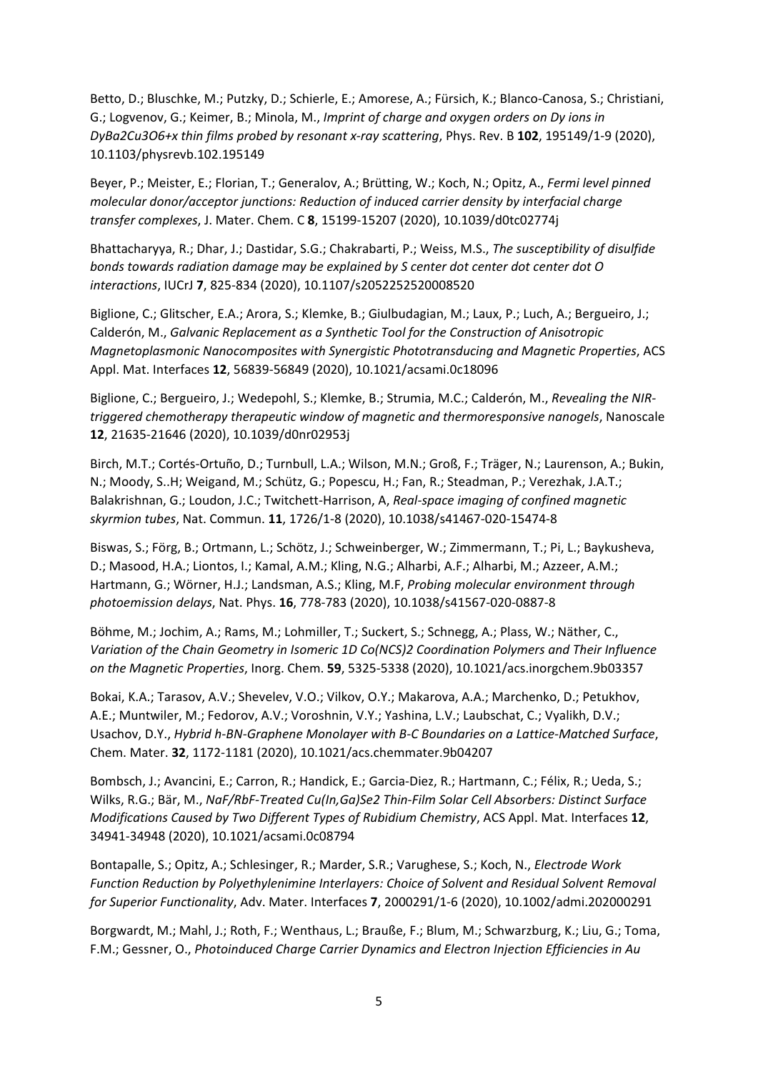Betto, D.; Bluschke, M.; Putzky, D.; Schierle, E.; Amorese, A.; Fürsich, K.; Blanco-Canosa, S.; Christiani, G.; Logvenov, G.; Keimer, B.; Minola, M., *Imprint of charge and oxygen orders on Dy ions in DyBa2Cu3O6+x thin films probed by resonant x-ray scattering*, Phys. Rev. B **102**, 195149/1-9 (2020), 10.1103/physrevb.102.195149

Beyer, P.; Meister, E.; Florian, T.; Generalov, A.; Brütting, W.; Koch, N.; Opitz, A., *Fermi level pinned molecular donor/acceptor junctions: Reduction of induced carrier density by interfacial charge transfer complexes*, J. Mater. Chem. C **8**, 15199-15207 (2020), 10.1039/d0tc02774j

Bhattacharyya, R.; Dhar, J.; Dastidar, S.G.; Chakrabarti, P.; Weiss, M.S., *The susceptibility of disulfide bonds towards radiation damage may be explained by S center dot center dot center dot O interactions*, IUCrJ **7**, 825-834 (2020), 10.1107/s2052252520008520

Biglione, C.; Glitscher, E.A.; Arora, S.; Klemke, B.; Giulbudagian, M.; Laux, P.; Luch, A.; Bergueiro, J.; Calderón, M., *Galvanic Replacement as a Synthetic Tool for the Construction of Anisotropic Magnetoplasmonic Nanocomposites with Synergistic Phototransducing and Magnetic Properties*, ACS Appl. Mat. Interfaces **12**, 56839-56849 (2020), 10.1021/acsami.0c18096

Biglione, C.; Bergueiro, J.; Wedepohl, S.; Klemke, B.; Strumia, M.C.; Calderón, M., *Revealing the NIR-triggered chemotherapy therapeutic window of magnetic and thermoresponsive nanogels*, Nanoscale **12**, 21635-21646 (2020), 10.1039/d0nr02953j

Birch, M.T.; Cortés-Ortuño, D.; Turnbull, L.A.; Wilson, M.N.; Groß, F.; Träger, N.; Laurenson, A.; Bukin, N.; Moody, S..H; Weigand, M.; Schütz, G.; Popescu, H.; Fan, R.; Steadman, P.; Verezhak, J.A.T.; Balakrishnan, G.; Loudon, J.C.; Twitchett-Harrison, A, *Real-space imaging of confined magnetic skyrmion tubes*, Nat. Commun. **11**, 1726/1-8 (2020), 10.1038/s41467-020-15474-8

Biswas, S.; Förg, B.; Ortmann, L.; Schötz, J.; Schweinberger, W.; Zimmermann, T.; Pi, L.; Baykusheva, D.; Masood, H.A.; Liontos, I.; Kamal, A.M.; Kling, N.G.; Alharbi, A.F.; Alharbi, M.; Azzeer, A.M.; Hartmann, G.; Wörner, H.J.; Landsman, A.S.; Kling, M.F, *Probing molecular environment through photoemission delays*, Nat. Phys. **16**, 778-783 (2020), 10.1038/s41567-020-0887-8

Böhme, M.; Jochim, A.; Rams, M.; Lohmiller, T.; Suckert, S.; Schnegg, A.; Plass, W.; Näther, C., *Variation of the Chain Geometry in Isomeric 1D Co(NCS)2 Coordination Polymers and Their Influence on the Magnetic Properties*, Inorg. Chem. **59**, 5325-5338 (2020), 10.1021/acs.inorgchem.9b03357

Bokai, K.A.; Tarasov, A.V.; Shevelev, V.O.; Vilkov, O.Y.; Makarova, A.A.; Marchenko, D.; Petukhov, A.E.; Muntwiler, M.; Fedorov, A.V.; Voroshnin, V.Y.; Yashina, L.V.; Laubschat, C.; Vyalikh, D.V.; Usachov, D.Y., *Hybrid h-BN-Graphene Monolayer with B-C Boundaries on a Lattice-Matched Surface*, Chem. Mater. **32**, 1172-1181 (2020), 10.1021/acs.chemmater.9b04207

Bombsch, J.; Avancini, E.; Carron, R.; Handick, E.; Garcia-Diez, R.; Hartmann, C.; Félix, R.; Ueda, S.; Wilks, R.G.; Bär, M., *NaF/RbF-Treated Cu(In,Ga)Se2 Thin-Film Solar Cell Absorbers: Distinct Surface Modifications Caused by Two Different Types of Rubidium Chemistry*, ACS Appl. Mat. Interfaces **12**, 34941-34948 (2020), 10.1021/acsami.0c08794

Bontapalle, S.; Opitz, A.; Schlesinger, R.; Marder, S.R.; Varughese, S.; Koch, N., *Electrode Work Function Reduction by Polyethylenimine Interlayers: Choice of Solvent and Residual Solvent Removal for Superior Functionality*, Adv. Mater. Interfaces **7**, 2000291/1-6 (2020), 10.1002/admi.202000291

Borgwardt, M.; Mahl, J.; Roth, F.; Wenthaus, L.; Brauße, F.; Blum, M.; Schwarzburg, K.; Liu, G.; Toma, F.M.; Gessner, O., *Photoinduced Charge Carrier Dynamics and Electron Injection Efficiencies in Au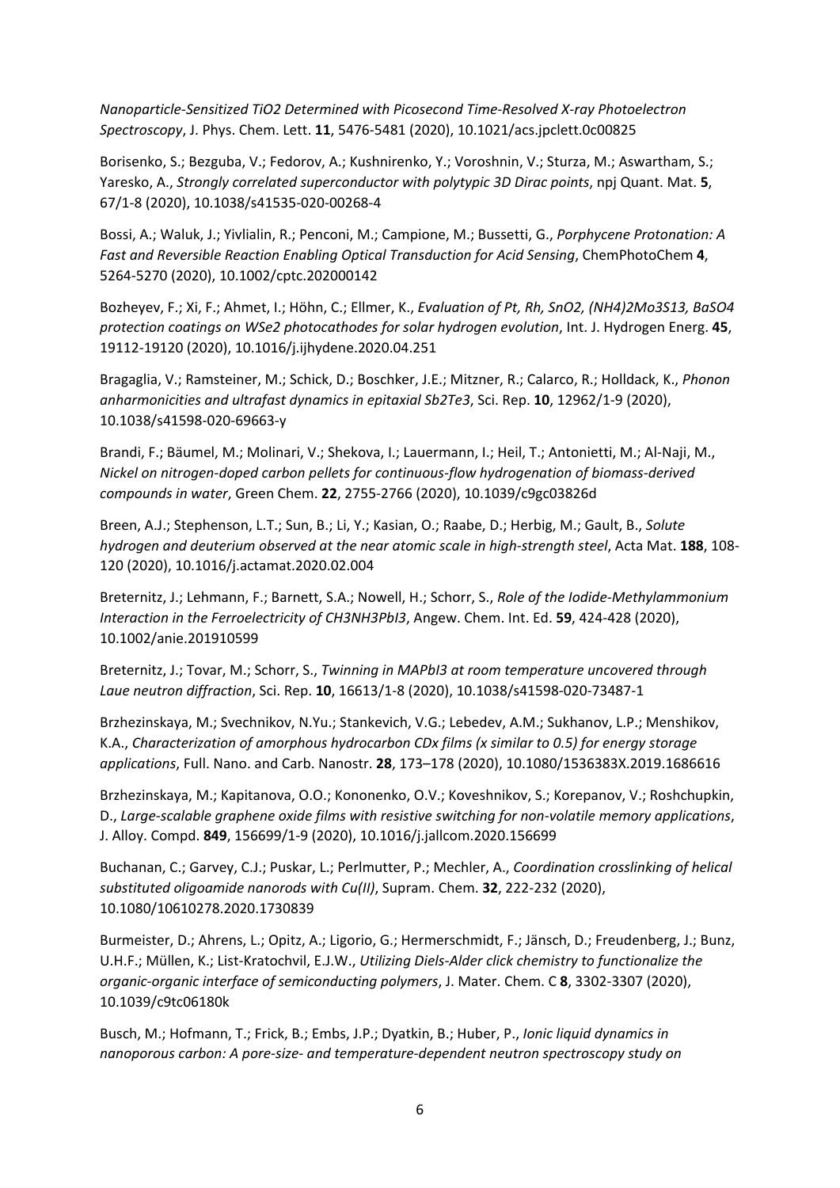*Nanoparticle-Sensitized $TiO_2$ Determined with Picosecond Time-Resolved X-ray Photoelectron Spectroscopy*, J. Phys. Chem. Lett. **11**, 5476-5481 (2020), 10.1021/acs.jpclett.0c00825

Borisenko, S.; Bezguba, V.; Fedorov, A.; Kushnirenko, Y.; Voroshnin, V.; Sturza, M.; Aswartham, S.; Yaresko, A., *Strongly correlated superconductor with polytypic 3D Dirac points*, npj Quant. Mat. **5**, 67/1-8 (2020), 10.1038/s41535-020-00268-4

Bossi, A.; Waluk, J.; Yivlialin, R.; Penconi, M.; Campione, M.; Bussetti, G., *Porphycene Protonation: A Fast and Reversible Reaction Enabling Optical Transduction for Acid Sensing*, ChemPhotoChem **4**, 5264-5270 (2020), 10.1002/cptc.202000142

Bozheyev, F.; Xi, F.; Ahmet, I.; Höhn, C.; Ellmer, K., *Evaluation of Pt, Rh, $SnO_2$, $(NH_4)_2Mo_3S_{13}$, $BaSO_4$ protection coatings on $WSe_2$ photocathodes for solar hydrogen evolution*, Int. J. Hydrogen Energ. **45**, 19112-19120 (2020), 10.1016/j.ijhydene.2020.04.251

Bragaglia, V.; Ramsteiner, M.; Schick, D.; Boschker, J.E.; Mitzner, R.; Calarco, R.; Holldack, K., *Phonon anharmonicities and ultrafast dynamics in epitaxial $Sb_2Te_3$*, Sci. Rep. **10**, 12962/1-9 (2020), 10.1038/s41598-020-69663-y

Brandi, F.; Bäumel, M.; Molinari, V.; Shekova, I.; Lauermann, I.; Heil, T.; Antonietti, M.; Al-Naji, M., *Nickel on nitrogen-doped carbon pellets for continuous-flow hydrogenation of biomass-derived compounds in water*, Green Chem. **22**, 2755-2766 (2020), 10.1039/c9gc03826d

Breen, A.J.; Stephenson, L.T.; Sun, B.; Li, Y.; Kasian, O.; Raabe, D.; Herbig, M.; Gault, B., *Solute hydrogen and deuterium observed at the near atomic scale in high-strength steel*, Acta Mat. **188**, 108-120 (2020), 10.1016/j.actamat.2020.02.004

Breternitz, J.; Lehmann, F.; Barnett, S.A.; Nowell, H.; Schorr, S., *Role of the Iodide-Methylammonium Interaction in the Ferroelectricity of $CH_3NH_3PbI_3$*, Angew. Chem. Int. Ed. **59**, 424-428 (2020), 10.1002/anie.201910599

Breternitz, J.; Tovar, M.; Schorr, S., *Twinning in $MAPbI_3$ at room temperature uncovered through Laue neutron diffraction*, Sci. Rep. **10**, 16613/1-8 (2020), 10.1038/s41598-020-73487-1

Brzhezinskaya, M.; Svechnikov, N.Yu.; Stankevich, V.G.; Lebedev, A.M.; Sukhanov, L.P.; Menshikov, K.A., *Characterization of amorphous hydrocarbon $CD_x$ films (x similar to 0.5) for energy storage applications*, Full. Nano. and Carb. Nanostr. **28**, 173–178 (2020), 10.1080/1536383X.2019.1686616

Brzhezinskaya, M.; Kapitanova, O.O.; Kononenko, O.V.; Koveshnikov, S.; Korepanov, V.; Roshchupkin, D., *Large-scalable graphene oxide films with resistive switching for non-volatile memory applications*, J. Alloy. Compd. **849**, 156699/1-9 (2020), 10.1016/j.jallcom.2020.156699

Buchanan, C.; Garvey, C.J.; Puskar, L.; Perlmutter, P.; Mechler, A., *Coordination crosslinking of helical substituted oligoamide nanorods with Cu(II)*, Supram. Chem. **32**, 222-232 (2020), 10.1080/10610278.2020.1730839

Burmeister, D.; Ahrens, L.; Opitz, A.; Ligorio, G.; Hermerschmidt, F.; Jänsch, D.; Freudenberg, J.; Bunz, U.H.F.; Müllen, K.; List-Kratochvil, E.J.W., *Utilizing Diels-Alder click chemistry to functionalize the organic-organic interface of semiconducting polymers*, J. Mater. Chem. C **8**, 3302-3307 (2020), 10.1039/c9tc06180k

Busch, M.; Hofmann, T.; Frick, B.; Embs, J.P.; Dyatkin, B.; Huber, P., *Ionic liquid dynamics in nanoporous carbon: A pore-size- and temperature-dependent neutron spectroscopy study on*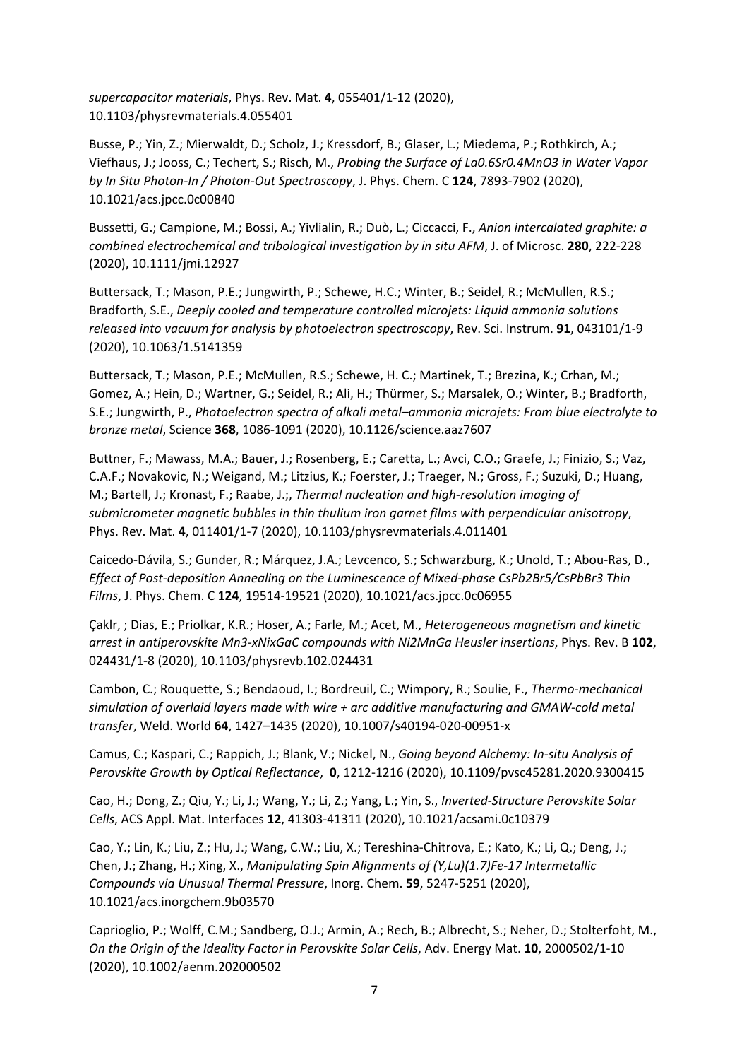*supercapacitor materials*, Phys. Rev. Mat. **4**, 055401/1-12 (2020), 10.1103/physrevmaterials.4.055401

Busse, P.; Yin, Z.; Mierwaldt, D.; Scholz, J.; Kressdorf, B.; Glaser, L.; Miedema, P.; Rothkirch, A.; Viefhaus, J.; Jooss, C.; Techert, S.; Risch, M., *Probing the Surface of La0.6Sr0.4MnO3 in Water Vapor by In Situ Photon-In / Photon-Out Spectroscopy*, J. Phys. Chem. C **124**, 7893-7902 (2020), 10.1021/acs.jpcc.0c00840

Bussetti, G.; Campione, M.; Bossi, A.; Yivlialin, R.; Duò, L.; Ciccacci, F., *Anion intercalated graphite: a combined electrochemical and tribological investigation by in situ AFM*, J. of Microsc. **280**, 222-228 (2020), 10.1111/jmi.12927

Buttersack, T.; Mason, P.E.; Jungwirth, P.; Schewe, H.C.; Winter, B.; Seidel, R.; McMullen, R.S.; Bradforth, S.E., *Deeply cooled and temperature controlled microjets: Liquid ammonia solutions released into vacuum for analysis by photoelectron spectroscopy*, Rev. Sci. Instrum. **91**, 043101/1-9 (2020), 10.1063/1.5141359

Buttersack, T.; Mason, P.E.; McMullen, R.S.; Schewe, H. C.; Martinek, T.; Brezina, K.; Crhan, M.; Gomez, A.; Hein, D.; Wartner, G.; Seidel, R.; Ali, H.; Thürmer, S.; Marsalek, O.; Winter, B.; Bradforth, S.E.; Jungwirth, P., *Photoelectron spectra of alkali metal–ammonia microjets: From blue electrolyte to bronze metal*, Science **368**, 1086-1091 (2020), 10.1126/science.aaz7607

Buttner, F.; Mawass, M.A.; Bauer, J.; Rosenberg, E.; Caretta, L.; Avci, C.O.; Graefe, J.; Finizio, S.; Vaz, C.A.F.; Novakovic, N.; Weigand, M.; Litzius, K.; Foerster, J.; Traeger, N.; Gross, F.; Suzuki, D.; Huang, M.; Bartell, J.; Kronast, F.; Raabe, J.;, *Thermal nucleation and high-resolution imaging of submicrometer magnetic bubbles in thin thulium iron garnet films with perpendicular anisotropy*, Phys. Rev. Mat. **4**, 011401/1-7 (2020), 10.1103/physrevmaterials.4.011401

Caicedo-Dávila, S.; Gunder, R.; Márquez, J.A.; Levcenco, S.; Schwarzburg, K.; Unold, T.; Abou-Ras, D., *Effect of Post-deposition Annealing on the Luminescence of Mixed-phase CsPb2Br5/CsPbBr3 Thin Films*, J. Phys. Chem. C **124**, 19514-19521 (2020), 10.1021/acs.jpcc.0c06955

Çaklr, ; Dias, E.; Priolkar, K.R.; Hoser, A.; Farle, M.; Acet, M., *Heterogeneous magnetism and kinetic arrest in antiperovskite Mn3-xNixGaC compounds with Ni2MnGa Heusler insertions*, Phys. Rev. B **102**, 024431/1-8 (2020), 10.1103/physrevb.102.024431

Cambon, C.; Rouquette, S.; Bendaoud, I.; Bordreuil, C.; Wimpory, R.; Soulie, F., *Thermo-mechanical simulation of overlaid layers made with wire + arc additive manufacturing and GMAW-cold metal transfer*, Weld. World **64**, 1427–1435 (2020), 10.1007/s40194-020-00951-x

Camus, C.; Kaspari, C.; Rappich, J.; Blank, V.; Nickel, N., *Going beyond Alchemy: In-situ Analysis of Perovskite Growth by Optical Reflectance*, **0**, 1212-1216 (2020), 10.1109/pvsc45281.2020.9300415

Cao, H.; Dong, Z.; Qiu, Y.; Li, J.; Wang, Y.; Li, Z.; Yang, L.; Yin, S., *Inverted-Structure Perovskite Solar Cells*, ACS Appl. Mat. Interfaces **12**, 41303-41311 (2020), 10.1021/acsami.0c10379

Cao, Y.; Lin, K.; Liu, Z.; Hu, J.; Wang, C.W.; Liu, X.; Tereshina-Chitrova, E.; Kato, K.; Li, Q.; Deng, J.; Chen, J.; Zhang, H.; Xing, X., *Manipulating Spin Alignments of (Y,Lu)(1.7)Fe-17 Intermetallic Compounds via Unusual Thermal Pressure*, Inorg. Chem. **59**, 5247-5251 (2020), 10.1021/acs.inorgchem.9b03570

Caprioglio, P.; Wolff, C.M.; Sandberg, O.J.; Armin, A.; Rech, B.; Albrecht, S.; Neher, D.; Stolterfoht, M., *On the Origin of the Ideality Factor in Perovskite Solar Cells*, Adv. Energy Mat. **10**, 2000502/1-10 (2020), 10.1002/aenm.202000502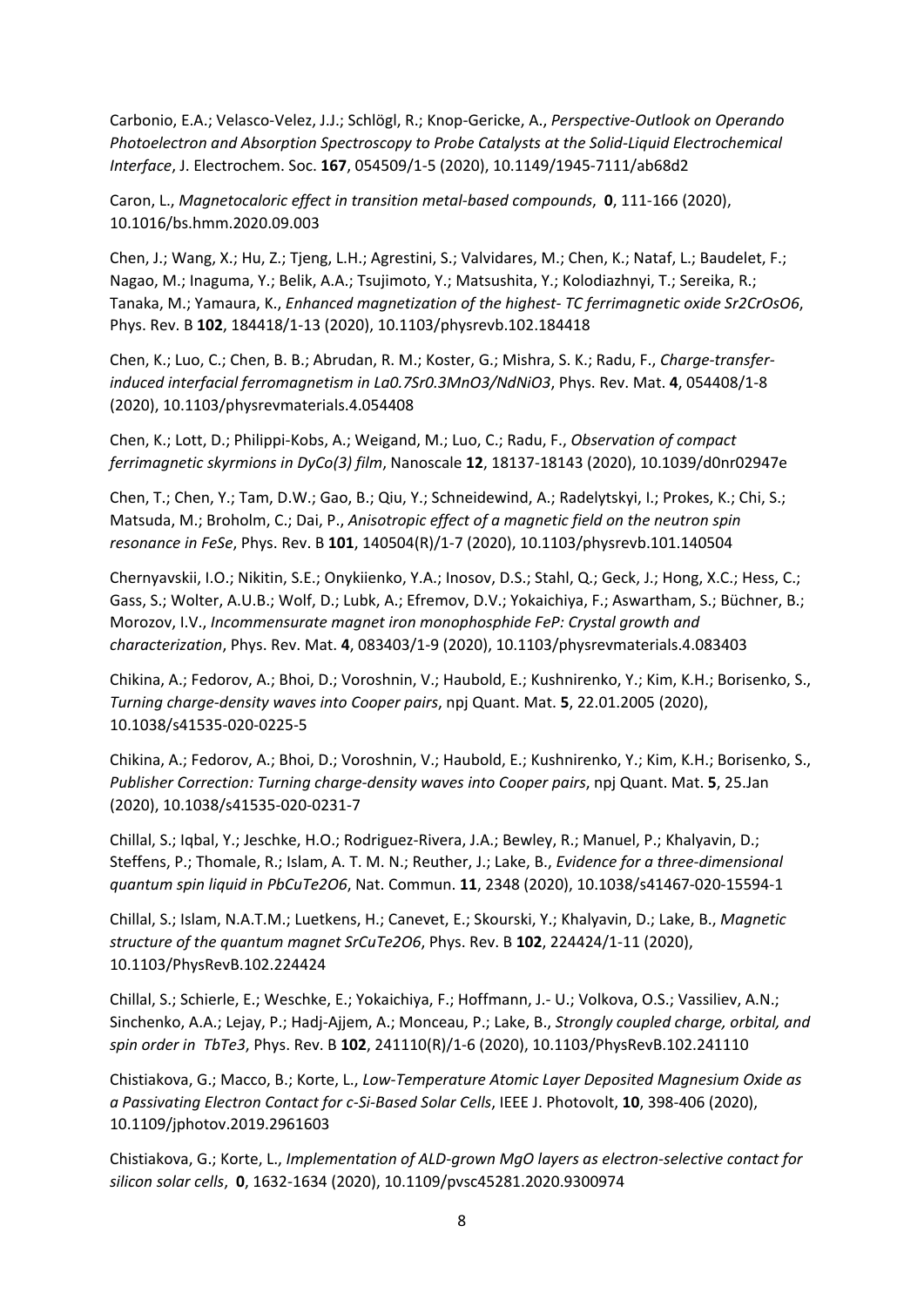Carbonio, E.A.; Velasco-Velez, J.J.; Schlögl, R.; Knop-Gericke, A., *Perspective-Outlook on Operando Photoelectron and Absorption Spectroscopy to Probe Catalysts at the Solid-Liquid Electrochemical Interface*, J. Electrochem. Soc. **167**, 054509/1-5 (2020), 10.1149/1945-7111/ab68d2

Caron, L., *Magnetocaloric effect in transition metal-based compounds*, **0**, 111-166 (2020), 10.1016/bs.hmm.2020.09.003

Chen, J.; Wang, X.; Hu, Z.; Tjeng, L.H.; Agrestini, S.; Valvidares, M.; Chen, K.; Nataf, L.; Baudelet, F.; Nagao, M.; Inaguma, Y.; Belik, A.A.; Tsujimoto, Y.; Matsushita, Y.; Kolodiazhnyi, T.; Sereika, R.; Tanaka, M.; Yamaura, K., *Enhanced magnetization of the highest- TC ferrimagnetic oxide Sr2CrOsO6*, Phys. Rev. B **102**, 184418/1-13 (2020), 10.1103/physrevb.102.184418

Chen, K.; Luo, C.; Chen, B. B.; Abrudan, R. M.; Koster, G.; Mishra, S. K.; Radu, F., *Charge-transfer-induced interfacial ferromagnetism in La0.7Sr0.3MnO3/NdNiO3*, Phys. Rev. Mat. **4**, 054408/1-8 (2020), 10.1103/physrevmaterials.4.054408

Chen, K.; Lott, D.; Philippi-Kobs, A.; Weigand, M.; Luo, C.; Radu, F., *Observation of compact ferrimagnetic skyrmions in DyCo(3) film*, Nanoscale **12**, 18137-18143 (2020), 10.1039/d0nr02947e

Chen, T.; Chen, Y.; Tam, D.W.; Gao, B.; Qiu, Y.; Schneidewind, A.; Radelytskyi, I.; Prokes, K.; Chi, S.; Matsuda, M.; Broholm, C.; Dai, P., *Anisotropic effect of a magnetic field on the neutron spin resonance in FeSe*, Phys. Rev. B **101**, 140504(R)/1-7 (2020), 10.1103/physrevb.101.140504

Chernyavskii, I.O.; Nikitin, S.E.; Onykiienko, Y.A.; Inosov, D.S.; Stahl, Q.; Geck, J.; Hong, X.C.; Hess, C.; Gass, S.; Wolter, A.U.B.; Wolf, D.; Lubk, A.; Efremov, D.V.; Yokaichiya, F.; Aswartham, S.; Büchner, B.; Morozov, I.V., *Incommensurate magnet iron monophosphide FeP: Crystal growth and characterization*, Phys. Rev. Mat. **4**, 083403/1-9 (2020), 10.1103/physrevmaterials.4.083403

Chikina, A.; Fedorov, A.; Bhoi, D.; Voroshnin, V.; Haubold, E.; Kushnirenko, Y.; Kim, K.H.; Borisenko, S., *Turning charge-density waves into Cooper pairs*, npj Quant. Mat. **5**, 22.01.2005 (2020), 10.1038/s41535-020-0225-5

Chikina, A.; Fedorov, A.; Bhoi, D.; Voroshnin, V.; Haubold, E.; Kushnirenko, Y.; Kim, K.H.; Borisenko, S., *Publisher Correction: Turning charge-density waves into Cooper pairs*, npj Quant. Mat. **5**, 25.Jan (2020), 10.1038/s41535-020-0231-7

Chillal, S.; Iqbal, Y.; Jeschke, H.O.; Rodriguez-Rivera, J.A.; Bewley, R.; Manuel, P.; Khalyavin, D.; Steffens, P.; Thomale, R.; Islam, A. T. M. N.; Reuther, J.; Lake, B., *Evidence for a three-dimensional quantum spin liquid in PbCuTe2O6*, Nat. Commun. **11**, 2348 (2020), 10.1038/s41467-020-15594-1

Chillal, S.; Islam, N.A.T.M.; Luetkens, H.; Canevet, E.; Skourski, Y.; Khalyavin, D.; Lake, B., *Magnetic structure of the quantum magnet SrCuTe2O6*, Phys. Rev. B **102**, 224424/1-11 (2020), 10.1103/PhysRevB.102.224424

Chillal, S.; Schierle, E.; Weschke, E.; Yokaichiya, F.; Hoffmann, J.- U.; Volkova, O.S.; Vassiliev, A.N.; Sinchenko, A.A.; Lejay, P.; Hadj-Ajjem, A.; Monceau, P.; Lake, B., *Strongly coupled charge, orbital, and spin order in TbTe3*, Phys. Rev. B **102**, 241110(R)/1-6 (2020), 10.1103/PhysRevB.102.241110

Chistiakova, G.; Macco, B.; Korte, L., *Low-Temperature Atomic Layer Deposited Magnesium Oxide as a Passivating Electron Contact for c-Si-Based Solar Cells*, IEEE J. Photovolt, **10**, 398-406 (2020), 10.1109/jphotov.2019.2961603

Chistiakova, G.; Korte, L., *Implementation of ALD-grown MgO layers as electron-selective contact for silicon solar cells*, **0**, 1632-1634 (2020), 10.1109/pvsc45281.2020.9300974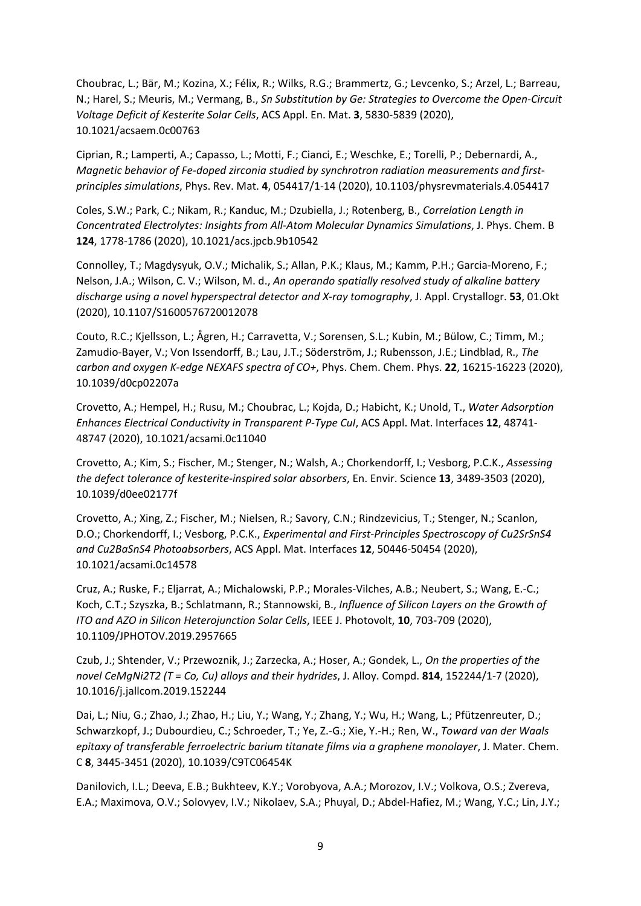Choubrac, L.; Bär, M.; Kozina, X.; Félix, R.; Wilks, R.G.; Brammertz, G.; Levcenko, S.; Arzel, L.; Barreau, N.; Harel, S.; Meuris, M.; Vermang, B., *Sn Substitution by Ge: Strategies to Overcome the Open-Circuit Voltage Deficit of Kesterite Solar Cells*, ACS Appl. En. Mat. **3**, 5830-5839 (2020), 10.1021/acsaem.0c00763

Ciprian, R.; Lamperti, A.; Capasso, L.; Motti, F.; Cianci, E.; Weschke, E.; Torelli, P.; Debernardi, A., *Magnetic behavior of Fe-doped zirconia studied by synchrotron radiation measurements and first-principles simulations*, Phys. Rev. Mat. **4**, 054417/1-14 (2020), 10.1103/physrevmaterials.4.054417

Coles, S.W.; Park, C.; Nikam, R.; Kanduc, M.; Dzubiella, J.; Rotenberg, B., *Correlation Length in Concentrated Electrolytes: Insights from All-Atom Molecular Dynamics Simulations*, J. Phys. Chem. B **124**, 1778-1786 (2020), 10.1021/acs.jpcb.9b10542

Connolley, T.; Magdysyuk, O.V.; Michalik, S.; Allan, P.K.; Klaus, M.; Kamm, P.H.; Garcia-Moreno, F.; Nelson, J.A.; Wilson, C. V.; Wilson, M. d., *An operando spatially resolved study of alkaline battery discharge using a novel hyperspectral detector and X-ray tomography*, J. Appl. Crystallogr. **53**, 01.Okt (2020), 10.1107/S1600576720012078

Couto, R.C.; Kjellsson, L.; Ågren, H.; Carravetta, V.; Sorensen, S.L.; Kubin, M.; Bülow, C.; Timm, M.; Zamudio-Bayer, V.; Von Issendorff, B.; Lau, J.T.; Söderström, J.; Rubensson, J.E.; Lindblad, R., *The carbon and oxygen K-edge NEXAFS spectra of CO+*, Phys. Chem. Chem. Phys. **22**, 16215-16223 (2020), 10.1039/d0cp02207a

Crovetto, A.; Hempel, H.; Rusu, M.; Choubrac, L.; Kojda, D.; Habicht, K.; Unold, T., *Water Adsorption Enhances Electrical Conductivity in Transparent P-Type CuI*, ACS Appl. Mat. Interfaces **12**, 48741-48747 (2020), 10.1021/acsami.0c11040

Crovetto, A.; Kim, S.; Fischer, M.; Stenger, N.; Walsh, A.; Chorkendorff, I.; Vesborg, P.C.K., *Assessing the defect tolerance of kesterite-inspired solar absorbers*, En. Envir. Science **13**, 3489-3503 (2020), 10.1039/d0ee02177f

Crovetto, A.; Xing, Z.; Fischer, M.; Nielsen, R.; Savory, C.N.; Rindzevicius, T.; Stenger, N.; Scanlon, D.O.; Chorkendorff, I.; Vesborg, P.C.K., *Experimental and First-Principles Spectroscopy of $Cu_2SrSnS_4$ and $Cu_2BaSnS_4$ Photoabsorbers*, ACS Appl. Mat. Interfaces **12**, 50446-50454 (2020), 10.1021/acsami.0c14578

Cruz, A.; Ruske, F.; Eljarrat, A.; Michalowski, P.P.; Morales-Vilches, A.B.; Neubert, S.; Wang, E.-C.; Koch, C.T.; Szyszka, B.; Schlatmann, R.; Stannowski, B., *Influence of Silicon Layers on the Growth of ITO and AZO in Silicon Heterojunction Solar Cells*, IEEE J. Photovolt, **10**, 703-709 (2020), 10.1109/JPHOTOV.2019.2957665

Czub, J.; Shtender, V.; Przewoznik, J.; Zarzecka, A.; Hoser, A.; Gondek, L., *On the properties of the novel $CeMgNi_2T_2$ (T = Co, Cu) alloys and their hydrides*, J. Alloy. Compd. **814**, 152244/1-7 (2020), 10.1016/j.jallcom.2019.152244

Dai, L.; Niu, G.; Zhao, J.; Zhao, H.; Liu, Y.; Wang, Y.; Zhang, Y.; Wu, H.; Wang, L.; Pfützenreuter, D.; Schwarzkopf, J.; Dubourdieu, C.; Schroeder, T.; Ye, Z.-G.; Xie, Y.-H.; Ren, W., *Toward van der Waals epitaxy of transferable ferroelectric barium titanate films via a graphene monolayer*, J. Mater. Chem. C **8**, 3445-3451 (2020), 10.1039/C9TC06454K

Danilovich, I.L.; Deeva, E.B.; Bukhteev, K.Y.; Vorobyova, A.A.; Morozov, I.V.; Volkova, O.S.; Zvereva, E.A.; Maximova, O.V.; Solovyev, I.V.; Nikolaev, S.A.; Phuyal, D.; Abdel-Hafiez, M.; Wang, Y.C.; Lin, J.Y.;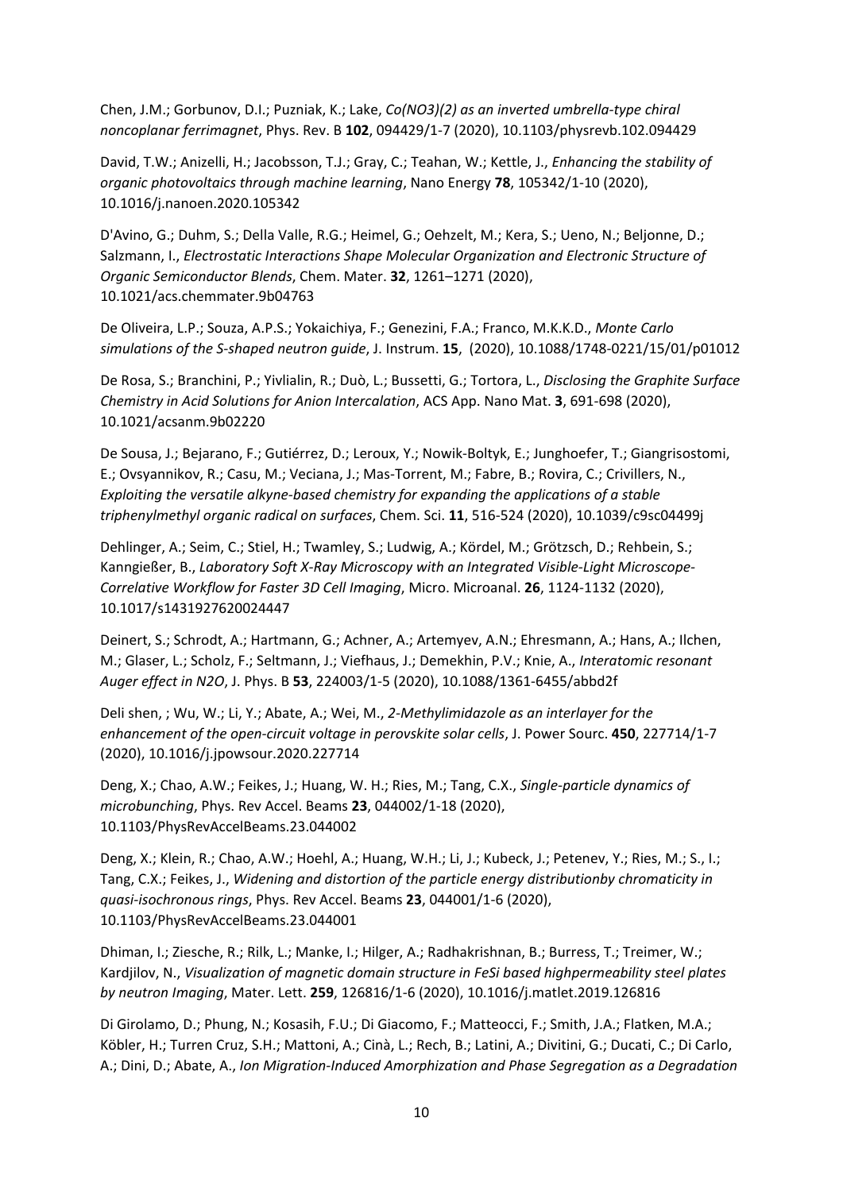Chen, J.M.; Gorbunov, D.I.; Puzniak, K.; Lake, *Co(NO3)(2) as an inverted umbrella-type chiral noncoplanar ferrimagnet*, Phys. Rev. B **102**, 094429/1-7 (2020), 10.1103/physrevb.102.094429

David, T.W.; Anizelli, H.; Jacobsson, T.J.; Gray, C.; Teahan, W.; Kettle, J., *Enhancing the stability of organic photovoltaics through machine learning*, Nano Energy **78**, 105342/1-10 (2020), 10.1016/j.nanoen.2020.105342

D'Avino, G.; Duhm, S.; Della Valle, R.G.; Heimel, G.; Oehzelt, M.; Kera, S.; Ueno, N.; Beljonne, D.; Salzmann, I., *Electrostatic Interactions Shape Molecular Organization and Electronic Structure of Organic Semiconductor Blends*, Chem. Mater. **32**, 1261–1271 (2020), 10.1021/acs.chemmater.9b04763

De Oliveira, L.P.; Souza, A.P.S.; Yokaichiya, F.; Genezini, F.A.; Franco, M.K.K.D., *Monte Carlo simulations of the S-shaped neutron guide*, J. Instrum. **15**, (2020), 10.1088/1748-0221/15/01/p01012

De Rosa, S.; Branchini, P.; Yivlialin, R.; Duò, L.; Bussetti, G.; Tortora, L., *Disclosing the Graphite Surface Chemistry in Acid Solutions for Anion Intercalation*, ACS App. Nano Mat. **3**, 691-698 (2020), 10.1021/acsanm.9b02220

De Sousa, J.; Bejarano, F.; Gutiérrez, D.; Leroux, Y.; Nowik-Boltyk, E.; Junghoefer, T.; Giangrisostomi, E.; Ovsyannikov, R.; Casu, M.; Veciana, J.; Mas-Torrent, M.; Fabre, B.; Rovira, C.; Crivillers, N., *Exploiting the versatile alkyne-based chemistry for expanding the applications of a stable triphenylmethyl organic radical on surfaces*, Chem. Sci. **11**, 516-524 (2020), 10.1039/c9sc04499j

Dehlinger, A.; Seim, C.; Stiel, H.; Twamley, S.; Ludwig, A.; Kördel, M.; Grötzsch, D.; Rehbein, S.; Kanngießer, B., *Laboratory Soft X-Ray Microscopy with an Integrated Visible-Light Microscope-Correlative Workflow for Faster 3D Cell Imaging*, Micro. Microanal. **26**, 1124-1132 (2020), 10.1017/s1431927620024447

Deinert, S.; Schrodt, A.; Hartmann, G.; Achner, A.; Artemyev, A.N.; Ehresmann, A.; Hans, A.; Ilchen, M.; Glaser, L.; Scholz, F.; Seltmann, J.; Viefhaus, J.; Demekhin, P.V.; Knie, A., *Interatomic resonant Auger effect in N2O*, J. Phys. B **53**, 224003/1-5 (2020), 10.1088/1361-6455/abbd2f

Deli shen, ; Wu, W.; Li, Y.; Abate, A.; Wei, M., *2-Methylimidazole as an interlayer for the enhancement of the open-circuit voltage in perovskite solar cells*, J. Power Sourc. **450**, 227714/1-7 (2020), 10.1016/j.jpowsour.2020.227714

Deng, X.; Chao, A.W.; Feikes, J.; Huang, W. H.; Ries, M.; Tang, C.X., *Single-particle dynamics of microbunching*, Phys. Rev Accel. Beams **23**, 044002/1-18 (2020), 10.1103/PhysRevAccelBeams.23.044002

Deng, X.; Klein, R.; Chao, A.W.; Hoehl, A.; Huang, W.H.; Li, J.; Kubeck, J.; Petenev, Y.; Ries, M.; S., I.; Tang, C.X.; Feikes, J., *Widening and distortion of the particle energy distributionby chromaticity in quasi-isochronous rings*, Phys. Rev Accel. Beams **23**, 044001/1-6 (2020), 10.1103/PhysRevAccelBeams.23.044001

Dhiman, I.; Ziesche, R.; Rilk, L.; Manke, I.; Hilger, A.; Radhakrishnan, B.; Burress, T.; Treimer, W.; Kardjilov, N., *Visualization of magnetic domain structure in FeSi based highpermeability steel plates by neutron Imaging*, Mater. Lett. **259**, 126816/1-6 (2020), 10.1016/j.matlet.2019.126816

Di Girolamo, D.; Phung, N.; Kosasih, F.U.; Di Giacomo, F.; Matteocci, F.; Smith, J.A.; Flatken, M.A.; Köbler, H.; Turren Cruz, S.H.; Mattoni, A.; Cinà, L.; Rech, B.; Latini, A.; Divitini, G.; Ducati, C.; Di Carlo, A.; Dini, D.; Abate, A., *Ion Migration-Induced Amorphization and Phase Segregation as a Degradation*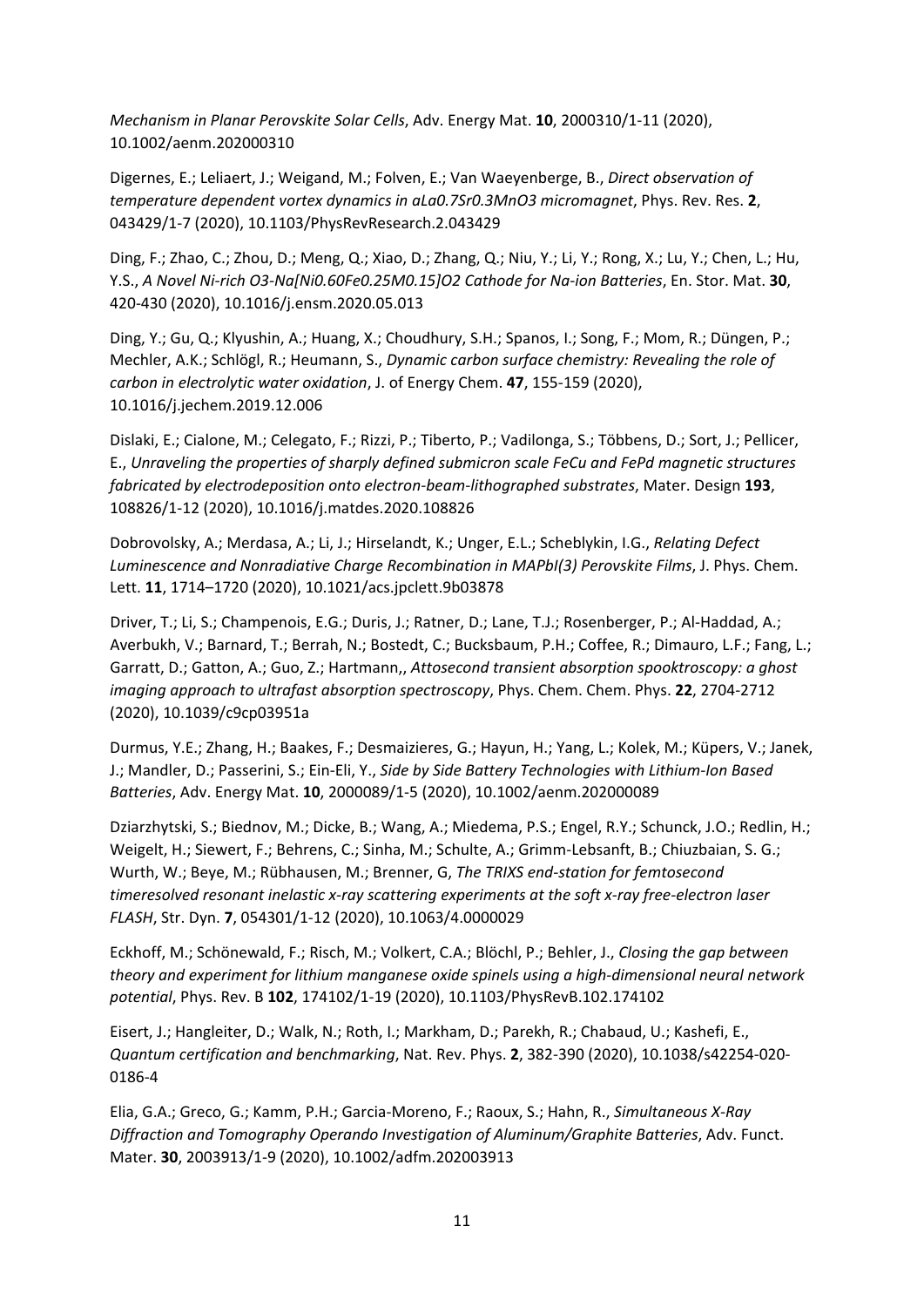*Mechanism in Planar Perovskite Solar Cells*, Adv. Energy Mat. **10**, 2000310/1-11 (2020), 10.1002/aenm.202000310

Digernes, E.; Leliaert, J.; Weigand, M.; Folven, E.; Van Waeyenberge, B., *Direct observation of temperature dependent vortex dynamics in aLa0.7Sr0.3MnO3 micromagnet*, Phys. Rev. Res. **2**, 043429/1-7 (2020), 10.1103/PhysRevResearch.2.043429

Ding, F.; Zhao, C.; Zhou, D.; Meng, Q.; Xiao, D.; Zhang, Q.; Niu, Y.; Li, Y.; Rong, X.; Lu, Y.; Chen, L.; Hu, Y.S., *A Novel Ni-rich O3-Na[Ni0.60Fe0.25M0.15]O2 Cathode for Na-ion Batteries*, En. Stor. Mat. **30**, 420-430 (2020), 10.1016/j.ensm.2020.05.013

Ding, Y.; Gu, Q.; Klyushin, A.; Huang, X.; Choudhury, S.H.; Spanos, I.; Song, F.; Mom, R.; Düngen, P.; Mechler, A.K.; Schlögl, R.; Heumann, S., *Dynamic carbon surface chemistry: Revealing the role of carbon in electrolytic water oxidation*, J. of Energy Chem. **47**, 155-159 (2020), 10.1016/j.jechem.2019.12.006

Dislaki, E.; Cialone, M.; Celegato, F.; Rizzi, P.; Tiberto, P.; Vadilonga, S.; Többens, D.; Sort, J.; Pellicer, E., *Unraveling the properties of sharply defined submicron scale FeCu and FePd magnetic structures fabricated by electrodeposition onto electron-beam-lithographed substrates*, Mater. Design **193**, 108826/1-12 (2020), 10.1016/j.matdes.2020.108826

Dobrovolsky, A.; Merdasa, A.; Li, J.; Hirselandt, K.; Unger, E.L.; Scheblykin, I.G., *Relating Defect Luminescence and Nonradiative Charge Recombination in MAPbI(3) Perovskite Films*, J. Phys. Chem. Lett. **11**, 1714–1720 (2020), 10.1021/acs.jpclett.9b03878

Driver, T.; Li, S.; Champenois, E.G.; Duris, J.; Ratner, D.; Lane, T.J.; Rosenberger, P.; Al-Haddad, A.; Averbukh, V.; Barnard, T.; Berrah, N.; Bostedt, C.; Bucksbaum, P.H.; Coffee, R.; Dimauro, L.F.; Fang, L.; Garratt, D.; Gatton, A.; Guo, Z.; Hartmann,, *Attosecond transient absorption spooktroscopy: a ghost imaging approach to ultrafast absorption spectroscopy*, Phys. Chem. Chem. Phys. **22**, 2704-2712 (2020), 10.1039/c9cp03951a

Durmus, Y.E.; Zhang, H.; Baakes, F.; Desmaizieres, G.; Hayun, H.; Yang, L.; Kolek, M.; Küpers, V.; Janek, J.; Mandler, D.; Passerini, S.; Ein-Eli, Y., *Side by Side Battery Technologies with Lithium-Ion Based Batteries*, Adv. Energy Mat. **10**, 2000089/1-5 (2020), 10.1002/aenm.202000089

Dziarzhytski, S.; Biednov, M.; Dicke, B.; Wang, A.; Miedema, P.S.; Engel, R.Y.; Schunck, J.O.; Redlin, H.; Weigelt, H.; Siewert, F.; Behrens, C.; Sinha, M.; Schulte, A.; Grimm-Lebsanft, B.; Chiuzbaian, S. G.; Wurth, W.; Beye, M.; Rübhausen, M.; Brenner, G, *The TRIXS end-station for femtosecond timeresolved resonant inelastic x-ray scattering experiments at the soft x-ray free-electron laser FLASH*, Str. Dyn. **7**, 054301/1-12 (2020), 10.1063/4.0000029

Eckhoff, M.; Schönewald, F.; Risch, M.; Volkert, C.A.; Blöchl, P.; Behler, J., *Closing the gap between theory and experiment for lithium manganese oxide spinels using a high-dimensional neural network potential*, Phys. Rev. B **102**, 174102/1-19 (2020), 10.1103/PhysRevB.102.174102

Eisert, J.; Hangleiter, D.; Walk, N.; Roth, I.; Markham, D.; Parekh, R.; Chabaud, U.; Kashefi, E., *Quantum certification and benchmarking*, Nat. Rev. Phys. **2**, 382-390 (2020), 10.1038/s42254-020-0186-4

Elia, G.A.; Greco, G.; Kamm, P.H.; Garcia-Moreno, F.; Raoux, S.; Hahn, R., *Simultaneous X-Ray Diffraction and Tomography Operando Investigation of Aluminum/Graphite Batteries*, Adv. Funct. Mater. **30**, 2003913/1-9 (2020), 10.1002/adfm.202003913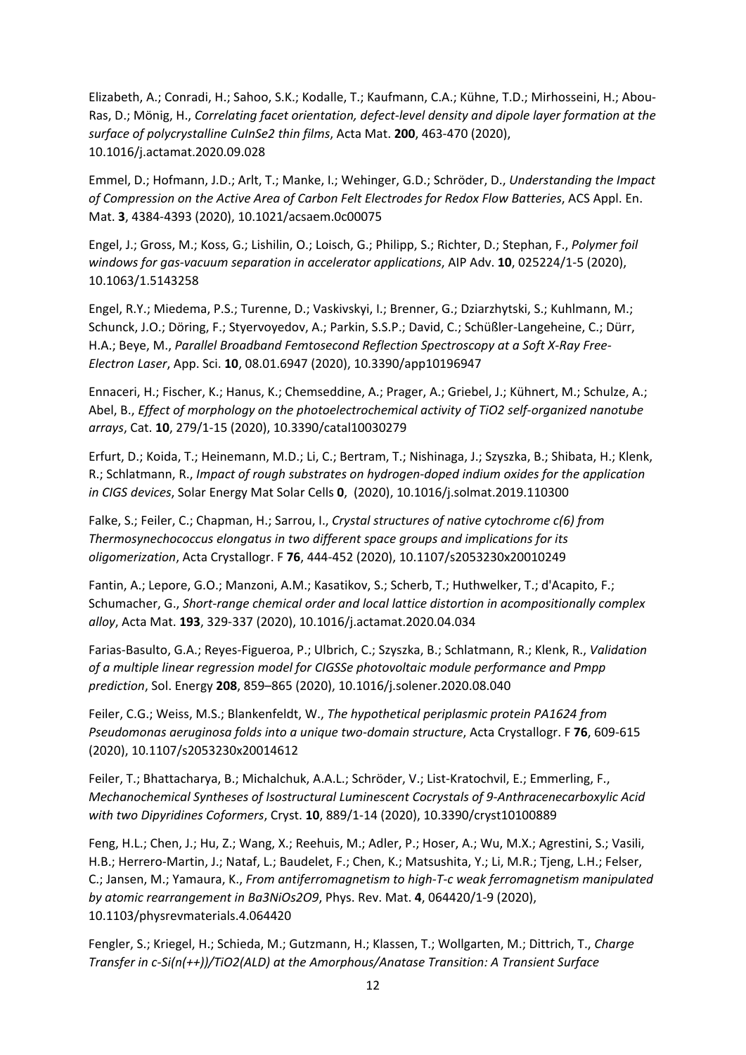Elizabeth, A.; Conradi, H.; Sahoo, S.K.; Kodalle, T.; Kaufmann, C.A.; Kühne, T.D.; Mirhosseini, H.; Abou-Ras, D.; Mönig, H., *Correlating facet orientation, defect-level density and dipole layer formation at the surface of polycrystalline CuInSe2 thin films*, Acta Mat. **200**, 463-470 (2020), 10.1016/j.actamat.2020.09.028

Emmel, D.; Hofmann, J.D.; Arlt, T.; Manke, I.; Wehinger, G.D.; Schröder, D., *Understanding the Impact of Compression on the Active Area of Carbon Felt Electrodes for Redox Flow Batteries*, ACS Appl. En. Mat. **3**, 4384-4393 (2020), 10.1021/acsaem.0c00075

Engel, J.; Gross, M.; Koss, G.; Lishilin, O.; Loisch, G.; Philipp, S.; Richter, D.; Stephan, F., *Polymer foil windows for gas-vacuum separation in accelerator applications*, AIP Adv. **10**, 025224/1-5 (2020), 10.1063/1.5143258

Engel, R.Y.; Miedema, P.S.; Turenne, D.; Vaskivskyi, I.; Brenner, G.; Dziarzhytski, S.; Kuhlmann, M.; Schunck, J.O.; Döring, F.; Styervoyedov, A.; Parkin, S.S.P.; David, C.; Schüßler-Langeheine, C.; Dürr, H.A.; Beye, M., *Parallel Broadband Femtosecond Reflection Spectroscopy at a Soft X-Ray Free-Electron Laser*, App. Sci. **10**, 08.01.6947 (2020), 10.3390/app10196947

Ennaceri, H.; Fischer, K.; Hanus, K.; Chemseddine, A.; Prager, A.; Griebel, J.; Kühnert, M.; Schulze, A.; Abel, B., *Effect of morphology on the photoelectrochemical activity of TiO2 self-organized nanotube arrays*, Cat. **10**, 279/1-15 (2020), 10.3390/catal10030279

Erfurt, D.; Koida, T.; Heinemann, M.D.; Li, C.; Bertram, T.; Nishinaga, J.; Szyszka, B.; Shibata, H.; Klenk, R.; Schlatmann, R., *Impact of rough substrates on hydrogen-doped indium oxides for the application in CIGS devices*, Solar Energy Mat Solar Cells **0**, (2020), 10.1016/j.solmat.2019.110300

Falke, S.; Feiler, C.; Chapman, H.; Sarrou, I., *Crystal structures of native cytochrome c(6) from Thermosynechococcus elongatus in two different space groups and implications for its oligomerization*, Acta Crystallogr. F **76**, 444-452 (2020), 10.1107/s2053230x20010249

Fantin, A.; Lepore, G.O.; Manzoni, A.M.; Kasatikov, S.; Scherb, T.; Huthwelker, T.; d'Acapito, F.; Schumacher, G., *Short-range chemical order and local lattice distortion in acompositionally complex alloy*, Acta Mat. **193**, 329-337 (2020), 10.1016/j.actamat.2020.04.034

Farias-Basulto, G.A.; Reyes-Figueroa, P.; Ulbrich, C.; Szyszka, B.; Schlatmann, R.; Klenk, R., *Validation of a multiple linear regression model for CIGSSe photovoltaic module performance and Pmpp prediction*, Sol. Energy **208**, 859–865 (2020), 10.1016/j.solener.2020.08.040

Feiler, C.G.; Weiss, M.S.; Blankenfeldt, W., *The hypothetical periplasmic protein PA1624 from Pseudomonas aeruginosa folds into a unique two-domain structure*, Acta Crystallogr. F **76**, 609-615 (2020), 10.1107/s2053230x20014612

Feiler, T.; Bhattacharya, B.; Michalchuk, A.A.L.; Schröder, V.; List-Kratochvil, E.; Emmerling, F., *Mechanochemical Syntheses of Isostructural Luminescent Cocrystals of 9-Anthracenecarboxylic Acid with two Dipyridines Coformers*, Cryst. **10**, 889/1-14 (2020), 10.3390/cryst10100889

Feng, H.L.; Chen, J.; Hu, Z.; Wang, X.; Reehuis, M.; Adler, P.; Hoser, A.; Wu, M.X.; Agrestini, S.; Vasili, H.B.; Herrero-Martin, J.; Nataf, L.; Baudelet, F.; Chen, K.; Matsushita, Y.; Li, M.R.; Tjeng, L.H.; Felser, C.; Jansen, M.; Yamaura, K., *From antiferromagnetism to high-T-c weak ferromagnetism manipulated by atomic rearrangement in Ba3NiOs2O9*, Phys. Rev. Mat. **4**, 064420/1-9 (2020), 10.1103/physrevmaterials.4.064420

Fengler, S.; Kriegel, H.; Schieda, M.; Gutzmann, H.; Klassen, T.; Wollgarten, M.; Dittrich, T., *Charge Transfer in c-Si(n(++))/TiO2(ALD) at the Amorphous/Anatase Transition: A Transient Surface*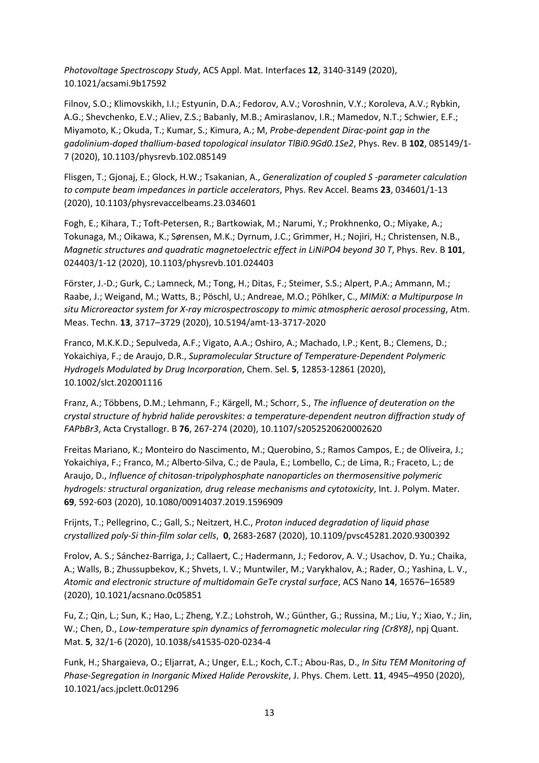*Photovoltage Spectroscopy Study*, ACS Appl. Mat. Interfaces **12**, 3140-3149 (2020), 10.1021/acsami.9b17592

Filnov, S.O.; Klimovskikh, I.I.; Estyunin, D.A.; Fedorov, A.V.; Voroshnin, V.Y.; Koroleva, A.V.; Rybkin, A.G.; Shevchenko, E.V.; Aliev, Z.S.; Babanly, M.B.; Amiraslanov, I.R.; Mamedov, N.T.; Schwier, E.F.; Miyamoto, K.; Okuda, T.; Kumar, S.; Kimura, A.; M, *Probe-dependent Dirac-point gap in the gadolinium-doped thallium-based topological insulator TlBi0.9Gd0.1Se2*, Phys. Rev. B **102**, 085149/1-7 (2020), 10.1103/physrevb.102.085149

Flisgen, T.; Gjonaj, E.; Glock, H.W.; Tsakanian, A., *Generalization of coupled S -parameter calculation to compute beam impedances in particle accelerators*, Phys. Rev Accel. Beams **23**, 034601/1-13 (2020), 10.1103/physrevaccelbeams.23.034601

Fogh, E.; Kihara, T.; Toft-Petersen, R.; Bartkowiak, M.; Narumi, Y.; Prokhnenko, O.; Miyake, A.; Tokunaga, M.; Oikawa, K.; Sørensen, M.K.; Dyrnum, J.C.; Grimmer, H.; Nojiri, H.; Christensen, N.B., *Magnetic structures and quadratic magnetoelectric effect in LiNiPO4 beyond 30 T*, Phys. Rev. B **101**, 024403/1-12 (2020), 10.1103/physrevb.101.024403

Förster, J.-D.; Gurk, C.; Lamneck, M.; Tong, H.; Ditas, F.; Steimer, S.S.; Alpert, P.A.; Ammann, M.; Raabe, J.; Weigand, M.; Watts, B.; Pöschl, U.; Andreae, M.O.; Pöhlker, C., *MIMiX: a Multipurpose In situ Microreactor system for X-ray microspectroscopy to mimic atmospheric aerosol processing*, Atm. Meas. Techn. **13**, 3717–3729 (2020), 10.5194/amt-13-3717-2020

Franco, M.K.K.D.; Sepulveda, A.F.; Vigato, A.A.; Oshiro, A.; Machado, I.P.; Kent, B.; Clemens, D.; Yokaichiya, F.; de Araujo, D.R., *Supramolecular Structure of Temperature-Dependent Polymeric Hydrogels Modulated by Drug Incorporation*, Chem. Sel. **5**, 12853-12861 (2020), 10.1002/slct.202001116

Franz, A.; Többens, D.M.; Lehmann, F.; Kärgell, M.; Schorr, S., *The influence of deuteration on the crystal structure of hybrid halide perovskites: a temperature-dependent neutron diffraction study of FAPbBr3*, Acta Crystallogr. B **76**, 267-274 (2020), 10.1107/s2052520620002620

Freitas Mariano, K.; Monteiro do Nascimento, M.; Querobino, S.; Ramos Campos, E.; de Oliveira, J.; Yokaichiya, F.; Franco, M.; Alberto-Silva, C.; de Paula, E.; Lombello, C.; de Lima, R.; Fraceto, L.; de Araujo, D., *Influence of chitosan-tripolyphosphate nanoparticles on thermosensitive polymeric hydrogels: structural organization, drug release mechanisms and cytotoxicity*, Int. J. Polym. Mater. **69**, 592-603 (2020), 10.1080/00914037.2019.1596909

Frijnts, T.; Pellegrino, C.; Gall, S.; Neitzert, H.C., *Proton induced degradation of liquid phase crystallized poly-Si thin-film solar cells*, **0**, 2683-2687 (2020), 10.1109/pvsc45281.2020.9300392

Frolov, A. S.; Sánchez-Barriga, J.; Callaert, C.; Hadermann, J.; Fedorov, A. V.; Usachov, D. Yu.; Chaika, A.; Walls, B.; Zhussupbekov, K.; Shvets, I. V.; Muntwiler, M.; Varykhalov, A.; Rader, O.; Yashina, L. V., *Atomic and electronic structure of multidomain GeTe crystal surface*, ACS Nano **14**, 16576–16589 (2020), 10.1021/acsnano.0c05851

Fu, Z.; Qin, L.; Sun, K.; Hao, L.; Zheng, Y.Z.; Lohstroh, W.; Günther, G.; Russina, M.; Liu, Y.; Xiao, Y.; Jin, W.; Chen, D., *Low-temperature spin dynamics of ferromagnetic molecular ring {Cr8Y8}*, npj Quant. Mat. **5**, 32/1-6 (2020), 10.1038/s41535-020-0234-4

Funk, H.; Shargaieva, O.; Eljarrat, A.; Unger, E.L.; Koch, C.T.; Abou-Ras, D., *In Situ TEM Monitoring of Phase-Segregation in Inorganic Mixed Halide Perovskite*, J. Phys. Chem. Lett. **11**, 4945–4950 (2020), 10.1021/acs.jpclett.0c01296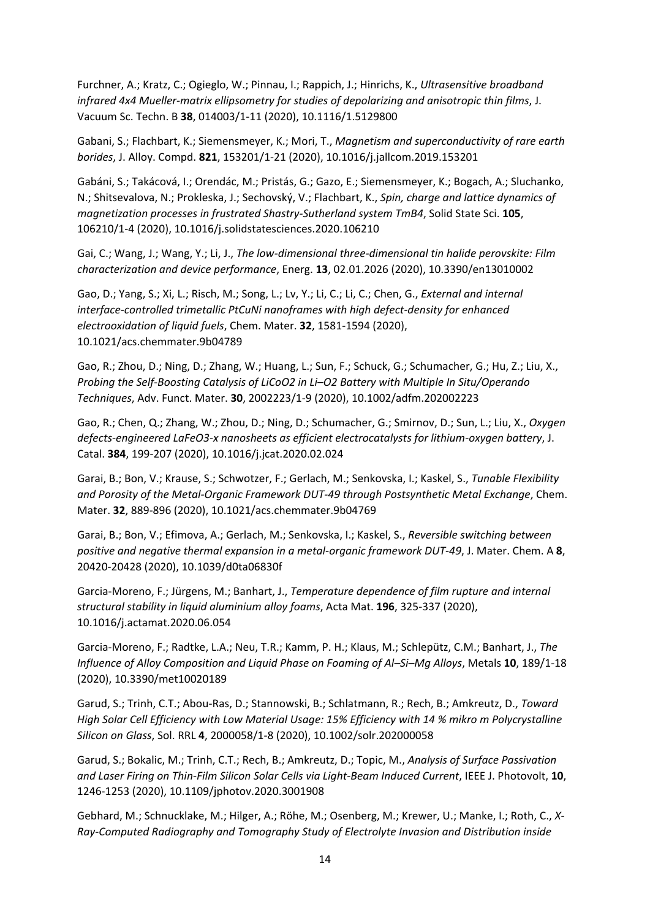Furchner, A.; Kratz, C.; Ogieglo, W.; Pinnau, I.; Rappich, J.; Hinrichs, K., *Ultrasensitive broadband infrared 4x4 Mueller-matrix ellipsometry for studies of depolarizing and anisotropic thin films*, J. Vacuum Sc. Techn. B **38**, 014003/1-11 (2020), 10.1116/1.5129800

Gabani, S.; Flachbart, K.; Siemensmeyer, K.; Mori, T., *Magnetism and superconductivity of rare earth borides*, J. Alloy. Compd. **821**, 153201/1-21 (2020), 10.1016/j.jallcom.2019.153201

Gabáni, S.; Takácová, I.; Orendác, M.; Pristás, G.; Gazo, E.; Siemensmeyer, K.; Bogach, A.; Sluchanko, N.; Shitsevalova, N.; Prokleska, J.; Sechovský, V.; Flachbart, K., *Spin, charge and lattice dynamics of magnetization processes in frustrated Shastry-Sutherland system TmB4*, Solid State Sci. **105**, 106210/1-4 (2020), 10.1016/j.solidstatesciences.2020.106210

Gai, C.; Wang, J.; Wang, Y.; Li, J., *The low-dimensional three-dimensional tin halide perovskite: Film characterization and device performance*, Energ. **13**, 02.01.2026 (2020), 10.3390/en13010002

Gao, D.; Yang, S.; Xi, L.; Risch, M.; Song, L.; Lv, Y.; Li, C.; Li, C.; Chen, G., *External and internal interface-controlled trimetallic PtCuNi nanoframes with high defect-density for enhanced electrooxidation of liquid fuels*, Chem. Mater. **32**, 1581-1594 (2020), 10.1021/acs.chemmater.9b04789

Gao, R.; Zhou, D.; Ning, D.; Zhang, W.; Huang, L.; Sun, F.; Schuck, G.; Schumacher, G.; Hu, Z.; Liu, X., *Probing the Self-Boosting Catalysis of LiCoO2 in Li–O2 Battery with Multiple In Situ/Operando Techniques*, Adv. Funct. Mater. **30**, 2002223/1-9 (2020), 10.1002/adfm.202002223

Gao, R.; Chen, Q.; Zhang, W.; Zhou, D.; Ning, D.; Schumacher, G.; Smirnov, D.; Sun, L.; Liu, X., *Oxygen defects-engineered LaFeO3-x nanosheets as efficient electrocatalysts for lithium-oxygen battery*, J. Catal. **384**, 199-207 (2020), 10.1016/j.jcat.2020.02.024

Garai, B.; Bon, V.; Krause, S.; Schwotzer, F.; Gerlach, M.; Senkovska, I.; Kaskel, S., *Tunable Flexibility and Porosity of the Metal-Organic Framework DUT-49 through Postsynthetic Metal Exchange*, Chem. Mater. **32**, 889-896 (2020), 10.1021/acs.chemmater.9b04769

Garai, B.; Bon, V.; Efimova, A.; Gerlach, M.; Senkovska, I.; Kaskel, S., *Reversible switching between positive and negative thermal expansion in a metal-organic framework DUT-49*, J. Mater. Chem. A **8**, 20420-20428 (2020), 10.1039/d0ta06830f

Garcia-Moreno, F.; Jürgens, M.; Banhart, J., *Temperature dependence of film rupture and internal structural stability in liquid aluminium alloy foams*, Acta Mat. **196**, 325-337 (2020), 10.1016/j.actamat.2020.06.054

Garcia-Moreno, F.; Radtke, L.A.; Neu, T.R.; Kamm, P. H.; Klaus, M.; Schlepütz, C.M.; Banhart, J., *The Influence of Alloy Composition and Liquid Phase on Foaming of Al–Si–Mg Alloys*, Metals **10**, 189/1-18 (2020), 10.3390/met10020189

Garud, S.; Trinh, C.T.; Abou-Ras, D.; Stannowski, B.; Schlatmann, R.; Rech, B.; Amkreutz, D., *Toward High Solar Cell Efficiency with Low Material Usage: 15% Efficiency with 14 % mikro m Polycrystalline Silicon on Glass*, Sol. RRL **4**, 2000058/1-8 (2020), 10.1002/solr.202000058

Garud, S.; Bokalic, M.; Trinh, C.T.; Rech, B.; Amkreutz, D.; Topic, M., *Analysis of Surface Passivation and Laser Firing on Thin-Film Silicon Solar Cells via Light-Beam Induced Current*, IEEE J. Photovolt, **10**, 1246-1253 (2020), 10.1109/jphotov.2020.3001908

Gebhard, M.; Schnucklake, M.; Hilger, A.; Röhe, M.; Osenberg, M.; Krewer, U.; Manke, I.; Roth, C., *X-Ray-Computed Radiography and Tomography Study of Electrolyte Invasion and Distribution inside*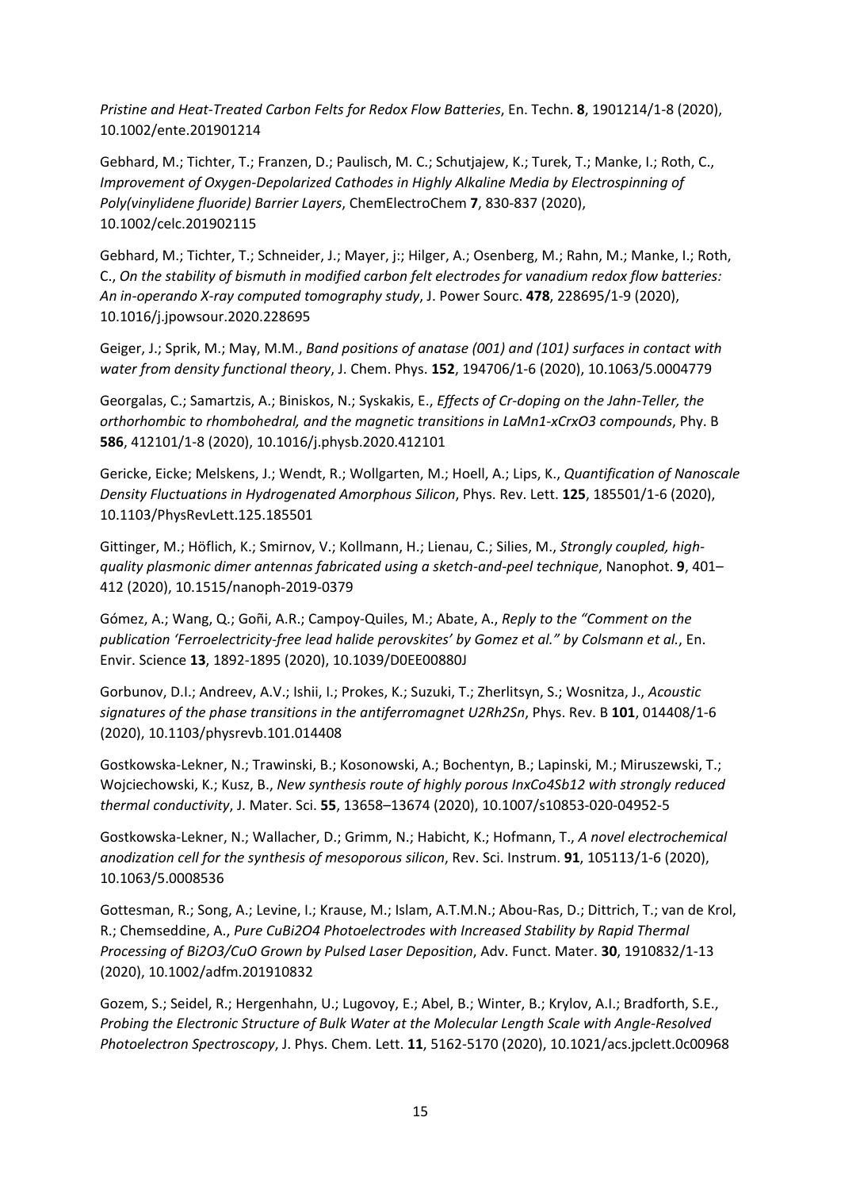*Pristine and Heat-Treated Carbon Felts for Redox Flow Batteries*, En. Techn. **8**, 1901214/1-8 (2020), 10.1002/ente.201901214

Gebhard, M.; Tichter, T.; Franzen, D.; Paulisch, M. C.; Schutjajew, K.; Turek, T.; Manke, I.; Roth, C., *Improvement of Oxygen-Depolarized Cathodes in Highly Alkaline Media by Electrospinning of Poly(vinylidene fluoride) Barrier Layers*, ChemElectroChem **7**, 830-837 (2020), 10.1002/celc.201902115

Gebhard, M.; Tichter, T.; Schneider, J.; Mayer, j:; Hilger, A.; Osenberg, M.; Rahn, M.; Manke, I.; Roth, C., *On the stability of bismuth in modified carbon felt electrodes for vanadium redox flow batteries: An in-operando X-ray computed tomography study*, J. Power Sourc. **478**, 228695/1-9 (2020), 10.1016/j.jpowsour.2020.228695

Geiger, J.; Sprik, M.; May, M.M., *Band positions of anatase (001) and (101) surfaces in contact with water from density functional theory*, J. Chem. Phys. **152**, 194706/1-6 (2020), 10.1063/5.0004779

Georgalas, C.; Samartzis, A.; Biniskos, N.; Syskakis, E., *Effects of Cr-doping on the Jahn-Teller, the orthorhombic to rhombohedral, and the magnetic transitions in LaMn1-xCrxO3 compounds*, Phy. B **586**, 412101/1-8 (2020), 10.1016/j.physb.2020.412101

Gericke, Eicke; Melskens, J.; Wendt, R.; Wollgarten, M.; Hoell, A.; Lips, K., *Quantification of Nanoscale Density Fluctuations in Hydrogenated Amorphous Silicon*, Phys. Rev. Lett. **125**, 185501/1-6 (2020), 10.1103/PhysRevLett.125.185501

Gittinger, M.; Höflich, K.; Smirnov, V.; Kollmann, H.; Lienau, C.; Silies, M., *Strongly coupled, high-quality plasmonic dimer antennas fabricated using a sketch-and-peel technique*, Nanophot. **9**, 401–412 (2020), 10.1515/nanoph-2019-0379

Gómez, A.; Wang, Q.; Goñi, A.R.; Campoy-Quiles, M.; Abate, A., *Reply to the "Comment on the publication 'Ferroelectricity-free lead halide perovskites' by Gomez et al." by Colsmann et al.*, En. Envir. Science **13**, 1892-1895 (2020), 10.1039/D0EE00880J

Gorbunov, D.I.; Andreev, A.V.; Ishii, I.; Prokes, K.; Suzuki, T.; Zherlitsyn, S.; Wosnitza, J., *Acoustic signatures of the phase transitions in the antiferromagnet U2Rh2Sn*, Phys. Rev. B **101**, 014408/1-6 (2020), 10.1103/physrevb.101.014408

Gostkowska-Lekner, N.; Trawinski, B.; Kosonowski, A.; Bochentyn, B.; Lapinski, M.; Miruszewski, T.; Wojciechowski, K.; Kusz, B., *New synthesis route of highly porous InxCo4Sb12 with strongly reduced thermal conductivity*, J. Mater. Sci. **55**, 13658–13674 (2020), 10.1007/s10853-020-04952-5

Gostkowska-Lekner, N.; Wallacher, D.; Grimm, N.; Habicht, K.; Hofmann, T., *A novel electrochemical anodization cell for the synthesis of mesoporous silicon*, Rev. Sci. Instrum. **91**, 105113/1-6 (2020), 10.1063/5.0008536

Gottesman, R.; Song, A.; Levine, I.; Krause, M.; Islam, A.T.M.N.; Abou-Ras, D.; Dittrich, T.; van de Krol, R.; Chemseddine, A., *Pure CuBi2O4 Photoelectrodes with Increased Stability by Rapid Thermal Processing of Bi2O3/CuO Grown by Pulsed Laser Deposition*, Adv. Funct. Mater. **30**, 1910832/1-13 (2020), 10.1002/adfm.201910832

Gozem, S.; Seidel, R.; Hergenhahn, U.; Lugovoy, E.; Abel, B.; Winter, B.; Krylov, A.I.; Bradforth, S.E., *Probing the Electronic Structure of Bulk Water at the Molecular Length Scale with Angle-Resolved Photoelectron Spectroscopy*, J. Phys. Chem. Lett. **11**, 5162-5170 (2020), 10.1021/acs.jpclett.0c00968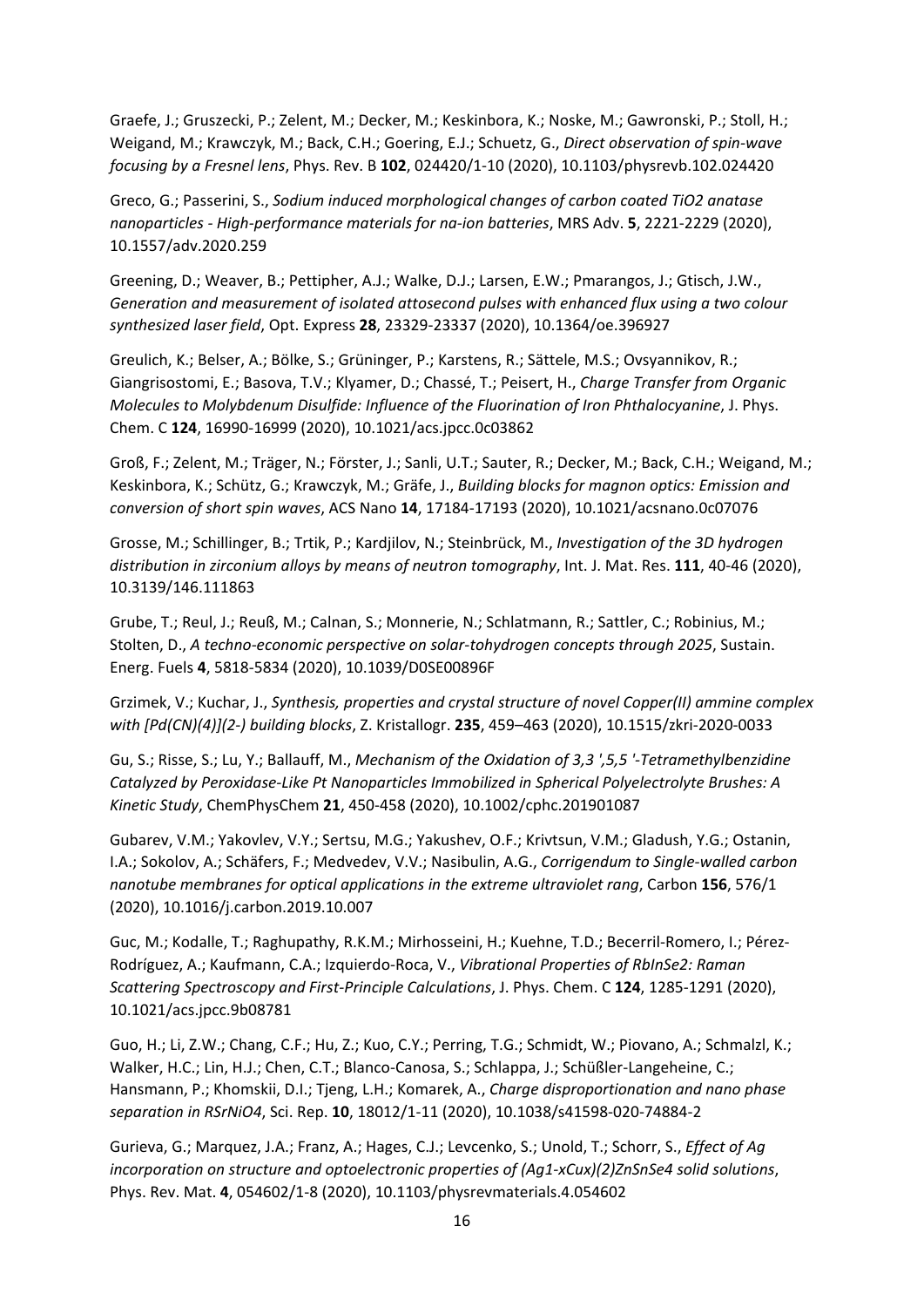Graefe, J.; Gruszecki, P.; Zelent, M.; Decker, M.; Keskinbora, K.; Noske, M.; Gawronski, P.; Stoll, H.; Weigand, M.; Krawczyk, M.; Back, C.H.; Goering, E.J.; Schuetz, G., *Direct observation of spin-wave focusing by a Fresnel lens*, Phys. Rev. B **102**, 024420/1-10 (2020), 10.1103/physrevb.102.024420

Greco, G.; Passerini, S., *Sodium induced morphological changes of carbon coated TiO2 anatase nanoparticles - High-performance materials for na-ion batteries*, MRS Adv. **5**, 2221-2229 (2020), 10.1557/adv.2020.259

Greening, D.; Weaver, B.; Pettipher, A.J.; Walke, D.J.; Larsen, E.W.; Pmarangos, J.; Gtisch, J.W., *Generation and measurement of isolated attosecond pulses with enhanced flux using a two colour synthesized laser field*, Opt. Express **28**, 23329-23337 (2020), 10.1364/oe.396927

Greulich, K.; Belser, A.; Bölke, S.; Grüninger, P.; Karstens, R.; Sättele, M.S.; Ovsyannikov, R.; Giangrisostomi, E.; Basova, T.V.; Klyamer, D.; Chassé, T.; Peisert, H., *Charge Transfer from Organic Molecules to Molybdenum Disulfide: Influence of the Fluorination of Iron Phthalocyanine*, J. Phys. Chem. C **124**, 16990-16999 (2020), 10.1021/acs.jpcc.0c03862

Groß, F.; Zelent, M.; Träger, N.; Förster, J.; Sanli, U.T.; Sauter, R.; Decker, M.; Back, C.H.; Weigand, M.; Keskinbora, K.; Schütz, G.; Krawczyk, M.; Gräfe, J., *Building blocks for magnon optics: Emission and conversion of short spin waves*, ACS Nano **14**, 17184-17193 (2020), 10.1021/acsnano.0c07076

Grosse, M.; Schillinger, B.; Trtik, P.; Kardjilov, N.; Steinbrück, M., *Investigation of the 3D hydrogen distribution in zirconium alloys by means of neutron tomography*, Int. J. Mat. Res. **111**, 40-46 (2020), 10.3139/146.111863

Grube, T.; Reul, J.; Reuß, M.; Calnan, S.; Monnerie, N.; Schlatmann, R.; Sattler, C.; Robinius, M.; Stolten, D., *A techno-economic perspective on solar-tohydrogen concepts through 2025*, Sustain. Energ. Fuels **4**, 5818-5834 (2020), 10.1039/D0SE00896F

Grzimek, V.; Kuchar, J., *Synthesis, properties and crystal structure of novel Copper(II) ammine complex with [Pd(CN)(4)](2-) building blocks*, Z. Kristallogr. **235**, 459–463 (2020), 10.1515/zkri-2020-0033

Gu, S.; Risse, S.; Lu, Y.; Ballauff, M., *Mechanism of the Oxidation of 3,3 ',5,5 '-Tetramethylbenzidine Catalyzed by Peroxidase-Like Pt Nanoparticles Immobilized in Spherical Polyelectrolyte Brushes: A Kinetic Study*, ChemPhysChem **21**, 450-458 (2020), 10.1002/cphc.201901087

Gubarev, V.M.; Yakovlev, V.Y.; Sertsu, M.G.; Yakushev, O.F.; Krivtsun, V.M.; Gladush, Y.G.; Ostanin, I.A.; Sokolov, A.; Schäfers, F.; Medvedev, V.V.; Nasibulin, A.G., *Corrigendum to Single-walled carbon nanotube membranes for optical applications in the extreme ultraviolet rang*, Carbon **156**, 576/1 (2020), 10.1016/j.carbon.2019.10.007

Guc, M.; Kodalle, T.; Raghupathy, R.K.M.; Mirhosseini, H.; Kuehne, T.D.; Becerril-Romero, I.; Pérez-Rodríguez, A.; Kaufmann, C.A.; Izquierdo-Roca, V., *Vibrational Properties of RbInSe2: Raman Scattering Spectroscopy and First-Principle Calculations*, J. Phys. Chem. C **124**, 1285-1291 (2020), 10.1021/acs.jpcc.9b08781

Guo, H.; Li, Z.W.; Chang, C.F.; Hu, Z.; Kuo, C.Y.; Perring, T.G.; Schmidt, W.; Piovano, A.; Schmalzl, K.; Walker, H.C.; Lin, H.J.; Chen, C.T.; Blanco-Canosa, S.; Schlappa, J.; Schüßler-Langeheine, C.; Hansmann, P.; Khomskii, D.I.; Tjeng, L.H.; Komarek, A., *Charge disproportionation and nano phase separation in RSrNiO4*, Sci. Rep. **10**, 18012/1-11 (2020), 10.1038/s41598-020-74884-2

Gurieva, G.; Marquez, J.A.; Franz, A.; Hages, C.J.; Levcenko, S.; Unold, T.; Schorr, S., *Effect of Ag incorporation on structure and optoelectronic properties of (Ag1-xCux)(2)ZnSnSe4 solid solutions*, Phys. Rev. Mat. **4**, 054602/1-8 (2020), 10.1103/physrevmaterials.4.054602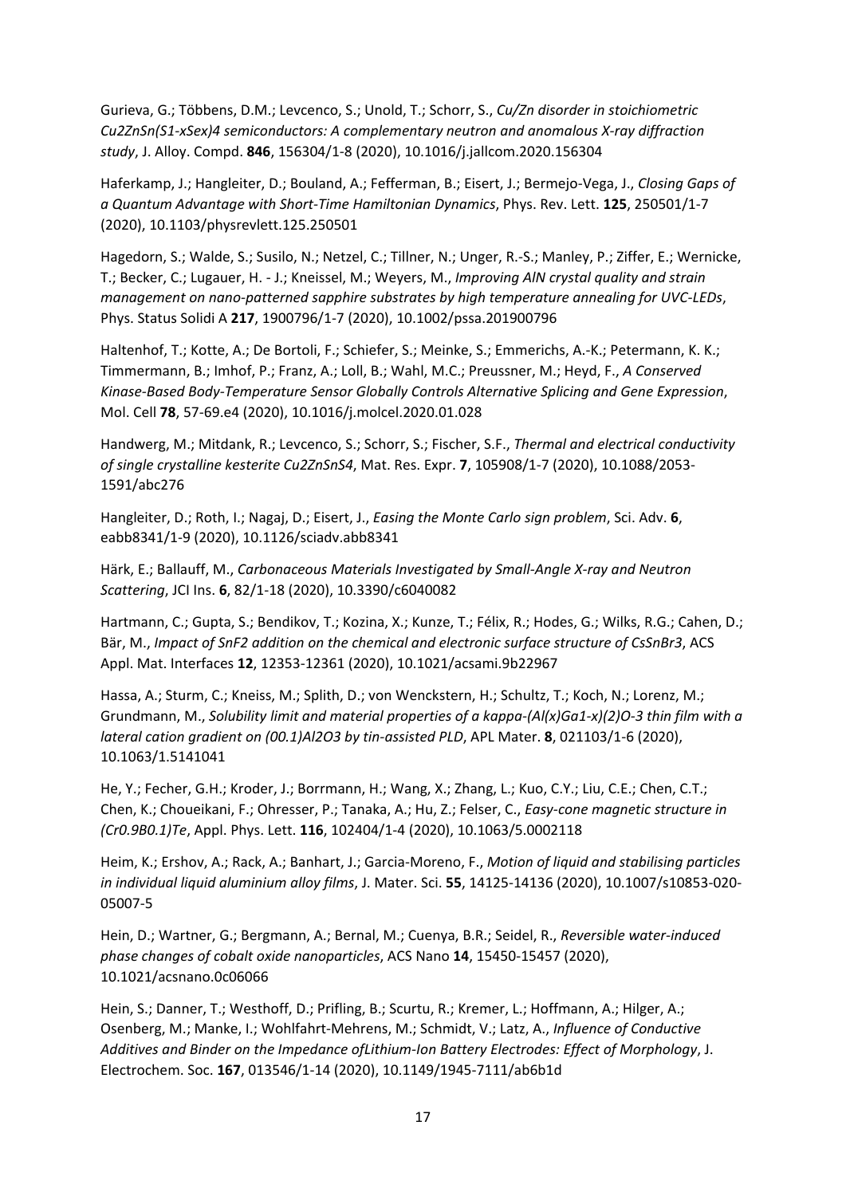Gurieva, G.; Többens, D.M.; Levcenco, S.; Unold, T.; Schorr, S., *Cu/Zn disorder in stoichiometric Cu2ZnSn(S1-xSex)4 semiconductors: A complementary neutron and anomalous X-ray diffraction study*, J. Alloy. Compd. **846**, 156304/1-8 (2020), 10.1016/j.jallcom.2020.156304

Haferkamp, J.; Hangleiter, D.; Bouland, A.; Fefferman, B.; Eisert, J.; Bermejo-Vega, J., *Closing Gaps of a Quantum Advantage with Short-Time Hamiltonian Dynamics*, Phys. Rev. Lett. **125**, 250501/1-7 (2020), 10.1103/physrevlett.125.250501

Hagedorn, S.; Walde, S.; Susilo, N.; Netzel, C.; Tillner, N.; Unger, R.-S.; Manley, P.; Ziffer, E.; Wernicke, T.; Becker, C.; Lugauer, H. - J.; Kneissel, M.; Weyers, M., *Improving AlN crystal quality and strain management on nano-patterned sapphire substrates by high temperature annealing for UVC-LEDs*, Phys. Status Solidi A **217**, 1900796/1-7 (2020), 10.1002/pssa.201900796

Haltenhof, T.; Kotte, A.; De Bortoli, F.; Schiefer, S.; Meinke, S.; Emmerichs, A.-K.; Petermann, K. K.; Timmermann, B.; Imhof, P.; Franz, A.; Loll, B.; Wahl, M.C.; Preussner, M.; Heyd, F., *A Conserved Kinase-Based Body-Temperature Sensor Globally Controls Alternative Splicing and Gene Expression*, Mol. Cell **78**, 57-69.e4 (2020), 10.1016/j.molcel.2020.01.028

Handwerg, M.; Mitdank, R.; Levcenco, S.; Schorr, S.; Fischer, S.F., *Thermal and electrical conductivity of single crystalline kesterite Cu2ZnSnS4*, Mat. Res. Expr. **7**, 105908/1-7 (2020), 10.1088/2053-1591/abc276

Hangleiter, D.; Roth, I.; Nagaj, D.; Eisert, J., *Easing the Monte Carlo sign problem*, Sci. Adv. **6**, eabb8341/1-9 (2020), 10.1126/sciadv.abb8341

Härk, E.; Ballauff, M., *Carbonaceous Materials Investigated by Small-Angle X-ray and Neutron Scattering*, JCI Ins. **6**, 82/1-18 (2020), 10.3390/c6040082

Hartmann, C.; Gupta, S.; Bendikov, T.; Kozina, X.; Kunze, T.; Félix, R.; Hodes, G.; Wilks, R.G.; Cahen, D.; Bär, M., *Impact of SnF2 addition on the chemical and electronic surface structure of CsSnBr3*, ACS Appl. Mat. Interfaces **12**, 12353-12361 (2020), 10.1021/acsami.9b22967

Hassa, A.; Sturm, C.; Kneiss, M.; Splith, D.; von Wenckstern, H.; Schultz, T.; Koch, N.; Lorenz, M.; Grundmann, M., *Solubility limit and material properties of a kappa-(Al(x)Ga1-x)(2)O-3 thin film with a lateral cation gradient on (00.1)Al2O3 by tin-assisted PLD*, APL Mater. **8**, 021103/1-6 (2020), 10.1063/1.5141041

He, Y.; Fecher, G.H.; Kroder, J.; Borrmann, H.; Wang, X.; Zhang, L.; Kuo, C.Y.; Liu, C.E.; Chen, C.T.; Chen, K.; Choueikani, F.; Ohresser, P.; Tanaka, A.; Hu, Z.; Felser, C., *Easy-cone magnetic structure in (Cr0.9B0.1)Te*, Appl. Phys. Lett. **116**, 102404/1-4 (2020), 10.1063/5.0002118

Heim, K.; Ershov, A.; Rack, A.; Banhart, J.; Garcia-Moreno, F., *Motion of liquid and stabilising particles in individual liquid aluminium alloy films*, J. Mater. Sci. **55**, 14125-14136 (2020), 10.1007/s10853-020-05007-5

Hein, D.; Wartner, G.; Bergmann, A.; Bernal, M.; Cuenya, B.R.; Seidel, R., *Reversible water-induced phase changes of cobalt oxide nanoparticles*, ACS Nano **14**, 15450-15457 (2020), 10.1021/acsnano.0c06066

Hein, S.; Danner, T.; Westhoff, D.; Prifling, B.; Scurtu, R.; Kremer, L.; Hoffmann, A.; Hilger, A.; Osenberg, M.; Manke, I.; Wohlfahrt-Mehrens, M.; Schmidt, V.; Latz, A., *Influence of Conductive Additives and Binder on the Impedance ofLithium-Ion Battery Electrodes: Effect of Morphology*, J. Electrochem. Soc. **167**, 013546/1-14 (2020), 10.1149/1945-7111/ab6b1d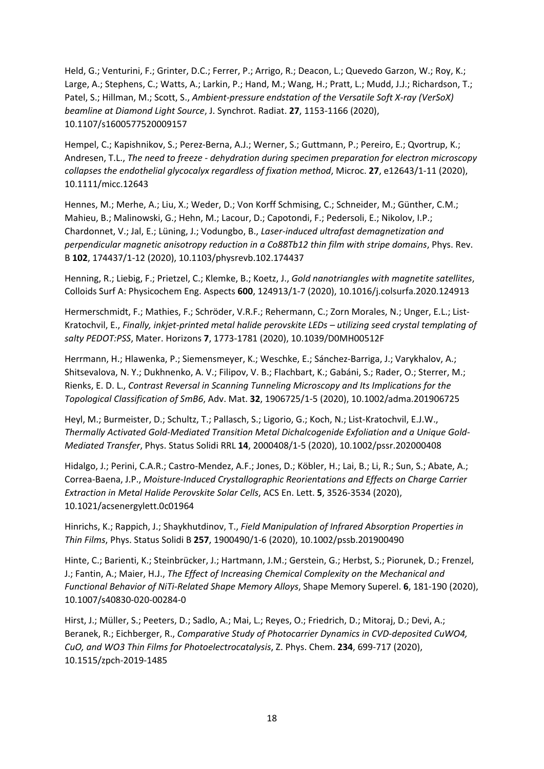Held, G.; Venturini, F.; Grinter, D.C.; Ferrer, P.; Arrigo, R.; Deacon, L.; Quevedo Garzon, W.; Roy, K.; Large, A.; Stephens, C.; Watts, A.; Larkin, P.; Hand, M.; Wang, H.; Pratt, L.; Mudd, J.J.; Richardson, T.; Patel, S.; Hillman, M.; Scott, S., *Ambient-pressure endstation of the Versatile Soft X-ray (VerSoX) beamline at Diamond Light Source*, J. Synchrot. Radiat. **27**, 1153-1166 (2020), 10.1107/s1600577520009157

Hempel, C.; Kapishnikov, S.; Perez-Berna, A.J.; Werner, S.; Guttmann, P.; Pereiro, E.; Qvortrup, K.; Andresen, T.L., *The need to freeze - dehydration during specimen preparation for electron microscopy collapses the endothelial glycocalyx regardless of fixation method*, Microc. **27**, e12643/1-11 (2020), 10.1111/micc.12643

Hennes, M.; Merhe, A.; Liu, X.; Weder, D.; Von Korff Schmising, C.; Schneider, M.; Günther, C.M.; Mahieu, B.; Malinowski, G.; Hehn, M.; Lacour, D.; Capotondi, F.; Pedersoli, E.; Nikolov, I.P.; Chardonnet, V.; Jal, E.; Lüning, J.; Vodungbo, B., *Laser-induced ultrafast demagnetization and perpendicular magnetic anisotropy reduction in a Co88Tb12 thin film with stripe domains*, Phys. Rev. B **102**, 174437/1-12 (2020), 10.1103/physrevb.102.174437

Henning, R.; Liebig, F.; Prietzel, C.; Klemke, B.; Koetz, J., *Gold nanotriangles with magnetite satellites*, Colloids Surf A: Physicochem Eng. Aspects **600**, 124913/1-7 (2020), 10.1016/j.colsurfa.2020.124913

Hermerschmidt, F.; Mathies, F.; Schröder, V.R.F.; Rehermann, C.; Zorn Morales, N.; Unger, E.L.; List-Kratochvil, E., *Finally, inkjet-printed metal halide perovskite LEDs – utilizing seed crystal templating of salty PEDOT:PSS*, Mater. Horizons **7**, 1773-1781 (2020), 10.1039/D0MH00512F

Herrmann, H.; Hlawenka, P.; Siemensmeyer, K.; Weschke, E.; Sánchez-Barriga, J.; Varykhalov, A.; Shitsevalova, N. Y.; Dukhnenko, A. V.; Filipov, V. B.; Flachbart, K.; Gabáni, S.; Rader, O.; Sterrer, M.; Rienks, E. D. L., *Contrast Reversal in Scanning Tunneling Microscopy and Its Implications for the Topological Classification of SmB6*, Adv. Mat. **32**, 1906725/1-5 (2020), 10.1002/adma.201906725

Heyl, M.; Burmeister, D.; Schultz, T.; Pallasch, S.; Ligorio, G.; Koch, N.; List-Kratochvil, E.J.W., *Thermally Activated Gold-Mediated Transition Metal Dichalcogenide Exfoliation and a Unique Gold-Mediated Transfer*, Phys. Status Solidi RRL **14**, 2000408/1-5 (2020), 10.1002/pssr.202000408

Hidalgo, J.; Perini, C.A.R.; Castro-Mendez, A.F.; Jones, D.; Köbler, H.; Lai, B.; Li, R.; Sun, S.; Abate, A.; Correa-Baena, J.P., *Moisture-Induced Crystallographic Reorientations and Effects on Charge Carrier Extraction in Metal Halide Perovskite Solar Cells*, ACS En. Lett. **5**, 3526-3534 (2020), 10.1021/acsenergylett.0c01964

Hinrichs, K.; Rappich, J.; Shaykhutdinov, T., *Field Manipulation of Infrared Absorption Properties in Thin Films*, Phys. Status Solidi B **257**, 1900490/1-6 (2020), 10.1002/pssb.201900490

Hinte, C.; Barienti, K.; Steinbrücker, J.; Hartmann, J.M.; Gerstein, G.; Herbst, S.; Piorunek, D.; Frenzel, J.; Fantin, A.; Maier, H.J., *The Effect of Increasing Chemical Complexity on the Mechanical and Functional Behavior of NiTi-Related Shape Memory Alloys*, Shape Memory Superel. **6**, 181-190 (2020), 10.1007/s40830-020-00284-0

Hirst, J.; Müller, S.; Peeters, D.; Sadlo, A.; Mai, L.; Reyes, O.; Friedrich, D.; Mitoraj, D.; Devi, A.; Beranek, R.; Eichberger, R., *Comparative Study of Photocarrier Dynamics in CVD-deposited CuWO4, CuO, and WO3 Thin Films for Photoelectrocatalysis*, Z. Phys. Chem. **234**, 699-717 (2020), 10.1515/zpch-2019-1485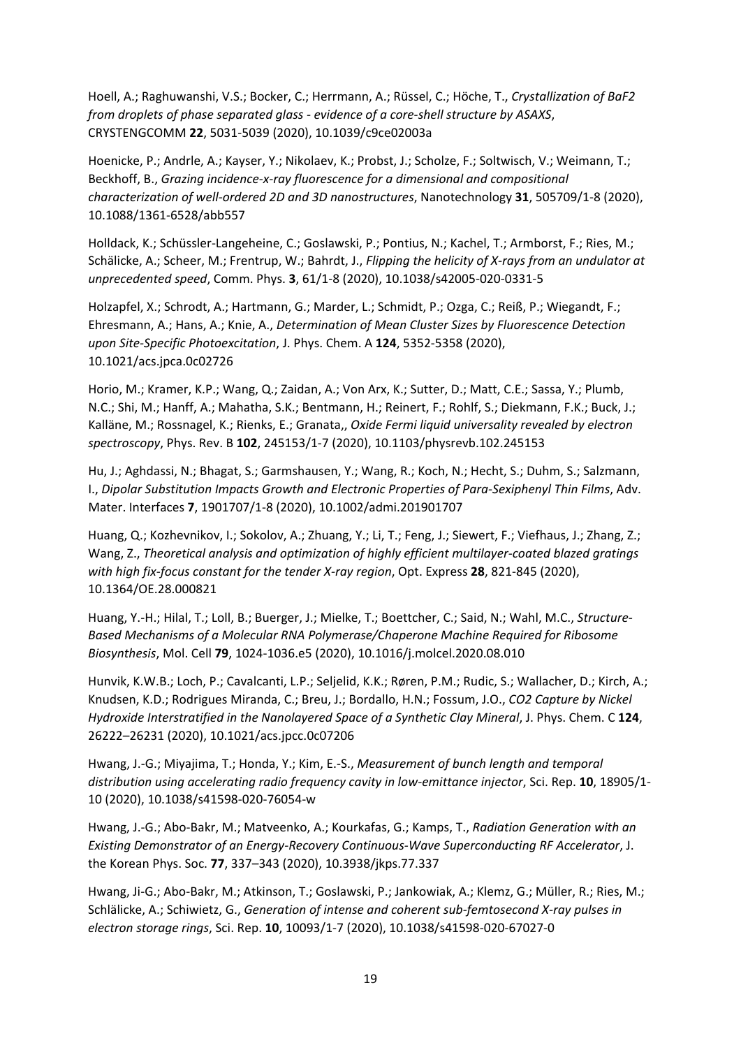Hoell, A.; Raghuwanshi, V.S.; Bocker, C.; Herrmann, A.; Rüssel, C.; Höche, T., *Crystallization of BaF2 from droplets of phase separated glass - evidence of a core-shell structure by ASAXS*, CRYSTENGCOMM **22**, 5031-5039 (2020), 10.1039/c9ce02003a

Hoenicke, P.; Andrle, A.; Kayser, Y.; Nikolaev, K.; Probst, J.; Scholze, F.; Soltwisch, V.; Weimann, T.; Beckhoff, B., *Grazing incidence-x-ray fluorescence for a dimensional and compositional characterization of well-ordered 2D and 3D nanostructures*, Nanotechnology **31**, 505709/1-8 (2020), 10.1088/1361-6528/abb557

Holldack, K.; Schüssler-Langeheine, C.; Goslawski, P.; Pontius, N.; Kachel, T.; Armborst, F.; Ries, M.; Schälicke, A.; Scheer, M.; Frentrup, W.; Bahrdt, J., *Flipping the helicity of X-rays from an undulator at unprecedented speed*, Comm. Phys. **3**, 61/1-8 (2020), 10.1038/s42005-020-0331-5

Holzapfel, X.; Schrodt, A.; Hartmann, G.; Marder, L.; Schmidt, P.; Ozga, C.; Reiß, P.; Wiegandt, F.; Ehresmann, A.; Hans, A.; Knie, A., *Determination of Mean Cluster Sizes by Fluorescence Detection upon Site-Specific Photoexcitation*, J. Phys. Chem. A **124**, 5352-5358 (2020), 10.1021/acs.jpca.0c02726

Horio, M.; Kramer, K.P.; Wang, Q.; Zaidan, A.; Von Arx, K.; Sutter, D.; Matt, C.E.; Sassa, Y.; Plumb, N.C.; Shi, M.; Hanff, A.; Mahatha, S.K.; Bentmann, H.; Reinert, F.; Rohlf, S.; Diekmann, F.K.; Buck, J.; Kalläne, M.; Rossnagel, K.; Rienks, E.; Granata,, *Oxide Fermi liquid universality revealed by electron spectroscopy*, Phys. Rev. B **102**, 245153/1-7 (2020), 10.1103/physrevb.102.245153

Hu, J.; Aghdassi, N.; Bhagat, S.; Garmshausen, Y.; Wang, R.; Koch, N.; Hecht, S.; Duhm, S.; Salzmann, I., *Dipolar Substitution Impacts Growth and Electronic Properties of Para-Sexiphenyl Thin Films*, Adv. Mater. Interfaces **7**, 1901707/1-8 (2020), 10.1002/admi.201901707

Huang, Q.; Kozhevnikov, I.; Sokolov, A.; Zhuang, Y.; Li, T.; Feng, J.; Siewert, F.; Viefhaus, J.; Zhang, Z.; Wang, Z., *Theoretical analysis and optimization of highly efficient multilayer-coated blazed gratings with high fix-focus constant for the tender X-ray region*, Opt. Express **28**, 821-845 (2020), 10.1364/OE.28.000821

Huang, Y.-H.; Hilal, T.; Loll, B.; Buerger, J.; Mielke, T.; Boettcher, C.; Said, N.; Wahl, M.C., *Structure-Based Mechanisms of a Molecular RNA Polymerase/Chaperone Machine Required for Ribosome Biosynthesis*, Mol. Cell **79**, 1024-1036.e5 (2020), 10.1016/j.molcel.2020.08.010

Hunvik, K.W.B.; Loch, P.; Cavalcanti, L.P.; Seljelid, K.K.; Røren, P.M.; Rudic, S.; Wallacher, D.; Kirch, A.; Knudsen, K.D.; Rodrigues Miranda, C.; Breu, J.; Bordallo, H.N.; Fossum, J.O., *CO2 Capture by Nickel Hydroxide Interstratified in the Nanolayered Space of a Synthetic Clay Mineral*, J. Phys. Chem. C **124**, 26222–26231 (2020), 10.1021/acs.jpcc.0c07206

Hwang, J.-G.; Miyajima, T.; Honda, Y.; Kim, E.-S., *Measurement of bunch length and temporal distribution using accelerating radio frequency cavity in low-emittance injector*, Sci. Rep. **10**, 18905/1-10 (2020), 10.1038/s41598-020-76054-w

Hwang, J.-G.; Abo-Bakr, M.; Matveenko, A.; Kourkafas, G.; Kamps, T., *Radiation Generation with an Existing Demonstrator of an Energy-Recovery Continuous-Wave Superconducting RF Accelerator*, J. the Korean Phys. Soc. **77**, 337–343 (2020), 10.3938/jkps.77.337

Hwang, Ji-G.; Abo-Bakr, M.; Atkinson, T.; Goslawski, P.; Jankowiak, A.; Klemz, G.; Müller, R.; Ries, M.; Schlälicke, A.; Schiwietz, G., *Generation of intense and coherent sub-femtosecond X-ray pulses in electron storage rings*, Sci. Rep. **10**, 10093/1-7 (2020), 10.1038/s41598-020-67027-0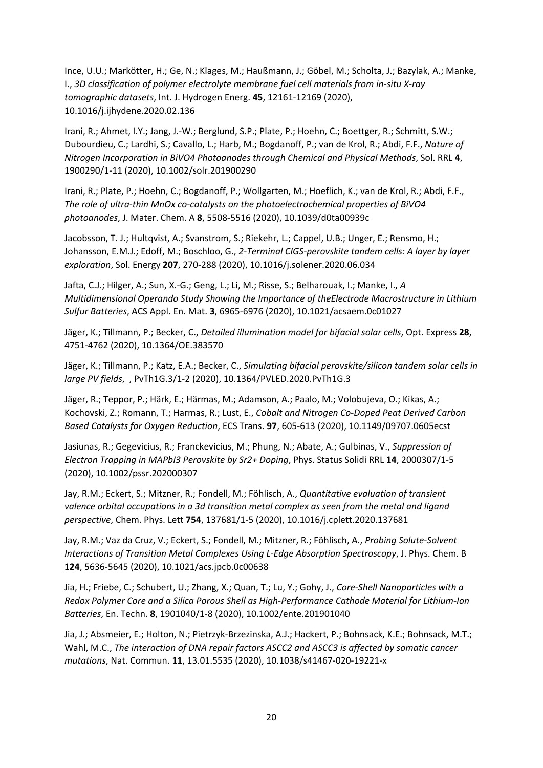Ince, U.U.; Markötter, H.; Ge, N.; Klages, M.; Haußmann, J.; Göbel, M.; Scholta, J.; Bazylak, A.; Manke, I., *3D classification of polymer electrolyte membrane fuel cell materials from in-situ X-ray tomographic datasets*, Int. J. Hydrogen Energ. **45**, 12161-12169 (2020), 10.1016/j.ijhydene.2020.02.136

Irani, R.; Ahmet, I.Y.; Jang, J.-W.; Berglund, S.P.; Plate, P.; Hoehn, C.; Boettger, R.; Schmitt, S.W.; Dubourdieu, C.; Lardhi, S.; Cavallo, L.; Harb, M.; Bogdanoff, P.; van de Krol, R.; Abdi, F.F., *Nature of Nitrogen Incorporation in BiVO4 Photoanodes through Chemical and Physical Methods*, Sol. RRL **4**, 1900290/1-11 (2020), 10.1002/solr.201900290

Irani, R.; Plate, P.; Hoehn, C.; Bogdanoff, P.; Wollgarten, M.; Hoeflich, K.; van de Krol, R.; Abdi, F.F., *The role of ultra-thin MnOx co-catalysts on the photoelectrochemical properties of BiVO4 photoanodes*, J. Mater. Chem. A **8**, 5508-5516 (2020), 10.1039/d0ta00939c

Jacobsson, T. J.; Hultqvist, A.; Svanstrom, S.; Riekehr, L.; Cappel, U.B.; Unger, E.; Rensmo, H.; Johansson, E.M.J.; Edoff, M.; Boschloo, G., *2-Terminal CIGS-perovskite tandem cells: A layer by layer exploration*, Sol. Energy **207**, 270-288 (2020), 10.1016/j.solener.2020.06.034

Jafta, C.J.; Hilger, A.; Sun, X.-G.; Geng, L.; Li, M.; Risse, S.; Belharouak, I.; Manke, I., *A Multidimensional Operando Study Showing the Importance of theElectrode Macrostructure in Lithium Sulfur Batteries*, ACS Appl. En. Mat. **3**, 6965-6976 (2020), 10.1021/acsaem.0c01027

Jäger, K.; Tillmann, P.; Becker, C., *Detailed illumination model for bifacial solar cells*, Opt. Express **28**, 4751-4762 (2020), 10.1364/OE.383570

Jäger, K.; Tillmann, P.; Katz, E.A.; Becker, C., *Simulating bifacial perovskite/silicon tandem solar cells in large PV fields*, , PvTh1G.3/1-2 (2020), 10.1364/PVLED.2020.PvTh1G.3

Jäger, R.; Teppor, P.; Härk, E.; Härmas, M.; Adamson, A.; Paalo, M.; Volobujeva, O.; Kikas, A.; Kochovski, Z.; Romann, T.; Harmas, R.; Lust, E., *Cobalt and Nitrogen Co-Doped Peat Derived Carbon Based Catalysts for Oxygen Reduction*, ECS Trans. **97**, 605-613 (2020), 10.1149/09707.0605ecst

Jasiunas, R.; Gegevicius, R.; Franckevicius, M.; Phung, N.; Abate, A.; Gulbinas, V., *Suppression of Electron Trapping in MAPbI3 Perovskite by Sr2+ Doping*, Phys. Status Solidi RRL **14**, 2000307/1-5 (2020), 10.1002/pssr.202000307

Jay, R.M.; Eckert, S.; Mitzner, R.; Fondell, M.; Föhlisch, A., *Quantitative evaluation of transient valence orbital occupations in a 3d transition metal complex as seen from the metal and ligand perspective*, Chem. Phys. Lett **754**, 137681/1-5 (2020), 10.1016/j.cplett.2020.137681

Jay, R.M.; Vaz da Cruz, V.; Eckert, S.; Fondell, M.; Mitzner, R.; Föhlisch, A., *Probing Solute-Solvent Interactions of Transition Metal Complexes Using L-Edge Absorption Spectroscopy*, J. Phys. Chem. B **124**, 5636-5645 (2020), 10.1021/acs.jpcb.0c00638

Jia, H.; Friebe, C.; Schubert, U.; Zhang, X.; Quan, T.; Lu, Y.; Gohy, J., *Core-Shell Nanoparticles with a Redox Polymer Core and a Silica Porous Shell as High-Performance Cathode Material for Lithium-Ion Batteries*, En. Techn. **8**, 1901040/1-8 (2020), 10.1002/ente.201901040

Jia, J.; Absmeier, E.; Holton, N.; Pietrzyk-Brzezinska, A.J.; Hackert, P.; Bohnsack, K.E.; Bohnsack, M.T.; Wahl, M.C., *The interaction of DNA repair factors ASCC2 and ASCC3 is affected by somatic cancer mutations*, Nat. Commun. **11**, 13.01.5535 (2020), 10.1038/s41467-020-19221-x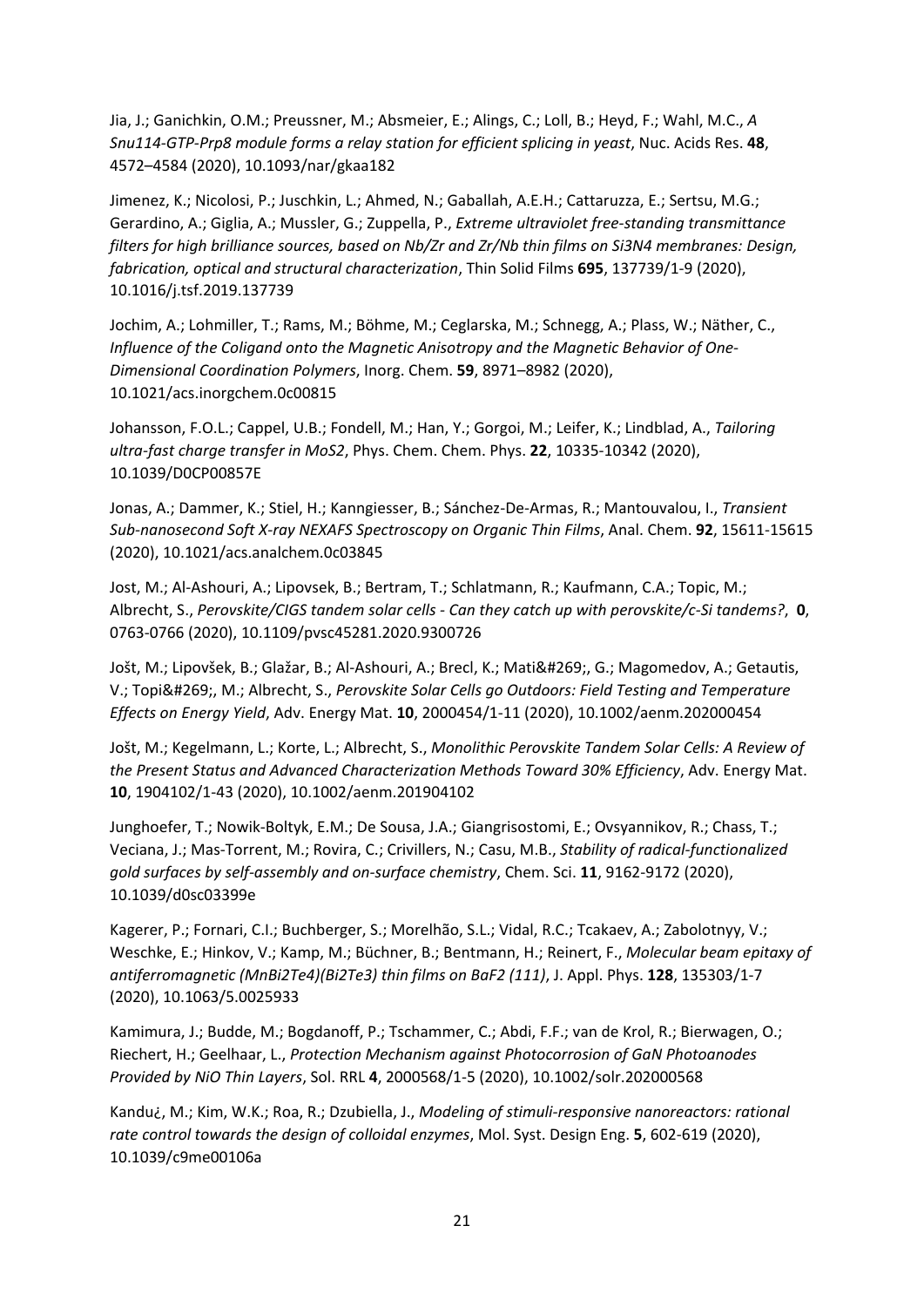Jia, J.; Ganichkin, O.M.; Preussner, M.; Absmeier, E.; Alings, C.; Loll, B.; Heyd, F.; Wahl, M.C., *A Snu114-GTP-Prp8 module forms a relay station for efficient splicing in yeast*, Nuc. Acids Res. **48**, 4572–4584 (2020), 10.1093/nar/gkaa182

Jimenez, K.; Nicolosi, P.; Juschkin, L.; Ahmed, N.; Gaballah, A.E.H.; Cattaruzza, E.; Sertsu, M.G.; Gerardino, A.; Giglia, A.; Mussler, G.; Zuppella, P., *Extreme ultraviolet free-standing transmittance filters for high brilliance sources, based on Nb/Zr and Zr/Nb thin films on Si3N4 membranes: Design, fabrication, optical and structural characterization*, Thin Solid Films **695**, 137739/1-9 (2020), 10.1016/j.tsf.2019.137739

Jochim, A.; Lohmiller, T.; Rams, M.; Böhme, M.; Ceglarska, M.; Schnegg, A.; Plass, W.; Näther, C., *Influence of the Coligand onto the Magnetic Anisotropy and the Magnetic Behavior of One-Dimensional Coordination Polymers*, Inorg. Chem. **59**, 8971–8982 (2020), 10.1021/acs.inorgchem.0c00815

Johansson, F.O.L.; Cappel, U.B.; Fondell, M.; Han, Y.; Gorgoi, M.; Leifer, K.; Lindblad, A., *Tailoring ultra-fast charge transfer in MoS2*, Phys. Chem. Chem. Phys. **22**, 10335-10342 (2020), 10.1039/D0CP00857E

Jonas, A.; Dammer, K.; Stiel, H.; Kanngiesser, B.; Sánchez-De-Armas, R.; Mantouvalou, I., *Transient Sub-nanosecond Soft X-ray NEXAFS Spectroscopy on Organic Thin Films*, Anal. Chem. **92**, 15611-15615 (2020), 10.1021/acs.analchem.0c03845

Jost, M.; Al-Ashouri, A.; Lipovsek, B.; Bertram, T.; Schlatmann, R.; Kaufmann, C.A.; Topic, M.; Albrecht, S., *Perovskite/CIGS tandem solar cells - Can they catch up with perovskite/c-Si tandems?*, **0**, 0763-0766 (2020), 10.1109/pvsc45281.2020.9300726

Jošt, M.; Lipovšek, B.; Glažar, B.; Al-Ashouri, A.; Brecl, K.; Mati&#269;, G.; Magomedov, A.; Getautis, V.; Topi&#269;, M.; Albrecht, S., *Perovskite Solar Cells go Outdoors: Field Testing and Temperature Effects on Energy Yield*, Adv. Energy Mat. **10**, 2000454/1-11 (2020), 10.1002/aenm.202000454

Jošt, M.; Kegelmann, L.; Korte, L.; Albrecht, S., *Monolithic Perovskite Tandem Solar Cells: A Review of the Present Status and Advanced Characterization Methods Toward 30% Efficiency*, Adv. Energy Mat. **10**, 1904102/1-43 (2020), 10.1002/aenm.201904102

Junghoefer, T.; Nowik-Boltyk, E.M.; De Sousa, J.A.; Giangrisostomi, E.; Ovsyannikov, R.; Chass, T.; Veciana, J.; Mas-Torrent, M.; Rovira, C.; Crivillers, N.; Casu, M.B., *Stability of radical-functionalized gold surfaces by self-assembly and on-surface chemistry*, Chem. Sci. **11**, 9162-9172 (2020), 10.1039/d0sc03399e

Kagerer, P.; Fornari, C.I.; Buchberger, S.; Morelhão, S.L.; Vidal, R.C.; Tcakaev, A.; Zabolotnyy, V.; Weschke, E.; Hinkov, V.; Kamp, M.; Büchner, B.; Bentmann, H.; Reinert, F., *Molecular beam epitaxy of antiferromagnetic (MnBi2Te4)(Bi2Te3) thin films on BaF2 (111)*, J. Appl. Phys. **128**, 135303/1-7 (2020), 10.1063/5.0025933

Kamimura, J.; Budde, M.; Bogdanoff, P.; Tschammer, C.; Abdi, F.F.; van de Krol, R.; Bierwagen, O.; Riechert, H.; Geelhaar, L., *Protection Mechanism against Photocorrosion of GaN Photoanodes Provided by NiO Thin Layers*, Sol. RRL **4**, 2000568/1-5 (2020), 10.1002/solr.202000568

Kandu¿, M.; Kim, W.K.; Roa, R.; Dzubiella, J., *Modeling of stimuli-responsive nanoreactors: rational rate control towards the design of colloidal enzymes*, Mol. Syst. Design Eng. **5**, 602-619 (2020), 10.1039/c9me00106a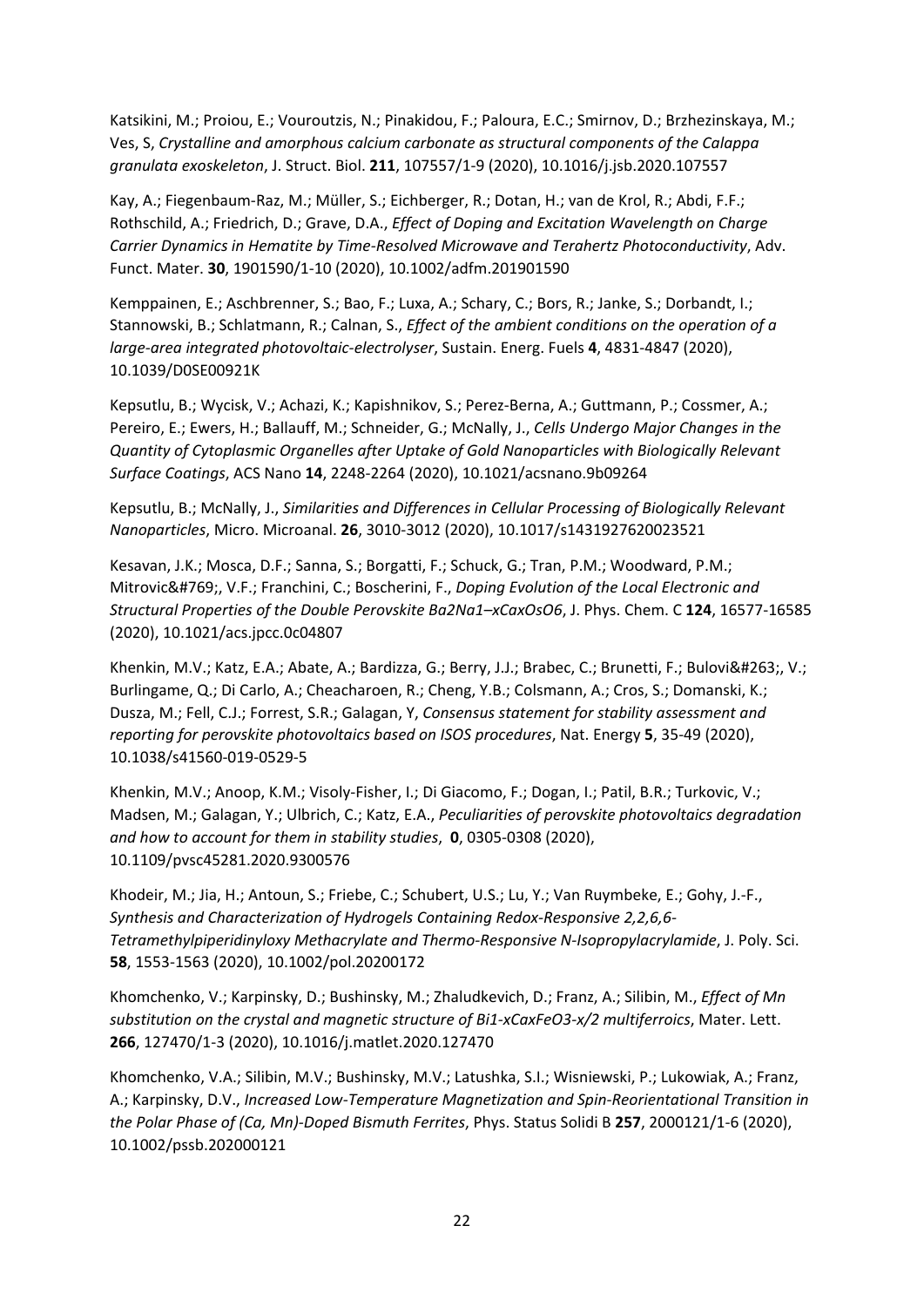Katsikini, M.; Proiou, E.; Vouroutzis, N.; Pinakidou, F.; Paloura, E.C.; Smirnov, D.; Brzhezinskaya, M.; Ves, S, *Crystalline and amorphous calcium carbonate as structural components of the Calappa granulata exoskeleton*, J. Struct. Biol. **211**, 107557/1-9 (2020), 10.1016/j.jsb.2020.107557

Kay, A.; Fiegenbaum-Raz, M.; Müller, S.; Eichberger, R.; Dotan, H.; van de Krol, R.; Abdi, F.F.; Rothschild, A.; Friedrich, D.; Grave, D.A., *Effect of Doping and Excitation Wavelength on Charge Carrier Dynamics in Hematite by Time-Resolved Microwave and Terahertz Photoconductivity*, Adv. Funct. Mater. **30**, 1901590/1-10 (2020), 10.1002/adfm.201901590

Kemppainen, E.; Aschbrenner, S.; Bao, F.; Luxa, A.; Schary, C.; Bors, R.; Janke, S.; Dorbandt, I.; Stannowski, B.; Schlatmann, R.; Calnan, S., *Effect of the ambient conditions on the operation of a large-area integrated photovoltaic-electrolyser*, Sustain. Energ. Fuels **4**, 4831-4847 (2020), 10.1039/D0SE00921K

Kepsutlu, B.; Wycisk, V.; Achazi, K.; Kapishnikov, S.; Perez-Berna, A.; Guttmann, P.; Cossmer, A.; Pereiro, E.; Ewers, H.; Ballauff, M.; Schneider, G.; McNally, J., *Cells Undergo Major Changes in the Quantity of Cytoplasmic Organelles after Uptake of Gold Nanoparticles with Biologically Relevant Surface Coatings*, ACS Nano **14**, 2248-2264 (2020), 10.1021/acsnano.9b09264

Kepsutlu, B.; McNally, J., *Similarities and Differences in Cellular Processing of Biologically Relevant Nanoparticles*, Micro. Microanal. **26**, 3010-3012 (2020), 10.1017/s1431927620023521

Kesavan, J.K.; Mosca, D.F.; Sanna, S.; Borgatti, F.; Schuck, G.; Tran, P.M.; Woodward, P.M.; Mitrovic&#769;, V.F.; Franchini, C.; Boscherini, F., *Doping Evolution of the Local Electronic and Structural Properties of the Double Perovskite Ba2Na1–xCaxOsO6*, J. Phys. Chem. C **124**, 16577-16585 (2020), 10.1021/acs.jpcc.0c04807

Khenkin, M.V.; Katz, E.A.; Abate, A.; Bardizza, G.; Berry, J.J.; Brabec, C.; Brunetti, F.; Bulovi&#263;, V.; Burlingame, Q.; Di Carlo, A.; Cheacharoen, R.; Cheng, Y.B.; Colsmann, A.; Cros, S.; Domanski, K.; Dusza, M.; Fell, C.J.; Forrest, S.R.; Galagan, Y, *Consensus statement for stability assessment and reporting for perovskite photovoltaics based on ISOS procedures*, Nat. Energy **5**, 35-49 (2020), 10.1038/s41560-019-0529-5

Khenkin, M.V.; Anoop, K.M.; Visoly-Fisher, I.; Di Giacomo, F.; Dogan, I.; Patil, B.R.; Turkovic, V.; Madsen, M.; Galagan, Y.; Ulbrich, C.; Katz, E.A., *Peculiarities of perovskite photovoltaics degradation and how to account for them in stability studies*, **0**, 0305-0308 (2020), 10.1109/pvsc45281.2020.9300576

Khodeir, M.; Jia, H.; Antoun, S.; Friebe, C.; Schubert, U.S.; Lu, Y.; Van Ruymbeke, E.; Gohy, J.-F., *Synthesis and Characterization of Hydrogels Containing Redox-Responsive 2,2,6,6-Tetramethylpiperidinyloxy Methacrylate and Thermo-Responsive N-Isopropylacrylamide*, J. Poly. Sci. **58**, 1553-1563 (2020), 10.1002/pol.20200172

Khomchenko, V.; Karpinsky, D.; Bushinsky, M.; Zhaludkevich, D.; Franz, A.; Silibin, M., *Effect of Mn substitution on the crystal and magnetic structure of Bi1-xCaxFeO3-x/2 multiferroics*, Mater. Lett. **266**, 127470/1-3 (2020), 10.1016/j.matlet.2020.127470

Khomchenko, V.A.; Silibin, M.V.; Bushinsky, M.V.; Latushka, S.I.; Wisniewski, P.; Lukowiak, A.; Franz, A.; Karpinsky, D.V., *Increased Low-Temperature Magnetization and Spin-Reorientational Transition in the Polar Phase of (Ca, Mn)-Doped Bismuth Ferrites*, Phys. Status Solidi B **257**, 2000121/1-6 (2020), 10.1002/pssb.202000121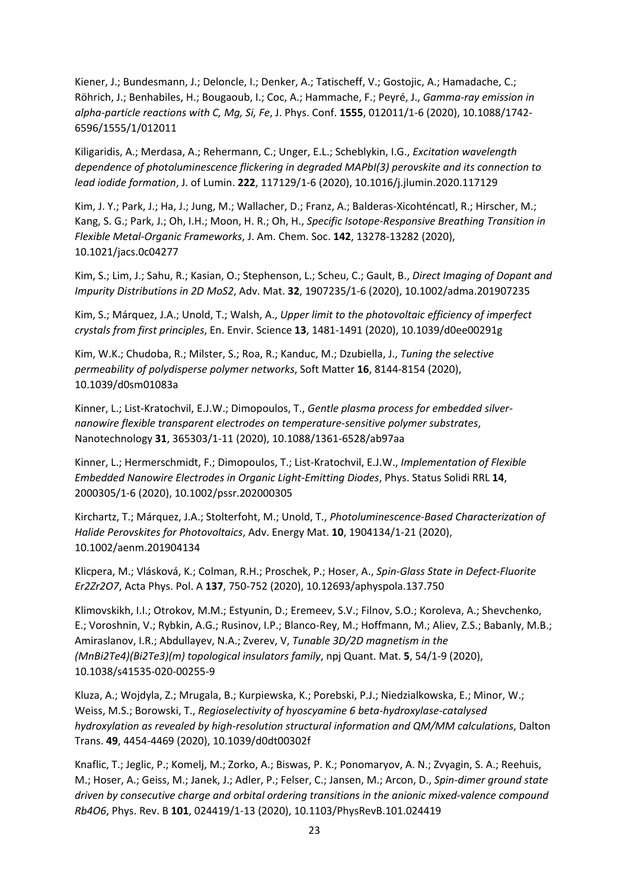Kiener, J.; Bundesmann, J.; Deloncle, I.; Denker, A.; Tatischeff, V.; Gostojic, A.; Hamadache, C.; Röhrich, J.; Benhabiles, H.; Bougaoub, I.; Coc, A.; Hammache, F.; Peyré, J., *Gamma-ray emission in alpha-particle reactions with C, Mg, Si, Fe*, J. Phys. Conf. **1555**, 012011/1-6 (2020), 10.1088/1742-6596/1555/1/012011

Kiligaridis, A.; Merdasa, A.; Rehermann, C.; Unger, E.L.; Scheblykin, I.G., *Excitation wavelength dependence of photoluminescence flickering in degraded MAPbI(3) perovskite and its connection to lead iodide formation*, J. of Lumin. **222**, 117129/1-6 (2020), 10.1016/j.jlumin.2020.117129

Kim, J. Y.; Park, J.; Ha, J.; Jung, M.; Wallacher, D.; Franz, A.; Balderas-Xicohténcatl, R.; Hirscher, M.; Kang, S. G.; Park, J.; Oh, I.H.; Moon, H. R.; Oh, H., *Specific Isotope-Responsive Breathing Transition in Flexible Metal-Organic Frameworks*, J. Am. Chem. Soc. **142**, 13278-13282 (2020), 10.1021/jacs.0c04277

Kim, S.; Lim, J.; Sahu, R.; Kasian, O.; Stephenson, L.; Scheu, C.; Gault, B., *Direct Imaging of Dopant and Impurity Distributions in 2D MoS2*, Adv. Mat. **32**, 1907235/1-6 (2020), 10.1002/adma.201907235

Kim, S.; Márquez, J.A.; Unold, T.; Walsh, A., *Upper limit to the photovoltaic efficiency of imperfect crystals from first principles*, En. Envir. Science **13**, 1481-1491 (2020), 10.1039/d0ee00291g

Kim, W.K.; Chudoba, R.; Milster, S.; Roa, R.; Kanduc, M.; Dzubiella, J., *Tuning the selective permeability of polydisperse polymer networks*, Soft Matter **16**, 8144-8154 (2020), 10.1039/d0sm01083a

Kinner, L.; List-Kratochvil, E.J.W.; Dimopoulos, T., *Gentle plasma process for embedded silver-nanowire flexible transparent electrodes on temperature-sensitive polymer substrates*, Nanotechnology **31**, 365303/1-11 (2020), 10.1088/1361-6528/ab97aa

Kinner, L.; Hermerschmidt, F.; Dimopoulos, T.; List-Kratochvil, E.J.W., *Implementation of Flexible Embedded Nanowire Electrodes in Organic Light-Emitting Diodes*, Phys. Status Solidi RRL **14**, 2000305/1-6 (2020), 10.1002/pssr.202000305

Kirchartz, T.; Márquez, J.A.; Stolterfoht, M.; Unold, T., *Photoluminescence-Based Characterization of Halide Perovskites for Photovoltaics*, Adv. Energy Mat. **10**, 1904134/1-21 (2020), 10.1002/aenm.201904134

Klicpera, M.; Vlásková, K.; Colman, R.H.; Proschek, P.; Hoser, A., *Spin-Glass State in Defect-Fluorite Er2Zr2O7*, Acta Phys. Pol. A **137**, 750-752 (2020), 10.12693/aphyspola.137.750

Klimovskikh, I.I.; Otrokov, M.M.; Estyunin, D.; Eremeev, S.V.; Filnov, S.O.; Koroleva, A.; Shevchenko, E.; Voroshnin, V.; Rybkin, A.G.; Rusinov, I.P.; Blanco-Rey, M.; Hoffmann, M.; Aliev, Z.S.; Babanly, M.B.; Amiraslanov, I.R.; Abdullayev, N.A.; Zverev, V, *Tunable 3D/2D magnetism in the (MnBi2Te4)(Bi2Te3)(m) topological insulators family*, npj Quant. Mat. **5**, 54/1-9 (2020), 10.1038/s41535-020-00255-9

Kluza, A.; Wojdyla, Z.; Mrugala, B.; Kurpiewska, K.; Porebski, P.J.; Niedzialkowska, E.; Minor, W.; Weiss, M.S.; Borowski, T., *Regioselectivity of hyoscyamine 6 beta-hydroxylase-catalysed hydroxylation as revealed by high-resolution structural information and QM/MM calculations*, Dalton Trans. **49**, 4454-4469 (2020), 10.1039/d0dt00302f

Knaflic, T.; Jeglic, P.; Komelj, M.; Zorko, A.; Biswas, P. K.; Ponomaryov, A. N.; Zvyagin, S. A.; Reehuis, M.; Hoser, A.; Geiss, M.; Janek, J.; Adler, P.; Felser, C.; Jansen, M.; Arcon, D., *Spin-dimer ground state driven by consecutive charge and orbital ordering transitions in the anionic mixed-valence compound Rb4O6*, Phys. Rev. B **101**, 024419/1-13 (2020), 10.1103/PhysRevB.101.024419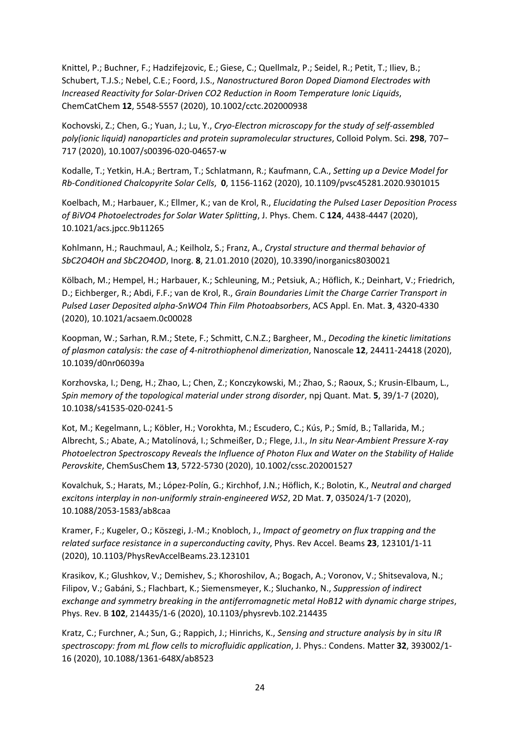Knittel, P.; Buchner, F.; Hadzifejzovic, E.; Giese, C.; Quellmalz, P.; Seidel, R.; Petit, T.; Iliev, B.; Schubert, T.J.S.; Nebel, C.E.; Foord, J.S., *Nanostructured Boron Doped Diamond Electrodes with Increased Reactivity for Solar-Driven CO2 Reduction in Room Temperature Ionic Liquids*, ChemCatChem **12**, 5548-5557 (2020), 10.1002/cctc.202000938

Kochovski, Z.; Chen, G.; Yuan, J.; Lu, Y., *Cryo-Electron microscopy for the study of self-assembled poly(ionic liquid) nanoparticles and protein supramolecular structures*, Colloid Polym. Sci. **298**, 707–717 (2020), 10.1007/s00396-020-04657-w

Kodalle, T.; Yetkin, H.A.; Bertram, T.; Schlatmann, R.; Kaufmann, C.A., *Setting up a Device Model for Rb-Conditioned Chalcopyrite Solar Cells*, **0**, 1156-1162 (2020), 10.1109/pvsc45281.2020.9301015

Koelbach, M.; Harbauer, K.; Ellmer, K.; van de Krol, R., *Elucidating the Pulsed Laser Deposition Process of BiVO4 Photoelectrodes for Solar Water Splitting*, J. Phys. Chem. C **124**, 4438-4447 (2020), 10.1021/acs.jpcc.9b11265

Kohlmann, H.; Rauchmaul, A.; Keilholz, S.; Franz, A., *Crystal structure and thermal behavior of SbC2O4OH and SbC2O4OD*, Inorg. **8**, 21.01.2010 (2020), 10.3390/inorganics8030021

Kölbach, M.; Hempel, H.; Harbauer, K.; Schleuning, M.; Petsiuk, A.; Höflich, K.; Deinhart, V.; Friedrich, D.; Eichberger, R.; Abdi, F.F.; van de Krol, R., *Grain Boundaries Limit the Charge Carrier Transport in Pulsed Laser Deposited alpha-SnWO4 Thin Film Photoabsorbers*, ACS Appl. En. Mat. **3**, 4320-4330 (2020), 10.1021/acsaem.0c00028

Koopman, W.; Sarhan, R.M.; Stete, F.; Schmitt, C.N.Z.; Bargheer, M., *Decoding the kinetic limitations of plasmon catalysis: the case of 4-nitrothiophenol dimerization*, Nanoscale **12**, 24411-24418 (2020), 10.1039/d0nr06039a

Korzhovska, I.; Deng, H.; Zhao, L.; Chen, Z.; Konczykowski, M.; Zhao, S.; Raoux, S.; Krusin-Elbaum, L., *Spin memory of the topological material under strong disorder*, npj Quant. Mat. **5**, 39/1-7 (2020), 10.1038/s41535-020-0241-5

Kot, M.; Kegelmann, L.; Köbler, H.; Vorokhta, M.; Escudero, C.; Kús, P.; Smíd, B.; Tallarida, M.; Albrecht, S.; Abate, A.; Matolínová, I.; Schmeißer, D.; Flege, J.I., *In situ Near-Ambient Pressure X-ray Photoelectron Spectroscopy Reveals the Influence of Photon Flux and Water on the Stability of Halide Perovskite*, ChemSusChem **13**, 5722-5730 (2020), 10.1002/cssc.202001527

Kovalchuk, S.; Harats, M.; López-Polín, G.; Kirchhof, J.N.; Höflich, K.; Bolotin, K., *Neutral and charged excitons interplay in non-uniformly strain-engineered WS2*, 2D Mat. **7**, 035024/1-7 (2020), 10.1088/2053-1583/ab8caa

Kramer, F.; Kugeler, O.; Köszegi, J.-M.; Knobloch, J., *Impact of geometry on flux trapping and the related surface resistance in a superconducting cavity*, Phys. Rev Accel. Beams **23**, 123101/1-11 (2020), 10.1103/PhysRevAccelBeams.23.123101

Krasikov, K.; Glushkov, V.; Demishev, S.; Khoroshilov, A.; Bogach, A.; Voronov, V.; Shitsevalova, N.; Filipov, V.; Gabáni, S.; Flachbart, K.; Siemensmeyer, K.; Sluchanko, N., *Suppression of indirect exchange and symmetry breaking in the antiferromagnetic metal HoB12 with dynamic charge stripes*, Phys. Rev. B **102**, 214435/1-6 (2020), 10.1103/physrevb.102.214435

Kratz, C.; Furchner, A.; Sun, G.; Rappich, J.; Hinrichs, K., *Sensing and structure analysis by in situ IR spectroscopy: from mL flow cells to microfluidic application*, J. Phys.: Condens. Matter **32**, 393002/1-16 (2020), 10.1088/1361-648X/ab8523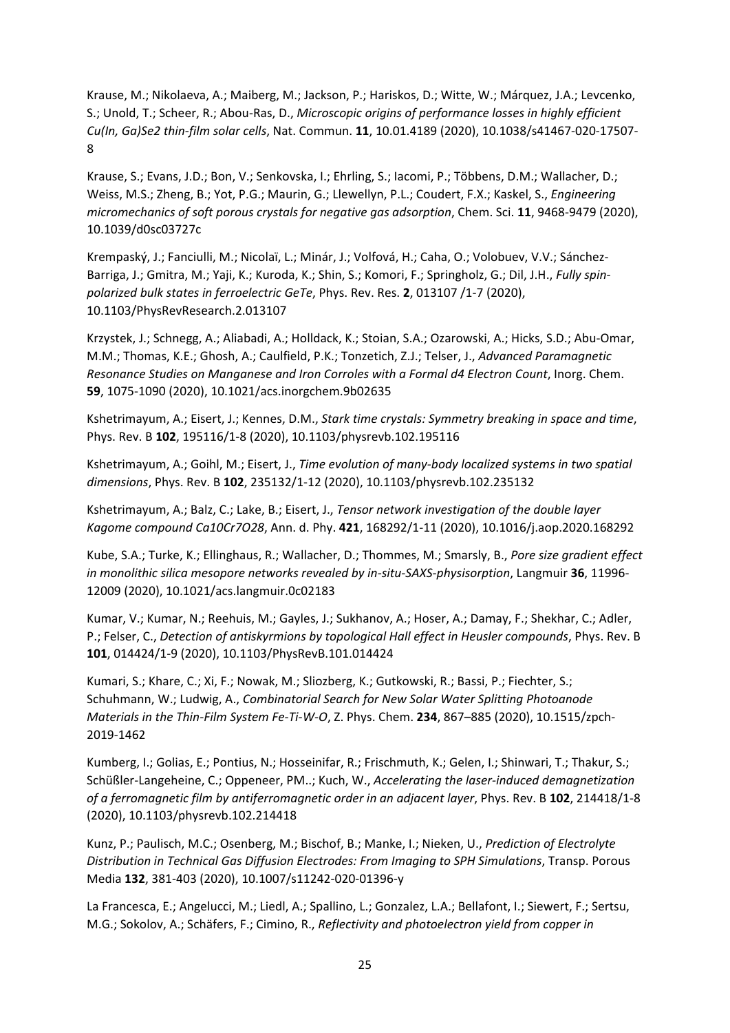Krause, M.; Nikolaeva, A.; Maiberg, M.; Jackson, P.; Hariskos, D.; Witte, W.; Márquez, J.A.; Levcenko, S.; Unold, T.; Scheer, R.; Abou-Ras, D., *Microscopic origins of performance losses in highly efficient Cu(In, Ga)Se2 thin-film solar cells*, Nat. Commun. **11**, 10.01.4189 (2020), 10.1038/s41467-020-17507-8

Krause, S.; Evans, J.D.; Bon, V.; Senkovska, I.; Ehrling, S.; Iacomi, P.; Többens, D.M.; Wallacher, D.; Weiss, M.S.; Zheng, B.; Yot, P.G.; Maurin, G.; Llewellyn, P.L.; Coudert, F.X.; Kaskel, S., *Engineering micromechanics of soft porous crystals for negative gas adsorption*, Chem. Sci. **11**, 9468-9479 (2020), 10.1039/d0sc03727c

Krempaský, J.; Fanciulli, M.; Nicolaï, L.; Minár, J.; Volfová, H.; Caha, O.; Volobuev, V.V.; Sánchez-Barriga, J.; Gmitra, M.; Yaji, K.; Kuroda, K.; Shin, S.; Komori, F.; Springholz, G.; Dil, J.H., *Fully spin-polarized bulk states in ferroelectric GeTe*, Phys. Rev. Res. **2**, 013107 /1-7 (2020), 10.1103/PhysRevResearch.2.013107

Krzystek, J.; Schnegg, A.; Aliabadi, A.; Holldack, K.; Stoian, S.A.; Ozarowski, A.; Hicks, S.D.; Abu-Omar, M.M.; Thomas, K.E.; Ghosh, A.; Caulfield, P.K.; Tonzetich, Z.J.; Telser, J., *Advanced Paramagnetic Resonance Studies on Manganese and Iron Corroles with a Formal d4 Electron Count*, Inorg. Chem. **59**, 1075-1090 (2020), 10.1021/acs.inorgchem.9b02635

Kshetrimayum, A.; Eisert, J.; Kennes, D.M., *Stark time crystals: Symmetry breaking in space and time*, Phys. Rev. B **102**, 195116/1-8 (2020), 10.1103/physrevb.102.195116

Kshetrimayum, A.; Goihl, M.; Eisert, J., *Time evolution of many-body localized systems in two spatial dimensions*, Phys. Rev. B **102**, 235132/1-12 (2020), 10.1103/physrevb.102.235132

Kshetrimayum, A.; Balz, C.; Lake, B.; Eisert, J., *Tensor network investigation of the double layer Kagome compound Ca10Cr7O28*, Ann. d. Phy. **421**, 168292/1-11 (2020), 10.1016/j.aop.2020.168292

Kube, S.A.; Turke, K.; Ellinghaus, R.; Wallacher, D.; Thommes, M.; Smarsly, B., *Pore size gradient effect in monolithic silica mesopore networks revealed by in-situ-SAXS-physisorption*, Langmuir **36**, 11996-12009 (2020), 10.1021/acs.langmuir.0c02183

Kumar, V.; Kumar, N.; Reehuis, M.; Gayles, J.; Sukhanov, A.; Hoser, A.; Damay, F.; Shekhar, C.; Adler, P.; Felser, C., *Detection of antiskyrmions by topological Hall effect in Heusler compounds*, Phys. Rev. B **101**, 014424/1-9 (2020), 10.1103/PhysRevB.101.014424

Kumari, S.; Khare, C.; Xi, F.; Nowak, M.; Sliozberg, K.; Gutkowski, R.; Bassi, P.; Fiechter, S.; Schuhmann, W.; Ludwig, A., *Combinatorial Search for New Solar Water Splitting Photoanode Materials in the Thin-Film System Fe-Ti-W-O*, Z. Phys. Chem. **234**, 867–885 (2020), 10.1515/zpch-2019-1462

Kumberg, I.; Golias, E.; Pontius, N.; Hosseinifar, R.; Frischmuth, K.; Gelen, I.; Shinwari, T.; Thakur, S.; Schüßler-Langeheine, C.; Oppeneer, PM..; Kuch, W., *Accelerating the laser-induced demagnetization of a ferromagnetic film by antiferromagnetic order in an adjacent layer*, Phys. Rev. B **102**, 214418/1-8 (2020), 10.1103/physrevb.102.214418

Kunz, P.; Paulisch, M.C.; Osenberg, M.; Bischof, B.; Manke, I.; Nieken, U., *Prediction of Electrolyte Distribution in Technical Gas Diffusion Electrodes: From Imaging to SPH Simulations*, Transp. Porous Media **132**, 381-403 (2020), 10.1007/s11242-020-01396-y

La Francesca, E.; Angelucci, M.; Liedl, A.; Spallino, L.; Gonzalez, L.A.; Bellafont, I.; Siewert, F.; Sertsu, M.G.; Sokolov, A.; Schäfers, F.; Cimino, R., *Reflectivity and photoelectron yield from copper in*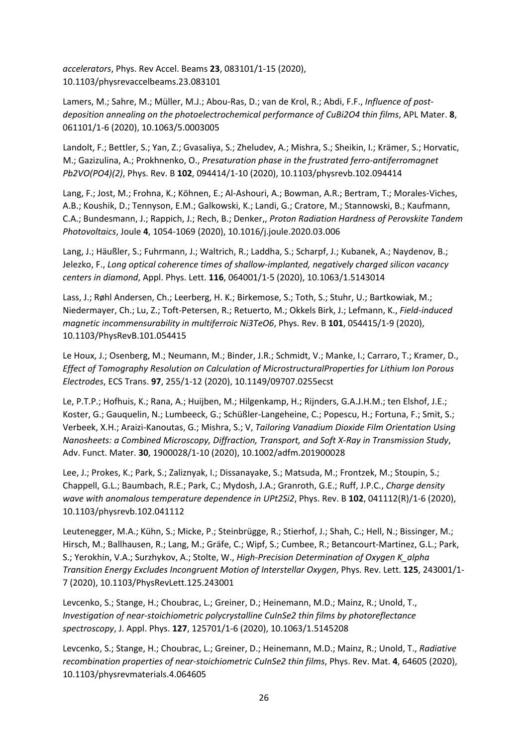*accelerators*, Phys. Rev Accel. Beams **23**, 083101/1-15 (2020), 10.1103/physrevaccelbeams.23.083101

Lamers, M.; Sahre, M.; Müller, M.J.; Abou-Ras, D.; van de Krol, R.; Abdi, F.F., *Influence of post-deposition annealing on the photoelectrochemical performance of $CuBi_2O_4$ thin films*, APL Mater. **8**, 061101/1-6 (2020), 10.1063/5.0003005

Landolt, F.; Bettler, S.; Yan, Z.; Gvasaliya, S.; Zheludev, A.; Mishra, S.; Sheikin, I.; Krämer, S.; Horvatic, M.; Gazizulina, A.; Prokhnenko, O., *Presaturation phase in the frustrated ferro-antiferromagnet $Pb_2VO(PO_4)_2$*, Phys. Rev. B **102**, 094414/1-10 (2020), 10.1103/physrevb.102.094414

Lang, F.; Jost, M.; Frohna, K.; Köhnen, E.; Al-Ashouri, A.; Bowman, A.R.; Bertram, T.; Morales-Viches, A.B.; Koushik, D.; Tennyson, E.M.; Galkowski, K.; Landi, G.; Cratore, M.; Stannowski, B.; Kaufmann, C.A.; Bundesmann, J.; Rappich, J.; Rech, B.; Denker,, *Proton Radiation Hardness of Perovskite Tandem Photovoltaics*, Joule **4**, 1054-1069 (2020), 10.1016/j.joule.2020.03.006

Lang, J.; Häußler, S.; Fuhrmann, J.; Waltrich, R.; Laddha, S.; Scharpf, J.; Kubanek, A.; Naydenov, B.; Jelezko, F., *Long optical coherence times of shallow-implanted, negatively charged silicon vacancy centers in diamond*, Appl. Phys. Lett. **116**, 064001/1-5 (2020), 10.1063/1.5143014

Lass, J.; Røhl Andersen, Ch.; Leerberg, H. K.; Birkemose, S.; Toth, S.; Stuhr, U.; Bartkowiak, M.; Niedermayer, Ch.; Lu, Z.; Toft-Petersen, R.; Retuerto, M.; Okkels Birk, J.; Lefmann, K., *Field-induced magnetic incommensurability in multiferroic $Ni_3TeO_6$*, Phys. Rev. B **101**, 054415/1-9 (2020), 10.1103/PhysRevB.101.054415

Le Houx, J.; Osenberg, M.; Neumann, M.; Binder, J.R.; Schmidt, V.; Manke, I.; Carraro, T.; Kramer, D., *Effect of Tomography Resolution on Calculation of MicrostructuralProperties for Lithium Ion Porous Electrodes*, ECS Trans. **97**, 255/1-12 (2020), 10.1149/09707.0255ecst

Le, P.T.P.; Hofhuis, K.; Rana, A.; Huijben, M.; Hilgenkamp, H.; Rijnders, G.A.J.H.M.; ten Elshof, J.E.; Koster, G.; Gauquelin, N.; Lumbeeck, G.; Schüßler-Langeheine, C.; Popescu, H.; Fortuna, F.; Smit, S.; Verbeek, X.H.; Araizi-Kanoutas, G.; Mishra, S.; V, *Tailoring Vanadium Dioxide Film Orientation Using Nanosheets: a Combined Microscopy, Diffraction, Transport, and Soft X-Ray in Transmission Study*, Adv. Funct. Mater. **30**, 1900028/1-10 (2020), 10.1002/adfm.201900028

Lee, J.; Prokes, K.; Park, S.; Zaliznyak, I.; Dissanayake, S.; Matsuda, M.; Frontzek, M.; Stoupin, S.; Chappell, G.L.; Baumbach, R.E.; Park, C.; Mydosh, J.A.; Granroth, G.E.; Ruff, J.P.C., *Charge density wave with anomalous temperature dependence in $UPt_2Si_2$*, Phys. Rev. B **102**, 041112(R)/1-6 (2020), 10.1103/physrevb.102.041112

Leutenegger, M.A.; Kühn, S.; Micke, P.; Steinbrügge, R.; Stierhof, J.; Shah, C.; Hell, N.; Bissinger, M.; Hirsch, M.; Ballhausen, R.; Lang, M.; Gräfe, C.; Wipf, S.; Cumbee, R.; Betancourt-Martinez, G.L.; Park, S.; Yerokhin, V.A.; Surzhykov, A.; Stolte, W., *High-Precision Determination of Oxygen $K_\alpha$ Transition Energy Excludes Incongruent Motion of Interstellar Oxygen*, Phys. Rev. Lett. **125**, 243001/1-7 (2020), 10.1103/PhysRevLett.125.243001

Levcenko, S.; Stange, H.; Choubrac, L.; Greiner, D.; Heinemann, M.D.; Mainz, R.; Unold, T., *Investigation of near-stoichiometric polycrystalline $CuInSe_2$ thin films by photoreflectance spectroscopy*, J. Appl. Phys. **127**, 125701/1-6 (2020), 10.1063/1.5145208

Levcenko, S.; Stange, H.; Choubrac, L.; Greiner, D.; Heinemann, M.D.; Mainz, R.; Unold, T., *Radiative recombination properties of near-stoichiometric $CuInSe_2$ thin films*, Phys. Rev. Mat. **4**, 64605 (2020), 10.1103/physrevmaterials.4.064605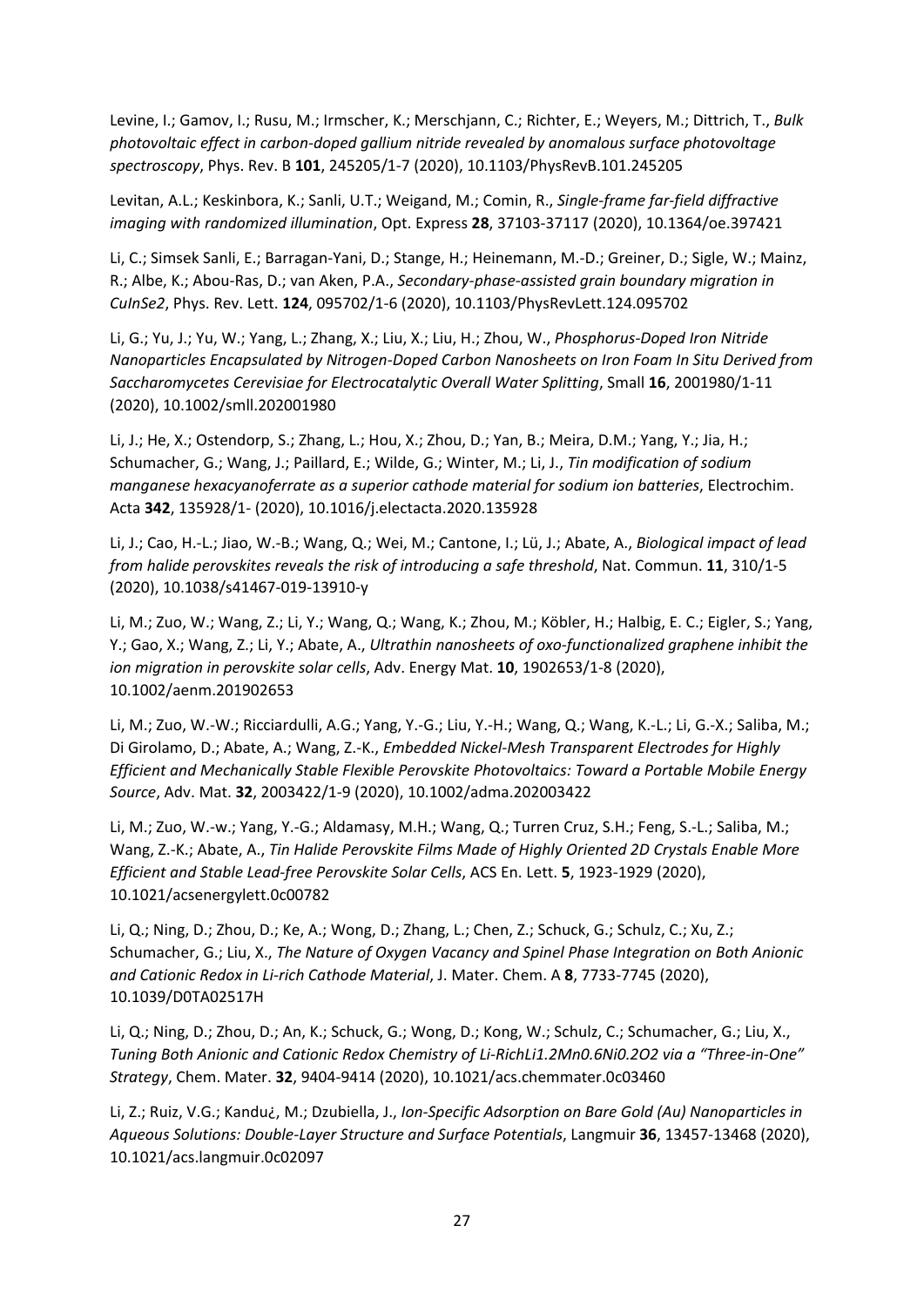Levine, I.; Gamov, I.; Rusu, M.; Irmscher, K.; Merschjann, C.; Richter, E.; Weyers, M.; Dittrich, T., *Bulk photovoltaic effect in carbon-doped gallium nitride revealed by anomalous surface photovoltage spectroscopy*, Phys. Rev. B **101**, 245205/1-7 (2020), 10.1103/PhysRevB.101.245205

Levitan, A.L.; Keskinbora, K.; Sanli, U.T.; Weigand, M.; Comin, R., *Single-frame far-field diffractive imaging with randomized illumination*, Opt. Express **28**, 37103-37117 (2020), 10.1364/oe.397421

Li, C.; Simsek Sanli, E.; Barragan-Yani, D.; Stange, H.; Heinemann, M.-D.; Greiner, D.; Sigle, W.; Mainz, R.; Albe, K.; Abou-Ras, D.; van Aken, P.A., *Secondary-phase-assisted grain boundary migration in CuInSe2*, Phys. Rev. Lett. **124**, 095702/1-6 (2020), 10.1103/PhysRevLett.124.095702

Li, G.; Yu, J.; Yu, W.; Yang, L.; Zhang, X.; Liu, X.; Liu, H.; Zhou, W., *Phosphorus-Doped Iron Nitride Nanoparticles Encapsulated by Nitrogen-Doped Carbon Nanosheets on Iron Foam In Situ Derived from Saccharomycetes Cerevisiae for Electrocatalytic Overall Water Splitting*, Small **16**, 2001980/1-11 (2020), 10.1002/smll.202001980

Li, J.; He, X.; Ostendorp, S.; Zhang, L.; Hou, X.; Zhou, D.; Yan, B.; Meira, D.M.; Yang, Y.; Jia, H.; Schumacher, G.; Wang, J.; Paillard, E.; Wilde, G.; Winter, M.; Li, J., *Tin modification of sodium manganese hexacyanoferrate as a superior cathode material for sodium ion batteries*, Electrochim. Acta **342**, 135928/1- (2020), 10.1016/j.electacta.2020.135928

Li, J.; Cao, H.-L.; Jiao, W.-B.; Wang, Q.; Wei, M.; Cantone, I.; Lü, J.; Abate, A., *Biological impact of lead from halide perovskites reveals the risk of introducing a safe threshold*, Nat. Commun. **11**, 310/1-5 (2020), 10.1038/s41467-019-13910-y

Li, M.; Zuo, W.; Wang, Z.; Li, Y.; Wang, Q.; Wang, K.; Zhou, M.; Köbler, H.; Halbig, E. C.; Eigler, S.; Yang, Y.; Gao, X.; Wang, Z.; Li, Y.; Abate, A., *Ultrathin nanosheets of oxo-functionalized graphene inhibit the ion migration in perovskite solar cells*, Adv. Energy Mat. **10**, 1902653/1-8 (2020), 10.1002/aenm.201902653

Li, M.; Zuo, W.-W.; Ricciardulli, A.G.; Yang, Y.-G.; Liu, Y.-H.; Wang, Q.; Wang, K.-L.; Li, G.-X.; Saliba, M.; Di Girolamo, D.; Abate, A.; Wang, Z.-K., *Embedded Nickel-Mesh Transparent Electrodes for Highly Efficient and Mechanically Stable Flexible Perovskite Photovoltaics: Toward a Portable Mobile Energy Source*, Adv. Mat. **32**, 2003422/1-9 (2020), 10.1002/adma.202003422

Li, M.; Zuo, W.-w.; Yang, Y.-G.; Aldamasy, M.H.; Wang, Q.; Turren Cruz, S.H.; Feng, S.-L.; Saliba, M.; Wang, Z.-K.; Abate, A., *Tin Halide Perovskite Films Made of Highly Oriented 2D Crystals Enable More Efficient and Stable Lead-free Perovskite Solar Cells*, ACS En. Lett. **5**, 1923-1929 (2020), 10.1021/acsenergylett.0c00782

Li, Q.; Ning, D.; Zhou, D.; Ke, A.; Wong, D.; Zhang, L.; Chen, Z.; Schuck, G.; Schulz, C.; Xu, Z.; Schumacher, G.; Liu, X., *The Nature of Oxygen Vacancy and Spinel Phase Integration on Both Anionic and Cationic Redox in Li-rich Cathode Material*, J. Mater. Chem. A **8**, 7733-7745 (2020), 10.1039/D0TA02517H

Li, Q.; Ning, D.; Zhou, D.; An, K.; Schuck, G.; Wong, D.; Kong, W.; Schulz, C.; Schumacher, G.; Liu, X., *Tuning Both Anionic and Cationic Redox Chemistry of Li-RichLi1.2Mn0.6Ni0.2O2 via a "Three-in-One" Strategy*, Chem. Mater. **32**, 9404-9414 (2020), 10.1021/acs.chemmater.0c03460

Li, Z.; Ruiz, V.G.; Kandu¿, M.; Dzubiella, J., *Ion-Specific Adsorption on Bare Gold (Au) Nanoparticles in Aqueous Solutions: Double-Layer Structure and Surface Potentials*, Langmuir **36**, 13457-13468 (2020), 10.1021/acs.langmuir.0c02097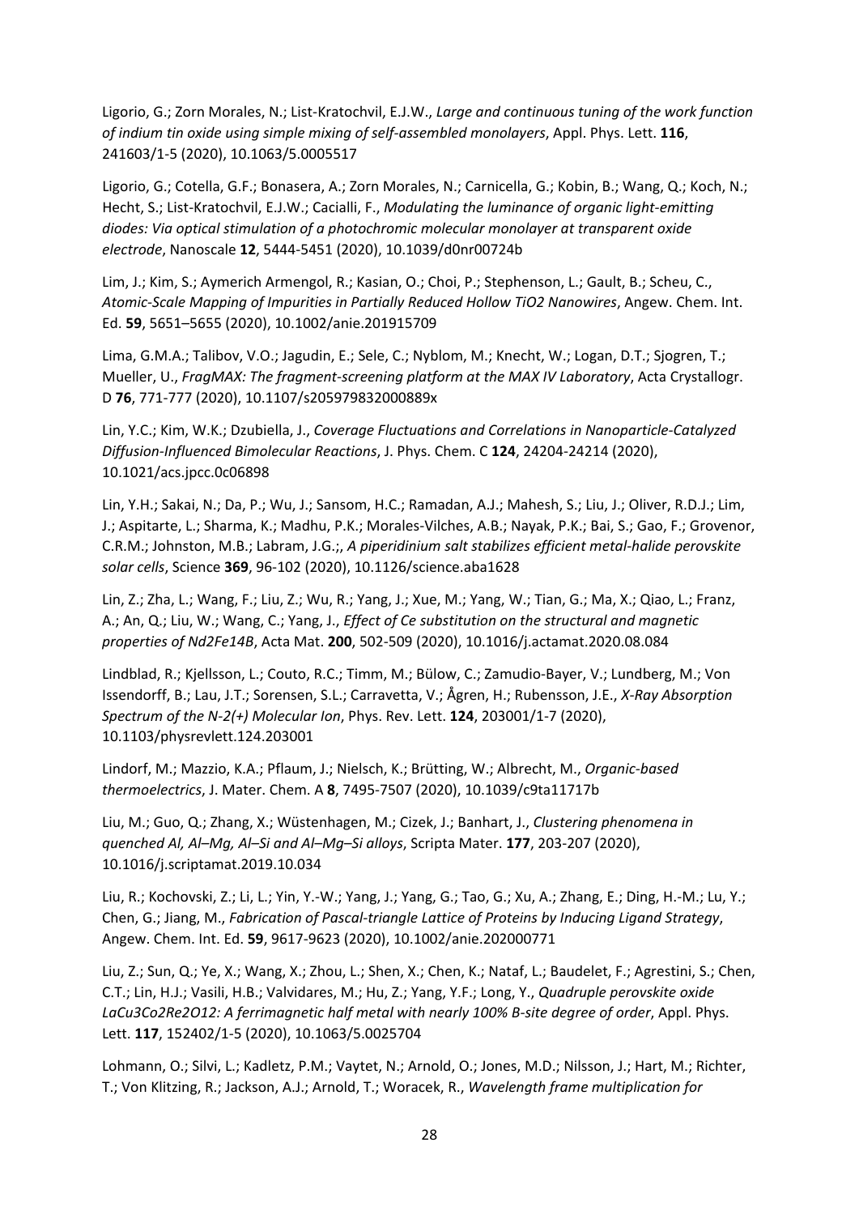Ligorio, G.; Zorn Morales, N.; List-Kratochvil, E.J.W., *Large and continuous tuning of the work function of indium tin oxide using simple mixing of self-assembled monolayers*, Appl. Phys. Lett. **116**, 241603/1-5 (2020), 10.1063/5.0005517

Ligorio, G.; Cotella, G.F.; Bonasera, A.; Zorn Morales, N.; Carnicella, G.; Kobin, B.; Wang, Q.; Koch, N.; Hecht, S.; List-Kratochvil, E.J.W.; Cacialli, F., *Modulating the luminance of organic light-emitting diodes: Via optical stimulation of a photochromic molecular monolayer at transparent oxide electrode*, Nanoscale **12**, 5444-5451 (2020), 10.1039/d0nr00724b

Lim, J.; Kim, S.; Aymerich Armengol, R.; Kasian, O.; Choi, P.; Stephenson, L.; Gault, B.; Scheu, C., *Atomic-Scale Mapping of Impurities in Partially Reduced Hollow $TiO_2$ Nanowires*, Angew. Chem. Int. Ed. **59**, 5651–5655 (2020), 10.1002/anie.201915709

Lima, G.M.A.; Talibov, V.O.; Jagudin, E.; Sele, C.; Nyblom, M.; Knecht, W.; Logan, D.T.; Sjogren, T.; Mueller, U., *FragMAX: The fragment-screening platform at the MAX IV Laboratory*, Acta Crystallogr. D **76**, 771-777 (2020), 10.1107/s205979832000889x

Lin, Y.C.; Kim, W.K.; Dzubiella, J., *Coverage Fluctuations and Correlations in Nanoparticle-Catalyzed Diffusion-Influenced Bimolecular Reactions*, J. Phys. Chem. C **124**, 24204-24214 (2020), 10.1021/acs.jpcc.0c06898

Lin, Y.H.; Sakai, N.; Da, P.; Wu, J.; Sansom, H.C.; Ramadan, A.J.; Mahesh, S.; Liu, J.; Oliver, R.D.J.; Lim, J.; Aspitarte, L.; Sharma, K.; Madhu, P.K.; Morales-Vilches, A.B.; Nayak, P.K.; Bai, S.; Gao, F.; Grovenor, C.R.M.; Johnston, M.B.; Labram, J.G.;, *A piperidinium salt stabilizes efficient metal-halide perovskite solar cells*, Science **369**, 96-102 (2020), 10.1126/science.aba1628

Lin, Z.; Zha, L.; Wang, F.; Liu, Z.; Wu, R.; Yang, J.; Xue, M.; Yang, W.; Tian, G.; Ma, X.; Qiao, L.; Franz, A.; An, Q.; Liu, W.; Wang, C.; Yang, J., *Effect of Ce substitution on the structural and magnetic properties of $Nd_2Fe_{14}B$*, Acta Mat. **200**, 502-509 (2020), 10.1016/j.actamat.2020.08.084

Lindblad, R.; Kjellsson, L.; Couto, R.C.; Timm, M.; Bülow, C.; Zamudio-Bayer, V.; Lundberg, M.; Von Issendorff, B.; Lau, J.T.; Sorensen, S.L.; Carravetta, V.; Ågren, H.; Rubensson, J.E., *X-Ray Absorption Spectrum of the $N_2^{(+)}$ Molecular Ion*, Phys. Rev. Lett. **124**, 203001/1-7 (2020), 10.1103/physrevlett.124.203001

Lindorf, M.; Mazzio, K.A.; Pflaum, J.; Nielsch, K.; Brütting, W.; Albrecht, M., *Organic-based thermoelectrics*, J. Mater. Chem. A **8**, 7495-7507 (2020), 10.1039/c9ta11717b

Liu, M.; Guo, Q.; Zhang, X.; Wüstenhagen, M.; Cizek, J.; Banhart, J., *Clustering phenomena in quenched Al, Al–Mg, Al–Si and Al–Mg–Si alloys*, Scripta Mater. **177**, 203-207 (2020), 10.1016/j.scriptamat.2019.10.034

Liu, R.; Kochovski, Z.; Li, L.; Yin, Y.-W.; Yang, J.; Yang, G.; Tao, G.; Xu, A.; Zhang, E.; Ding, H.-M.; Lu, Y.; Chen, G.; Jiang, M., *Fabrication of Pascal-triangle Lattice of Proteins by Inducing Ligand Strategy*, Angew. Chem. Int. Ed. **59**, 9617-9623 (2020), 10.1002/anie.202000771

Liu, Z.; Sun, Q.; Ye, X.; Wang, X.; Zhou, L.; Shen, X.; Chen, K.; Nataf, L.; Baudelet, F.; Agrestini, S.; Chen, C.T.; Lin, H.J.; Vasili, H.B.; Valvidares, M.; Hu, Z.; Yang, Y.F.; Long, Y., *Quadruple perovskite oxide $LaCu_3Co_2Re_2O_{12}$: A ferrimagnetic half metal with nearly 100% B-site degree of order*, Appl. Phys. Lett. **117**, 152402/1-5 (2020), 10.1063/5.0025704

Lohmann, O.; Silvi, L.; Kadletz, P.M.; Vaytet, N.; Arnold, O.; Jones, M.D.; Nilsson, J.; Hart, M.; Richter, T.; Von Klitzing, R.; Jackson, A.J.; Arnold, T.; Woracek, R., *Wavelength frame multiplication for*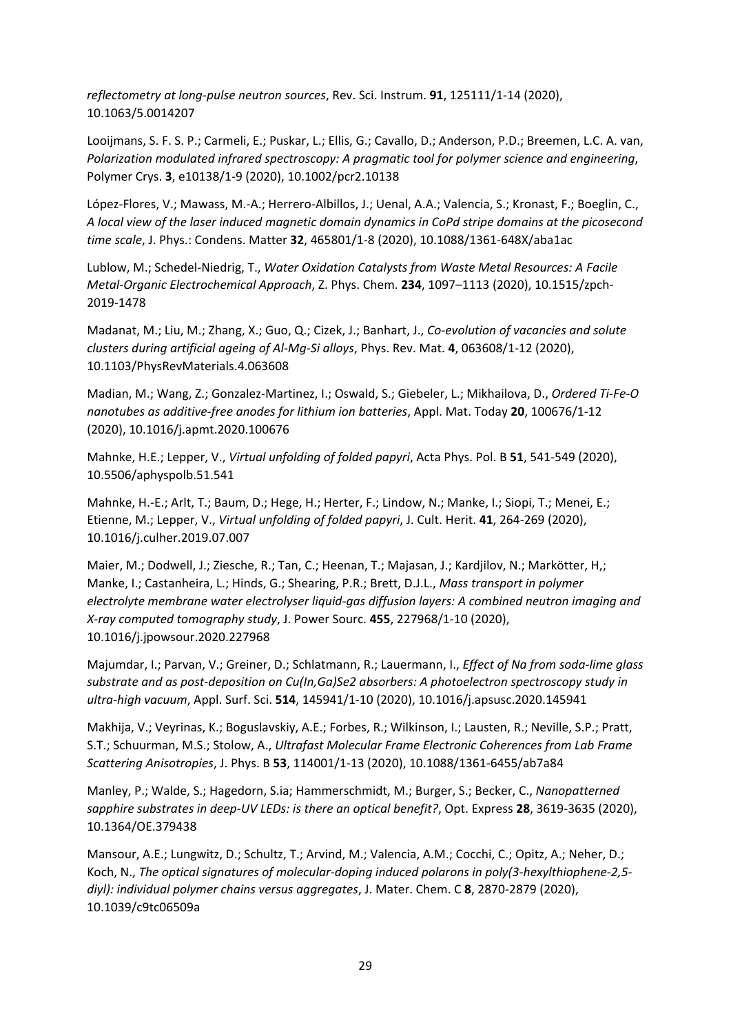*reflectometry at long-pulse neutron sources*, Rev. Sci. Instrum. **91**, 125111/1-14 (2020), 10.1063/5.0014207

Looijmans, S. F. S. P.; Carmeli, E.; Puskar, L.; Ellis, G.; Cavallo, D.; Anderson, P.D.; Breemen, L.C. A. van, *Polarization modulated infrared spectroscopy: A pragmatic tool for polymer science and engineering*, Polymer Crys. **3**, e10138/1-9 (2020), 10.1002/pcr2.10138

López-Flores, V.; Mawass, M.-A.; Herrero-Albillos, J.; Uenal, A.A.; Valencia, S.; Kronast, F.; Boeglin, C., *A local view of the laser induced magnetic domain dynamics in CoPd stripe domains at the picosecond time scale*, J. Phys.: Condens. Matter **32**, 465801/1-8 (2020), 10.1088/1361-648X/aba1ac

Lublow, M.; Schedel-Niedrig, T., *Water Oxidation Catalysts from Waste Metal Resources: A Facile Metal-Organic Electrochemical Approach*, Z. Phys. Chem. **234**, 1097–1113 (2020), 10.1515/zpch-2019-1478

Madanat, M.; Liu, M.; Zhang, X.; Guo, Q.; Cizek, J.; Banhart, J., *Co-evolution of vacancies and solute clusters during artificial ageing of Al-Mg-Si alloys*, Phys. Rev. Mat. **4**, 063608/1-12 (2020), 10.1103/PhysRevMaterials.4.063608

Madian, M.; Wang, Z.; Gonzalez-Martinez, I.; Oswald, S.; Giebeler, L.; Mikhailova, D., *Ordered Ti-Fe-O nanotubes as additive-free anodes for lithium ion batteries*, Appl. Mat. Today **20**, 100676/1-12 (2020), 10.1016/j.apmt.2020.100676

Mahnke, H.E.; Lepper, V., *Virtual unfolding of folded papyri*, Acta Phys. Pol. B **51**, 541-549 (2020), 10.5506/aphyspolb.51.541

Mahnke, H.-E.; Arlt, T.; Baum, D.; Hege, H.; Herter, F.; Lindow, N.; Manke, I.; Siopi, T.; Menei, E.; Etienne, M.; Lepper, V., *Virtual unfolding of folded papyri*, J. Cult. Herit. **41**, 264-269 (2020), 10.1016/j.culher.2019.07.007

Maier, M.; Dodwell, J.; Ziesche, R.; Tan, C.; Heenan, T.; Majasan, J.; Kardjilov, N.; Markötter, H,; Manke, I.; Castanheira, L.; Hinds, G.; Shearing, P.R.; Brett, D.J.L., *Mass transport in polymer electrolyte membrane water electrolyser liquid-gas diffusion layers: A combined neutron imaging and X-ray computed tomography study*, J. Power Sourc. **455**, 227968/1-10 (2020), 10.1016/j.jpowsour.2020.227968

Majumdar, I.; Parvan, V.; Greiner, D.; Schlatmann, R.; Lauermann, I., *Effect of Na from soda-lime glass substrate and as post-deposition on Cu(In,Ga)Se2 absorbers: A photoelectron spectroscopy study in ultra-high vacuum*, Appl. Surf. Sci. **514**, 145941/1-10 (2020), 10.1016/j.apsusc.2020.145941

Makhija, V.; Veyrinas, K.; Boguslavskiy, A.E.; Forbes, R.; Wilkinson, I.; Lausten, R.; Neville, S.P.; Pratt, S.T.; Schuurman, M.S.; Stolow, A., *Ultrafast Molecular Frame Electronic Coherences from Lab Frame Scattering Anisotropies*, J. Phys. B **53**, 114001/1-13 (2020), 10.1088/1361-6455/ab7a84

Manley, P.; Walde, S.; Hagedorn, S.ia; Hammerschmidt, M.; Burger, S.; Becker, C., *Nanopatterned sapphire substrates in deep-UV LEDs: is there an optical benefit?*, Opt. Express **28**, 3619-3635 (2020), 10.1364/OE.379438

Mansour, A.E.; Lungwitz, D.; Schultz, T.; Arvind, M.; Valencia, A.M.; Cocchi, C.; Opitz, A.; Neher, D.; Koch, N., *The optical signatures of molecular-doping induced polarons in poly(3-hexylthiophene-2,5-diyl): individual polymer chains versus aggregates*, J. Mater. Chem. C **8**, 2870-2879 (2020), 10.1039/c9tc06509a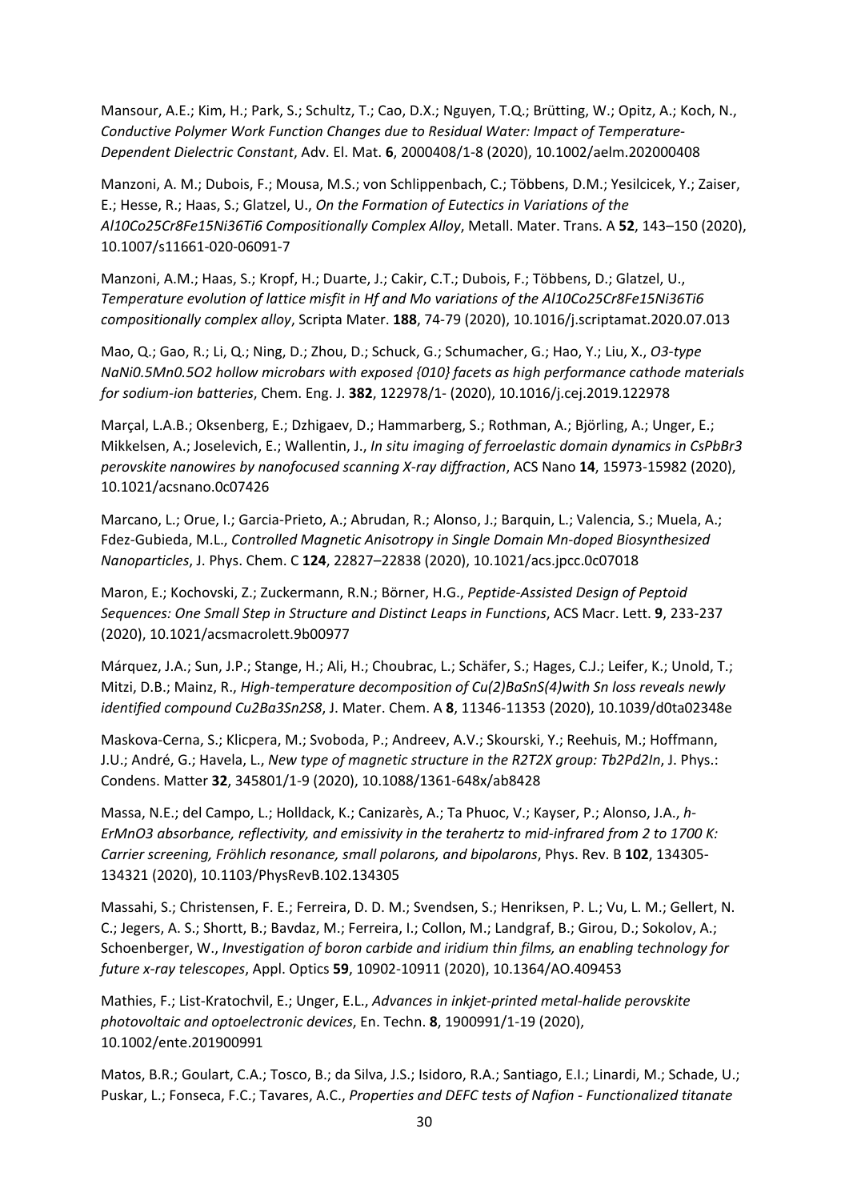Mansour, A.E.; Kim, H.; Park, S.; Schultz, T.; Cao, D.X.; Nguyen, T.Q.; Brütting, W.; Opitz, A.; Koch, N., *Conductive Polymer Work Function Changes due to Residual Water: Impact of Temperature-Dependent Dielectric Constant*, Adv. El. Mat. **6**, 2000408/1-8 (2020), 10.1002/aelm.202000408

Manzoni, A. M.; Dubois, F.; Mousa, M.S.; von Schlippenbach, C.; Többens, D.M.; Yesilcicek, Y.; Zaiser, E.; Hesse, R.; Haas, S.; Glatzel, U., *On the Formation of Eutectics in Variations of the Al10Co25Cr8Fe15Ni36Ti6 Compositionally Complex Alloy*, Metall. Mater. Trans. A **52**, 143–150 (2020), 10.1007/s11661-020-06091-7

Manzoni, A.M.; Haas, S.; Kropf, H.; Duarte, J.; Cakir, C.T.; Dubois, F.; Többens, D.; Glatzel, U., *Temperature evolution of lattice misfit in Hf and Mo variations of the Al10Co25Cr8Fe15Ni36Ti6 compositionally complex alloy*, Scripta Mater. **188**, 74-79 (2020), 10.1016/j.scriptamat.2020.07.013

Mao, Q.; Gao, R.; Li, Q.; Ning, D.; Zhou, D.; Schuck, G.; Schumacher, G.; Hao, Y.; Liu, X., *O3-type NaNi0.5Mn0.5O2 hollow microbars with exposed {010} facets as high performance cathode materials for sodium-ion batteries*, Chem. Eng. J. **382**, 122978/1- (2020), 10.1016/j.cej.2019.122978

Marçal, L.A.B.; Oksenberg, E.; Dzhigaev, D.; Hammarberg, S.; Rothman, A.; Björling, A.; Unger, E.; Mikkelsen, A.; Joselevich, E.; Wallentin, J., *In situ imaging of ferroelastic domain dynamics in CsPbBr3 perovskite nanowires by nanofocused scanning X-ray diffraction*, ACS Nano **14**, 15973-15982 (2020), 10.1021/acsnano.0c07426

Marcano, L.; Orue, I.; Garcia-Prieto, A.; Abrudan, R.; Alonso, J.; Barquin, L.; Valencia, S.; Muela, A.; Fdez-Gubieda, M.L., *Controlled Magnetic Anisotropy in Single Domain Mn-doped Biosynthesized Nanoparticles*, J. Phys. Chem. C **124**, 22827–22838 (2020), 10.1021/acs.jpcc.0c07018

Maron, E.; Kochovski, Z.; Zuckermann, R.N.; Börner, H.G., *Peptide-Assisted Design of Peptoid Sequences: One Small Step in Structure and Distinct Leaps in Functions*, ACS Macr. Lett. **9**, 233-237 (2020), 10.1021/acsmacrolett.9b00977

Márquez, J.A.; Sun, J.P.; Stange, H.; Ali, H.; Choubrac, L.; Schäfer, S.; Hages, C.J.; Leifer, K.; Unold, T.; Mitzi, D.B.; Mainz, R., *High-temperature decomposition of Cu(2)BaSnS(4)with Sn loss reveals newly identified compound Cu2Ba3Sn2S8*, J. Mater. Chem. A **8**, 11346-11353 (2020), 10.1039/d0ta02348e

Maskova-Cerna, S.; Klicpera, M.; Svoboda, P.; Andreev, A.V.; Skourski, Y.; Reehuis, M.; Hoffmann, J.U.; André, G.; Havela, L., *New type of magnetic structure in the R2T2X group: Tb2Pd2In*, J. Phys.: Condens. Matter **32**, 345801/1-9 (2020), 10.1088/1361-648x/ab8428

Massa, N.E.; del Campo, L.; Holldack, K.; Canizarès, A.; Ta Phuoc, V.; Kayser, P.; Alonso, J.A., *h-ErMnO3 absorbance, reflectivity, and emissivity in the terahertz to mid-infrared from 2 to 1700 K: Carrier screening, Fröhlich resonance, small polarons, and bipolarons*, Phys. Rev. B **102**, 134305-134321 (2020), 10.1103/PhysRevB.102.134305

Massahi, S.; Christensen, F. E.; Ferreira, D. D. M.; Svendsen, S.; Henriksen, P. L.; Vu, L. M.; Gellert, N. C.; Jegers, A. S.; Shortt, B.; Bavdaz, M.; Ferreira, I.; Collon, M.; Landgraf, B.; Girou, D.; Sokolov, A.; Schoenberger, W., *Investigation of boron carbide and iridium thin films, an enabling technology for future x-ray telescopes*, Appl. Optics **59**, 10902-10911 (2020), 10.1364/AO.409453

Mathies, F.; List-Kratochvil, E.; Unger, E.L., *Advances in inkjet-printed metal-halide perovskite photovoltaic and optoelectronic devices*, En. Techn. **8**, 1900991/1-19 (2020), 10.1002/ente.201900991

Matos, B.R.; Goulart, C.A.; Tosco, B.; da Silva, J.S.; Isidoro, R.A.; Santiago, E.I.; Linardi, M.; Schade, U.; Puskar, L.; Fonseca, F.C.; Tavares, A.C., *Properties and DEFC tests of Nafion - Functionalized titanate*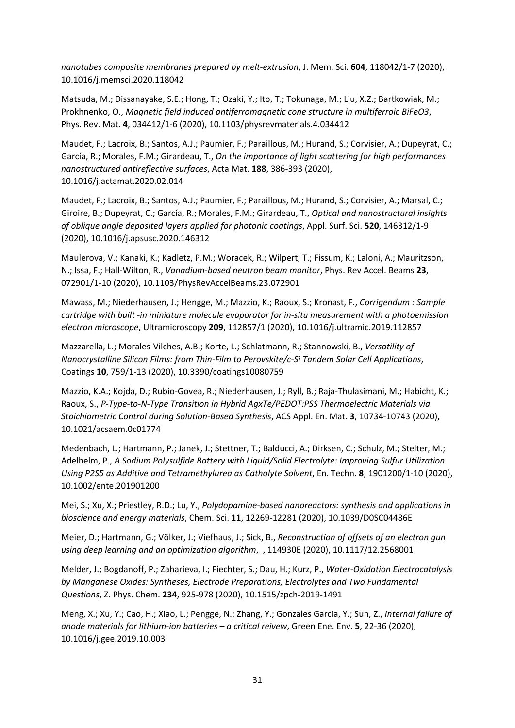*nanotubes composite membranes prepared by melt-extrusion*, J. Mem. Sci. **604**, 118042/1-7 (2020), 10.1016/j.memsci.2020.118042

Matsuda, M.; Dissanayake, S.E.; Hong, T.; Ozaki, Y.; Ito, T.; Tokunaga, M.; Liu, X.Z.; Bartkowiak, M.; Prokhnenko, O., *Magnetic field induced antiferromagnetic cone structure in multiferroic BiFeO3*, Phys. Rev. Mat. **4**, 034412/1-6 (2020), 10.1103/physrevmaterials.4.034412

Maudet, F.; Lacroix, B.; Santos, A.J.; Paumier, F.; Paraillous, M.; Hurand, S.; Corvisier, A.; Dupeyrat, C.; García, R.; Morales, F.M.; Girardeau, T., *On the importance of light scattering for high performances nanostructured antireflective surfaces*, Acta Mat. **188**, 386-393 (2020), 10.1016/j.actamat.2020.02.014

Maudet, F.; Lacroix, B.; Santos, A.J.; Paumier, F.; Paraillous, M.; Hurand, S.; Corvisier, A.; Marsal, C.; Giroire, B.; Dupeyrat, C.; García, R.; Morales, F.M.; Girardeau, T., *Optical and nanostructural insights of oblique angle deposited layers applied for photonic coatings*, Appl. Surf. Sci. **520**, 146312/1-9 (2020), 10.1016/j.apsusc.2020.146312

Maulerova, V.; Kanaki, K.; Kadletz, P.M.; Woracek, R.; Wilpert, T.; Fissum, K.; Laloni, A.; Mauritzson, N.; Issa, F.; Hall-Wilton, R., *Vanadium-based neutron beam monitor*, Phys. Rev Accel. Beams **23**, 072901/1-10 (2020), 10.1103/PhysRevAccelBeams.23.072901

Mawass, M.; Niederhausen, J.; Hengge, M.; Mazzio, K.; Raoux, S.; Kronast, F., *Corrigendum : Sample cartridge with built -in miniature molecule evaporator for in-situ measurement with a photoemission electron microscope*, Ultramicroscopy **209**, 112857/1 (2020), 10.1016/j.ultramic.2019.112857

Mazzarella, L.; Morales-Vilches, A.B.; Korte, L.; Schlatmann, R.; Stannowski, B., *Versatility of Nanocrystalline Silicon Films: from Thin-Film to Perovskite/c-Si Tandem Solar Cell Applications*, Coatings **10**, 759/1-13 (2020), 10.3390/coatings10080759

Mazzio, K.A.; Kojda, D.; Rubio-Govea, R.; Niederhausen, J.; Ryll, B.; Raja-Thulasimani, M.; Habicht, K.; Raoux, S., *P-Type-to-N-Type Transition in Hybrid AgxTe/PEDOT:PSS Thermoelectric Materials via Stoichiometric Control during Solution-Based Synthesis*, ACS Appl. En. Mat. **3**, 10734-10743 (2020), 10.1021/acsaem.0c01774

Medenbach, L.; Hartmann, P.; Janek, J.; Stettner, T.; Balducci, A.; Dirksen, C.; Schulz, M.; Stelter, M.; Adelhelm, P., *A Sodium Polysulfide Battery with Liquid/Solid Electrolyte: Improving Sulfur Utilization Using P2S5 as Additive and Tetramethylurea as Catholyte Solvent*, En. Techn. **8**, 1901200/1-10 (2020), 10.1002/ente.201901200

Mei, S.; Xu, X.; Priestley, R.D.; Lu, Y., *Polydopamine-based nanoreactors: synthesis and applications in bioscience and energy materials*, Chem. Sci. **11**, 12269-12281 (2020), 10.1039/D0SC04486E

Meier, D.; Hartmann, G.; Völker, J.; Viefhaus, J.; Sick, B., *Reconstruction of offsets of an electron gun using deep learning and an optimization algorithm*, , 114930E (2020), 10.1117/12.2568001

Melder, J.; Bogdanoff, P.; Zaharieva, I.; Fiechter, S.; Dau, H.; Kurz, P., *Water-Oxidation Electrocatalysis by Manganese Oxides: Syntheses, Electrode Preparations, Electrolytes and Two Fundamental Questions*, Z. Phys. Chem. **234**, 925-978 (2020), 10.1515/zpch-2019-1491

Meng, X.; Xu, Y.; Cao, H.; Xiao, L.; Pengge, N.; Zhang, Y.; Gonzales Garcia, Y.; Sun, Z., *Internal failure of anode materials for lithium-ion batteries – a critical reivew*, Green Ene. Env. **5**, 22-36 (2020), 10.1016/j.gee.2019.10.003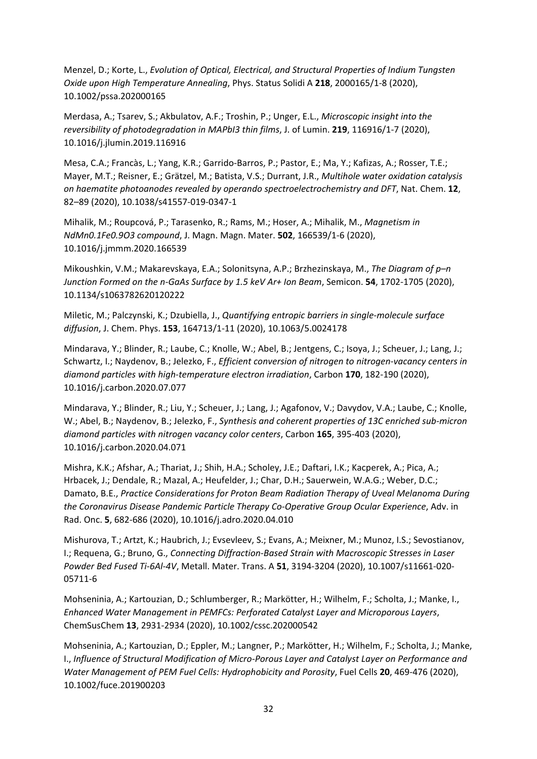Menzel, D.; Korte, L., *Evolution of Optical, Electrical, and Structural Properties of Indium Tungsten Oxide upon High Temperature Annealing*, Phys. Status Solidi A **218**, 2000165/1-8 (2020), 10.1002/pssa.202000165

Merdasa, A.; Tsarev, S.; Akbulatov, A.F.; Troshin, P.; Unger, E.L., *Microscopic insight into the reversibility of photodegradation in MAPbI3 thin films*, J. of Lumin. **219**, 116916/1-7 (2020), 10.1016/j.jlumin.2019.116916

Mesa, C.A.; Francàs, L.; Yang, K.R.; Garrido-Barros, P.; Pastor, E.; Ma, Y.; Kafizas, A.; Rosser, T.E.; Mayer, M.T.; Reisner, E.; Grätzel, M.; Batista, V.S.; Durrant, J.R., *Multihole water oxidation catalysis on haematite photoanodes revealed by operando spectroelectrochemistry and DFT*, Nat. Chem. **12**, 82–89 (2020), 10.1038/s41557-019-0347-1

Mihalik, M.; Roupcová, P.; Tarasenko, R.; Rams, M.; Hoser, A.; Mihalik, M., *Magnetism in NdMn0.1Fe0.9O3 compound*, J. Magn. Magn. Mater. **502**, 166539/1-6 (2020), 10.1016/j.jmmm.2020.166539

Mikoushkin, V.M.; Makarevskaya, E.A.; Solonitsyna, A.P.; Brzhezinskaya, M., *The Diagram of p–n Junction Formed on the n-GaAs Surface by 1.5 keV Ar+ Ion Beam*, Semicon. **54**, 1702-1705 (2020), 10.1134/s1063782620120222

Miletic, M.; Palczynski, K.; Dzubiella, J., *Quantifying entropic barriers in single-molecule surface diffusion*, J. Chem. Phys. **153**, 164713/1-11 (2020), 10.1063/5.0024178

Mindarava, Y.; Blinder, R.; Laube, C.; Knolle, W.; Abel, B.; Jentgens, C.; Isoya, J.; Scheuer, J.; Lang, J.; Schwartz, I.; Naydenov, B.; Jelezko, F., *Efficient conversion of nitrogen to nitrogen-vacancy centers in diamond particles with high-temperature electron irradiation*, Carbon **170**, 182-190 (2020), 10.1016/j.carbon.2020.07.077

Mindarava, Y.; Blinder, R.; Liu, Y.; Scheuer, J.; Lang, J.; Agafonov, V.; Davydov, V.A.; Laube, C.; Knolle, W.; Abel, B.; Naydenov, B.; Jelezko, F., *Synthesis and coherent properties of 13C enriched sub-micron diamond particles with nitrogen vacancy color centers*, Carbon **165**, 395-403 (2020), 10.1016/j.carbon.2020.04.071

Mishra, K.K.; Afshar, A.; Thariat, J.; Shih, H.A.; Scholey, J.E.; Daftari, I.K.; Kacperek, A.; Pica, A.; Hrbacek, J.; Dendale, R.; Mazal, A.; Heufelder, J.; Char, D.H.; Sauerwein, W.A.G.; Weber, D.C.; Damato, B.E., *Practice Considerations for Proton Beam Radiation Therapy of Uveal Melanoma During the Coronavirus Disease Pandemic Particle Therapy Co-Operative Group Ocular Experience*, Adv. in Rad. Onc. **5**, 682-686 (2020), 10.1016/j.adro.2020.04.010

Mishurova, T.; Artzt, K.; Haubrich, J.; Evsevleev, S.; Evans, A.; Meixner, M.; Munoz, I.S.; Sevostianov, I.; Requena, G.; Bruno, G., *Connecting Diffraction-Based Strain with Macroscopic Stresses in Laser Powder Bed Fused Ti-6Al-4V*, Metall. Mater. Trans. A **51**, 3194-3204 (2020), 10.1007/s11661-020-05711-6

Mohseninia, A.; Kartouzian, D.; Schlumberger, R.; Markötter, H.; Wilhelm, F.; Scholta, J.; Manke, I., *Enhanced Water Management in PEMFCs: Perforated Catalyst Layer and Microporous Layers*, ChemSusChem **13**, 2931-2934 (2020), 10.1002/cssc.202000542

Mohseninia, A.; Kartouzian, D.; Eppler, M.; Langner, P.; Markötter, H.; Wilhelm, F.; Scholta, J.; Manke, I., *Influence of Structural Modification of Micro-Porous Layer and Catalyst Layer on Performance and Water Management of PEM Fuel Cells: Hydrophobicity and Porosity*, Fuel Cells **20**, 469-476 (2020), 10.1002/fuce.201900203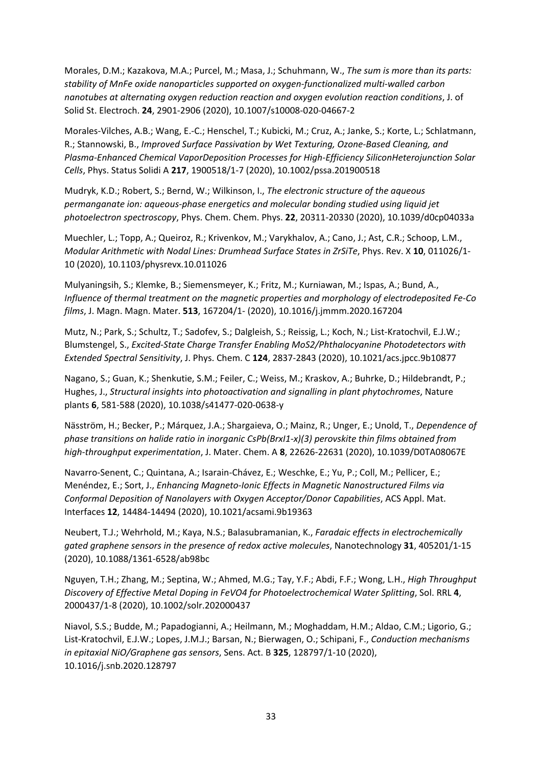Morales, D.M.; Kazakova, M.A.; Purcel, M.; Masa, J.; Schuhmann, W., *The sum is more than its parts: stability of MnFe oxide nanoparticles supported on oxygen-functionalized multi-walled carbon nanotubes at alternating oxygen reduction reaction and oxygen evolution reaction conditions*, J. of Solid St. Electroch. **24**, 2901-2906 (2020), 10.1007/s10008-020-04667-2

Morales-Vilches, A.B.; Wang, E.-C.; Henschel, T.; Kubicki, M.; Cruz, A.; Janke, S.; Korte, L.; Schlatmann, R.; Stannowski, B., *Improved Surface Passivation by Wet Texturing, Ozone-Based Cleaning, and Plasma-Enhanced Chemical VaporDeposition Processes for High-Efficiency SiliconHeterojunction Solar Cells*, Phys. Status Solidi A **217**, 1900518/1-7 (2020), 10.1002/pssa.201900518

Mudryk, K.D.; Robert, S.; Bernd, W.; Wilkinson, I., *The electronic structure of the aqueous permanganate ion: aqueous-phase energetics and molecular bonding studied using liquid jet photoelectron spectroscopy*, Phys. Chem. Chem. Phys. **22**, 20311-20330 (2020), 10.1039/d0cp04033a

Muechler, L.; Topp, A.; Queiroz, R.; Krivenkov, M.; Varykhalov, A.; Cano, J.; Ast, C.R.; Schoop, L.M., *Modular Arithmetic with Nodal Lines: Drumhead Surface States in ZrSiTe*, Phys. Rev. X **10**, 011026/1-10 (2020), 10.1103/physrevx.10.011026

Mulyaningsih, S.; Klemke, B.; Siemensmeyer, K.; Fritz, M.; Kurniawan, M.; Ispas, A.; Bund, A., *Influence of thermal treatment on the magnetic properties and morphology of electrodeposited Fe-Co films*, J. Magn. Magn. Mater. **513**, 167204/1- (2020), 10.1016/j.jmmm.2020.167204

Mutz, N.; Park, S.; Schultz, T.; Sadofev, S.; Dalgleish, S.; Reissig, L.; Koch, N.; List-Kratochvil, E.J.W.; Blumstengel, S., *Excited-State Charge Transfer Enabling MoS2/Phthalocyanine Photodetectors with Extended Spectral Sensitivity*, J. Phys. Chem. C **124**, 2837-2843 (2020), 10.1021/acs.jpcc.9b10877

Nagano, S.; Guan, K.; Shenkutie, S.M.; Feiler, C.; Weiss, M.; Kraskov, A.; Buhrke, D.; Hildebrandt, P.; Hughes, J., *Structural insights into photoactivation and signalling in plant phytochromes*, Nature plants **6**, 581-588 (2020), 10.1038/s41477-020-0638-y

Näsström, H.; Becker, P.; Márquez, J.A.; Shargaieva, O.; Mainz, R.; Unger, E.; Unold, T., *Dependence of phase transitions on halide ratio in inorganic CsPb(BrxI1-x)(3) perovskite thin films obtained from high-throughput experimentation*, J. Mater. Chem. A **8**, 22626-22631 (2020), 10.1039/D0TA08067E

Navarro-Senent, C.; Quintana, A.; Isarain-Chávez, E.; Weschke, E.; Yu, P.; Coll, M.; Pellicer, E.; Menéndez, E.; Sort, J., *Enhancing Magneto-Ionic Effects in Magnetic Nanostructured Films via Conformal Deposition of Nanolayers with Oxygen Acceptor/Donor Capabilities*, ACS Appl. Mat. Interfaces **12**, 14484-14494 (2020), 10.1021/acsami.9b19363

Neubert, T.J.; Wehrhold, M.; Kaya, N.S.; Balasubramanian, K., *Faradaic effects in electrochemically gated graphene sensors in the presence of redox active molecules*, Nanotechnology **31**, 405201/1-15 (2020), 10.1088/1361-6528/ab98bc

Nguyen, T.H.; Zhang, M.; Septina, W.; Ahmed, M.G.; Tay, Y.F.; Abdi, F.F.; Wong, L.H., *High Throughput Discovery of Effective Metal Doping in FeVO4 for Photoelectrochemical Water Splitting*, Sol. RRL **4**, 2000437/1-8 (2020), 10.1002/solr.202000437

Niavol, S.S.; Budde, M.; Papadogianni, A.; Heilmann, M.; Moghaddam, H.M.; Aldao, C.M.; Ligorio, G.; List-Kratochvil, E.J.W.; Lopes, J.M.J.; Barsan, N.; Bierwagen, O.; Schipani, F., *Conduction mechanisms in epitaxial NiO/Graphene gas sensors*, Sens. Act. B **325**, 128797/1-10 (2020), 10.1016/j.snb.2020.128797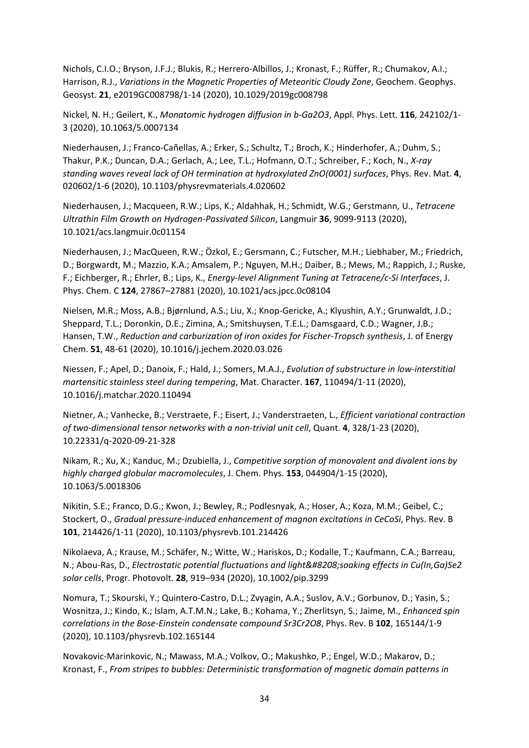Nichols, C.I.O.; Bryson, J.F.J.; Blukis, R.; Herrero-Albillos, J.; Kronast, F.; Rüffer, R.; Chumakov, A.I.; Harrison, R.J., *Variations in the Magnetic Properties of Meteoritic Cloudy Zone*, Geochem. Geophys. Geosyst. **21**, e2019GC008798/1-14 (2020), 10.1029/2019gc008798

Nickel, N. H.; Geilert, K., *Monatomic hydrogen diffusion in b-Ga2O3*, Appl. Phys. Lett. **116**, 242102/1-3 (2020), 10.1063/5.0007134

Niederhausen, J.; Franco-Cañellas, A.; Erker, S.; Schultz, T.; Broch, K.; Hinderhofer, A.; Duhm, S.; Thakur, P.K.; Duncan, D.A.; Gerlach, A.; Lee, T.L.; Hofmann, O.T.; Schreiber, F.; Koch, N., *X-ray standing waves reveal lack of OH termination at hydroxylated ZnO(0001) surfaces*, Phys. Rev. Mat. **4**, 020602/1-6 (2020), 10.1103/physrevmaterials.4.020602

Niederhausen, J.; Macqueen, R.W.; Lips, K.; Aldahhak, H.; Schmidt, W.G.; Gerstmann, U., *Tetracene Ultrathin Film Growth on Hydrogen-Passivated Silicon*, Langmuir **36**, 9099-9113 (2020), 10.1021/acs.langmuir.0c01154

Niederhausen, J.; MacQueen, R.W.; Özkol, E.; Gersmann, C.; Futscher, M.H.; Liebhaber, M.; Friedrich, D.; Borgwardt, M.; Mazzio, K.A.; Amsalem, P.; Nguyen, M.H.; Daiber, B.; Mews, M.; Rappich, J.; Ruske, F.; Eichberger, R.; Ehrler, B.; Lips, K., *Energy-level Alignment Tuning at Tetracene/c-Si Interfaces*, J. Phys. Chem. C **124**, 27867–27881 (2020), 10.1021/acs.jpcc.0c08104

Nielsen, M.R.; Moss, A.B.; Bjørnlund, A.S.; Liu, X.; Knop-Gericke, A.; Klyushin, A.Y.; Grunwaldt, J.D.; Sheppard, T.L.; Doronkin, D.E.; Zimina, A.; Smitshuysen, T.E.L.; Damsgaard, C.D.; Wagner, J.B.; Hansen, T.W., *Reduction and carburization of iron oxides for Fischer-Tropsch synthesis*, J. of Energy Chem. **51**, 48-61 (2020), 10.1016/j.jechem.2020.03.026

Niessen, F.; Apel, D.; Danoix, F.; Hald, J.; Somers, M.A.J., *Evolution of substructure in low-interstitial martensitic stainless steel during tempering*, Mat. Character. **167**, 110494/1-11 (2020), 10.1016/j.matchar.2020.110494

Nietner, A.; Vanhecke, B.; Verstraete, F.; Eisert, J.; Vanderstraeten, L., *Efficient variational contraction of two-dimensional tensor networks with a non-trivial unit cell*, Quant. **4**, 328/1-23 (2020), 10.22331/q-2020-09-21-328

Nikam, R.; Xu, X.; Kanduc, M.; Dzubiella, J., *Competitive sorption of monovalent and divalent ions by highly charged globular macromolecules*, J. Chem. Phys. **153**, 044904/1-15 (2020), 10.1063/5.0018306

Nikitin, S.E.; Franco, D.G.; Kwon, J.; Bewley, R.; Podlesnyak, A.; Hoser, A.; Koza, M.M.; Geibel, C.; Stockert, O., *Gradual pressure-induced enhancement of magnon excitations in CeCoSi*, Phys. Rev. B **101**, 214426/1-11 (2020), 10.1103/physrevb.101.214426

Nikolaeva, A.; Krause, M.; Schäfer, N.; Witte, W.; Hariskos, D.; Kodalle, T.; Kaufmann, C.A.; Barreau, N.; Abou-Ras, D., *Electrostatic potential fluctuations and light&#8208;soaking effects in Cu(In,Ga)Se2 solar cells*, Progr. Photovolt. **28**, 919–934 (2020), 10.1002/pip.3299

Nomura, T.; Skourski, Y.; Quintero-Castro, D.L.; Zvyagin, A.A.; Suslov, A.V.; Gorbunov, D.; Yasin, S.; Wosnitza, J.; Kindo, K.; Islam, A.T.M.N.; Lake, B.; Kohama, Y.; Zherlitsyn, S.; Jaime, M., *Enhanced spin correlations in the Bose-Einstein condensate compound Sr3Cr2O8*, Phys. Rev. B **102**, 165144/1-9 (2020), 10.1103/physrevb.102.165144

Novakovic-Marinkovic, N.; Mawass, M.A.; Volkov, O.; Makushko, P.; Engel, W.D.; Makarov, D.; Kronast, F., *From stripes to bubbles: Deterministic transformation of magnetic domain patterns in*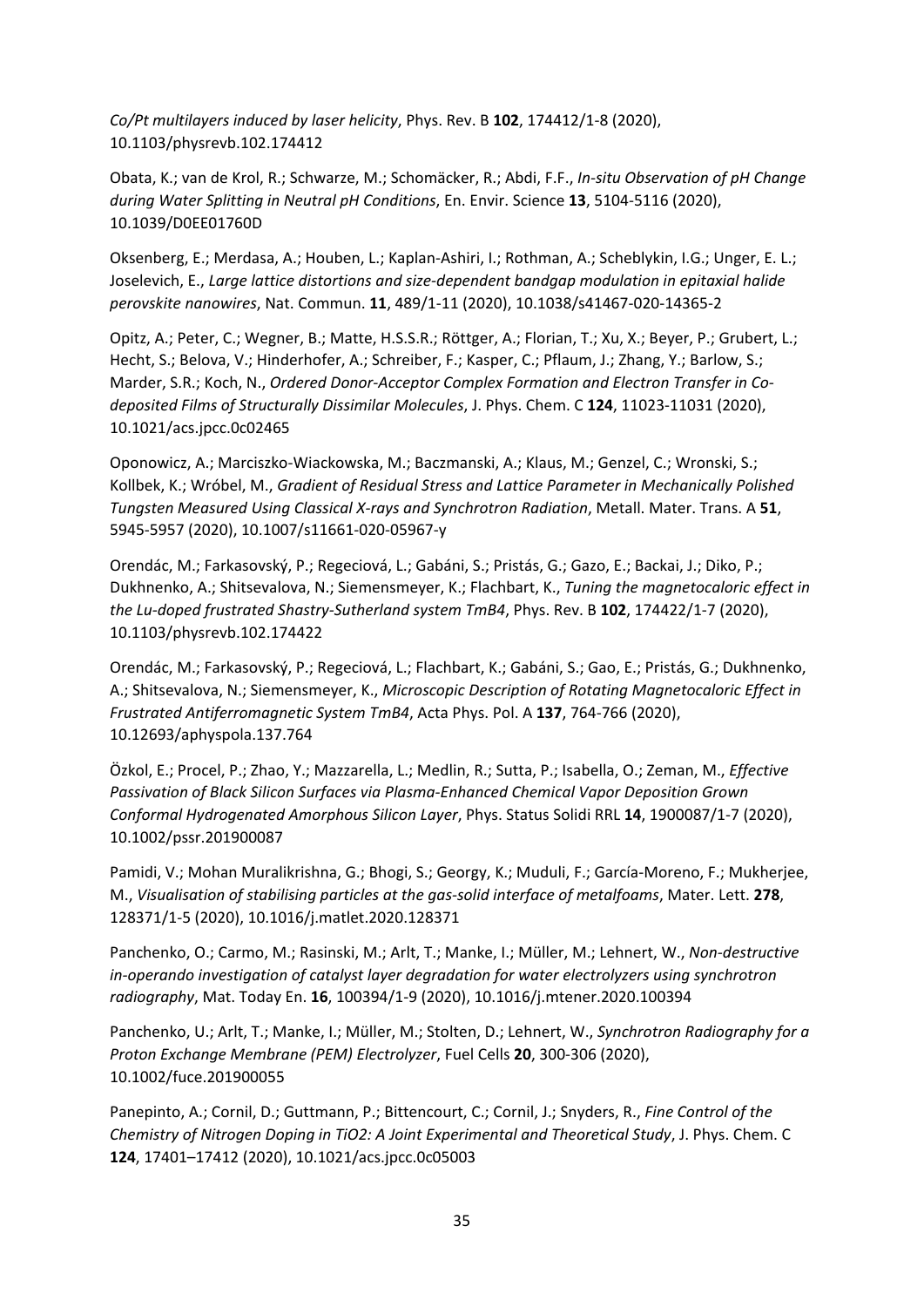*Co/Pt multilayers induced by laser helicity*, Phys. Rev. B **102**, 174412/1-8 (2020), 10.1103/physrevb.102.174412

Obata, K.; van de Krol, R.; Schwarze, M.; Schomäcker, R.; Abdi, F.F., *In-situ Observation of pH Change during Water Splitting in Neutral pH Conditions*, En. Envir. Science **13**, 5104-5116 (2020), 10.1039/D0EE01760D

Oksenberg, E.; Merdasa, A.; Houben, L.; Kaplan-Ashiri, I.; Rothman, A.; Scheblykin, I.G.; Unger, E. L.; Joselevich, E., *Large lattice distortions and size-dependent bandgap modulation in epitaxial halide perovskite nanowires*, Nat. Commun. **11**, 489/1-11 (2020), 10.1038/s41467-020-14365-2

Opitz, A.; Peter, C.; Wegner, B.; Matte, H.S.S.R.; Röttger, A.; Florian, T.; Xu, X.; Beyer, P.; Grubert, L.; Hecht, S.; Belova, V.; Hinderhofer, A.; Schreiber, F.; Kasper, C.; Pflaum, J.; Zhang, Y.; Barlow, S.; Marder, S.R.; Koch, N., *Ordered Donor-Acceptor Complex Formation and Electron Transfer in Co-deposited Films of Structurally Dissimilar Molecules*, J. Phys. Chem. C **124**, 11023-11031 (2020), 10.1021/acs.jpcc.0c02465

Oponowicz, A.; Marciszko-Wiackowska, M.; Baczmanski, A.; Klaus, M.; Genzel, C.; Wronski, S.; Kollbek, K.; Wróbel, M., *Gradient of Residual Stress and Lattice Parameter in Mechanically Polished Tungsten Measured Using Classical X-rays and Synchrotron Radiation*, Metall. Mater. Trans. A **51**, 5945-5957 (2020), 10.1007/s11661-020-05967-y

Orendác, M.; Farkasovský, P.; Regeciová, L.; Gabáni, S.; Pristás, G.; Gazo, E.; Backai, J.; Diko, P.; Dukhnenko, A.; Shitsevalova, N.; Siemensmeyer, K.; Flachbart, K., *Tuning the magnetocaloric effect in the Lu-doped frustrated Shastry-Sutherland system TmB4*, Phys. Rev. B **102**, 174422/1-7 (2020), 10.1103/physrevb.102.174422

Orendác, M.; Farkasovský, P.; Regeciová, L.; Flachbart, K.; Gabáni, S.; Gao, E.; Pristás, G.; Dukhnenko, A.; Shitsevalova, N.; Siemensmeyer, K., *Microscopic Description of Rotating Magnetocaloric Effect in Frustrated Antiferromagnetic System TmB4*, Acta Phys. Pol. A **137**, 764-766 (2020), 10.12693/aphyspola.137.764

Özkol, E.; Procel, P.; Zhao, Y.; Mazzarella, L.; Medlin, R.; Sutta, P.; Isabella, O.; Zeman, M., *Effective Passivation of Black Silicon Surfaces via Plasma-Enhanced Chemical Vapor Deposition Grown Conformal Hydrogenated Amorphous Silicon Layer*, Phys. Status Solidi RRL **14**, 1900087/1-7 (2020), 10.1002/pssr.201900087

Pamidi, V.; Mohan Muralikrishna, G.; Bhogi, S.; Georgy, K.; Muduli, F.; García-Moreno, F.; Mukherjee, M., *Visualisation of stabilising particles at the gas-solid interface of metalfoams*, Mater. Lett. **278**, 128371/1-5 (2020), 10.1016/j.matlet.2020.128371

Panchenko, O.; Carmo, M.; Rasinski, M.; Arlt, T.; Manke, I.; Müller, M.; Lehnert, W., *Non-destructive in-operando investigation of catalyst layer degradation for water electrolyzers using synchrotron radiography*, Mat. Today En. **16**, 100394/1-9 (2020), 10.1016/j.mtener.2020.100394

Panchenko, U.; Arlt, T.; Manke, I.; Müller, M.; Stolten, D.; Lehnert, W., *Synchrotron Radiography for a Proton Exchange Membrane (PEM) Electrolyzer*, Fuel Cells **20**, 300-306 (2020), 10.1002/fuce.201900055

Panepinto, A.; Cornil, D.; Guttmann, P.; Bittencourt, C.; Cornil, J.; Snyders, R., *Fine Control of the Chemistry of Nitrogen Doping in TiO2: A Joint Experimental and Theoretical Study*, J. Phys. Chem. C **124**, 17401–17412 (2020), 10.1021/acs.jpcc.0c05003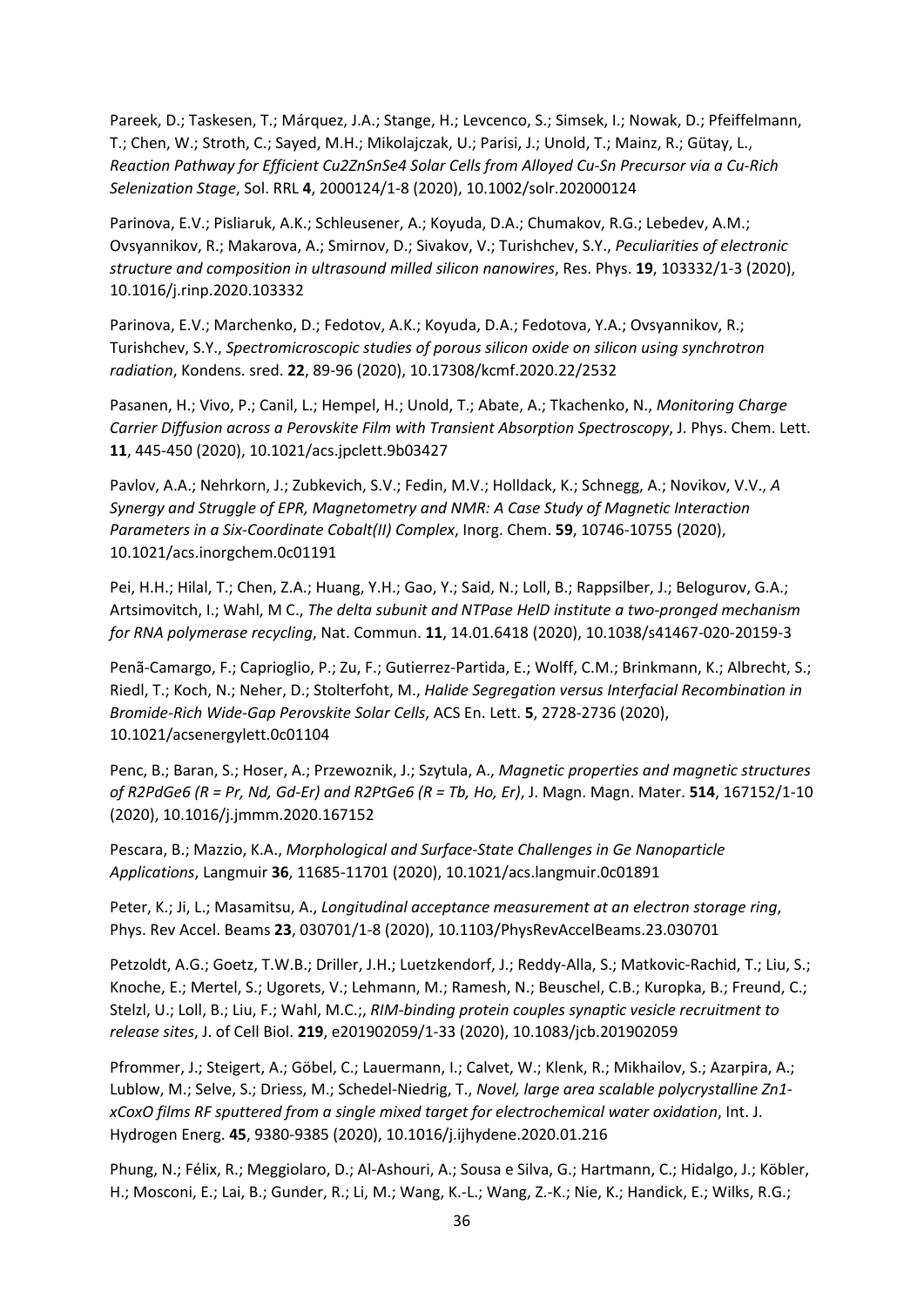Pareek, D.; Taskesen, T.; Márquez, J.A.; Stange, H.; Levcenco, S.; Simsek, I.; Nowak, D.; Pfeiffelmann, T.; Chen, W.; Stroth, C.; Sayed, M.H.; Mikolajczak, U.; Parisi, J.; Unold, T.; Mainz, R.; Gütay, L., *Reaction Pathway for Efficient $Cu_2ZnSnSe_4$ Solar Cells from Alloyed Cu-Sn Precursor via a Cu-Rich Selenization Stage*, Sol. RRL **4**, 2000124/1-8 (2020), 10.1002/solr.202000124

Parinova, E.V.; Pisliaruk, A.K.; Schleusener, A.; Koyuda, D.A.; Chumakov, R.G.; Lebedev, A.M.; Ovsyannikov, R.; Makarova, A.; Smirnov, D.; Sivakov, V.; Turishchev, S.Y., *Peculiarities of electronic structure and composition in ultrasound milled silicon nanowires*, Res. Phys. **19**, 103332/1-3 (2020), 10.1016/j.rinp.2020.103332

Parinova, E.V.; Marchenko, D.; Fedotov, A.K.; Koyuda, D.A.; Fedotova, Y.A.; Ovsyannikov, R.; Turishchev, S.Y., *Spectromicroscopic studies of porous silicon oxide on silicon using synchrotron radiation*, Kondens. sred. **22**, 89-96 (2020), 10.17308/kcmf.2020.22/2532

Pasanen, H.; Vivo, P.; Canil, L.; Hempel, H.; Unold, T.; Abate, A.; Tkachenko, N., *Monitoring Charge Carrier Diffusion across a Perovskite Film with Transient Absorption Spectroscopy*, J. Phys. Chem. Lett. **11**, 445-450 (2020), 10.1021/acs.jpclett.9b03427

Pavlov, A.A.; Nehrkorn, J.; Zubkevich, S.V.; Fedin, M.V.; Holldack, K.; Schnegg, A.; Novikov, V.V., *A Synergy and Struggle of EPR, Magnetometry and NMR: A Case Study of Magnetic Interaction Parameters in a Six-Coordinate Cobalt(II) Complex*, Inorg. Chem. **59**, 10746-10755 (2020), 10.1021/acs.inorgchem.0c01191

Pei, H.H.; Hilal, T.; Chen, Z.A.; Huang, Y.H.; Gao, Y.; Said, N.; Loll, B.; Rappsilber, J.; Belogurov, G.A.; Artsimovitch, I.; Wahl, M C., *The delta subunit and NTPase HelD institute a two-pronged mechanism for RNA polymerase recycling*, Nat. Commun. **11**, 14.01.6418 (2020), 10.1038/s41467-020-20159-3

Penã-Camargo, F.; Caprioglio, P.; Zu, F.; Gutierrez-Partida, E.; Wolff, C.M.; Brinkmann, K.; Albrecht, S.; Riedl, T.; Koch, N.; Neher, D.; Stolterfoht, M., *Halide Segregation versus Interfacial Recombination in Bromide-Rich Wide-Gap Perovskite Solar Cells*, ACS En. Lett. **5**, 2728-2736 (2020), 10.1021/acsenergylett.0c01104

Penc, B.; Baran, S.; Hoser, A.; Przewoznik, J.; Szytula, A., *Magnetic properties and magnetic structures of $R_2PdGe_6$ (R = Pr, Nd, Gd-Er) and $R_2PtGe_6$ (R = Tb, Ho, Er)*, J. Magn. Magn. Mater. **514**, 167152/1-10 (2020), 10.1016/j.jmmm.2020.167152

Pescara, B.; Mazzio, K.A., *Morphological and Surface-State Challenges in Ge Nanoparticle Applications*, Langmuir **36**, 11685-11701 (2020), 10.1021/acs.langmuir.0c01891

Peter, K.; Ji, L.; Masamitsu, A., *Longitudinal acceptance measurement at an electron storage ring*, Phys. Rev Accel. Beams **23**, 030701/1-8 (2020), 10.1103/PhysRevAccelBeams.23.030701

Petzoldt, A.G.; Goetz, T.W.B.; Driller, J.H.; Luetzkendorf, J.; Reddy-Alla, S.; Matkovic-Rachid, T.; Liu, S.; Knoche, E.; Mertel, S.; Ugorets, V.; Lehmann, M.; Ramesh, N.; Beuschel, C.B.; Kuropka, B.; Freund, C.; Stelzl, U.; Loll, B.; Liu, F.; Wahl, M.C.;, *RIM-binding protein couples synaptic vesicle recruitment to release sites*, J. of Cell Biol. **219**, e201902059/1-33 (2020), 10.1083/jcb.201902059

Pfrommer, J.; Steigert, A.; Göbel, C.; Lauermann, I.; Calvet, W.; Klenk, R.; Mikhailov, S.; Azarpira, A.; Lublow, M.; Selve, S.; Driess, M.; Schedel-Niedrig, T., *Novel, large area scalable polycrystalline $Zn_{1-x}Co_xO$ films RF sputtered from a single mixed target for electrochemical water oxidation*, Int. J. Hydrogen Energ. **45**, 9380-9385 (2020), 10.1016/j.ijhydene.2020.01.216

Phung, N.; Félix, R.; Meggiolaro, D.; Al-Ashouri, A.; Sousa e Silva, G.; Hartmann, C.; Hidalgo, J.; Köbler, H.; Mosconi, E.; Lai, B.; Gunder, R.; Li, M.; Wang, K.-L.; Wang, Z.-K.; Nie, K.; Handick, E.; Wilks, R.G.;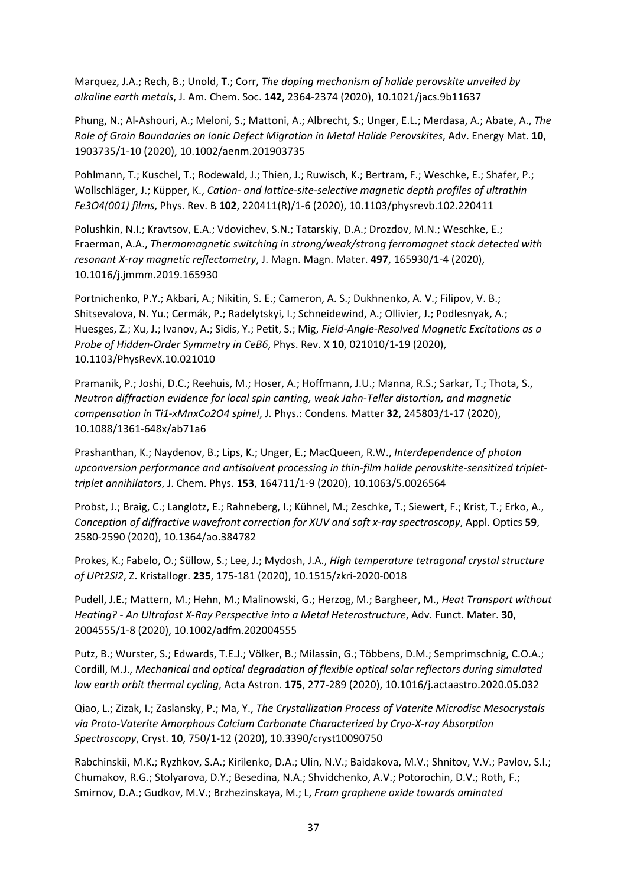Marquez, J.A.; Rech, B.; Unold, T.; Corr, *The doping mechanism of halide perovskite unveiled by alkaline earth metals*, J. Am. Chem. Soc. **142**, 2364-2374 (2020), 10.1021/jacs.9b11637

Phung, N.; Al-Ashouri, A.; Meloni, S.; Mattoni, A.; Albrecht, S.; Unger, E.L.; Merdasa, A.; Abate, A., *The Role of Grain Boundaries on Ionic Defect Migration in Metal Halide Perovskites*, Adv. Energy Mat. **10**, 1903735/1-10 (2020), 10.1002/aenm.201903735

Pohlmann, T.; Kuschel, T.; Rodewald, J.; Thien, J.; Ruwisch, K.; Bertram, F.; Weschke, E.; Shafer, P.; Wollschläger, J.; Küpper, K., *Cation- and lattice-site-selective magnetic depth profiles of ultrathin $Fe_3O_4$(001) films*, Phys. Rev. B **102**, 220411(R)/1-6 (2020), 10.1103/physrevb.102.220411

Polushkin, N.I.; Kravtsov, E.A.; Vdovichev, S.N.; Tatarskiy, D.A.; Drozdov, M.N.; Weschke, E.; Fraerman, A.A., *Thermomagnetic switching in strong/weak/strong ferromagnet stack detected with resonant X-ray magnetic reflectometry*, J. Magn. Magn. Mater. **497**, 165930/1-4 (2020), 10.1016/j.jmmm.2019.165930

Portnichenko, P.Y.; Akbari, A.; Nikitin, S. E.; Cameron, A. S.; Dukhnenko, A. V.; Filipov, V. B.; Shitsevalova, N. Yu.; Cermák, P.; Radelytskyi, I.; Schneidewind, A.; Ollivier, J.; Podlesnyak, A.; Huesges, Z.; Xu, J.; Ivanov, A.; Sidis, Y.; Petit, S.; Mig, *Field-Angle-Resolved Magnetic Excitations as a Probe of Hidden-Order Symmetry in $CeB_6$*, Phys. Rev. X **10**, 021010/1-19 (2020), 10.1103/PhysRevX.10.021010

Pramanik, P.; Joshi, D.C.; Reehuis, M.; Hoser, A.; Hoffmann, J.U.; Manna, R.S.; Sarkar, T.; Thota, S., *Neutron diffraction evidence for local spin canting, weak Jahn-Teller distortion, and magnetic compensation in $Ti_{1-x}Mn_xCo_2O_4$ spinel*, J. Phys.: Condens. Matter **32**, 245803/1-17 (2020), 10.1088/1361-648x/ab71a6

Prashanthan, K.; Naydenov, B.; Lips, K.; Unger, E.; MacQueen, R.W., *Interdependence of photon upconversion performance and antisolvent processing in thin-film halide perovskite-sensitized triplet-triplet annihilators*, J. Chem. Phys. **153**, 164711/1-9 (2020), 10.1063/5.0026564

Probst, J.; Braig, C.; Langlotz, E.; Rahneberg, I.; Kühnel, M.; Zeschke, T.; Siewert, F.; Krist, T.; Erko, A., *Conception of diffractive wavefront correction for XUV and soft x-ray spectroscopy*, Appl. Optics **59**, 2580-2590 (2020), 10.1364/ao.384782

Prokes, K.; Fabelo, O.; Süllow, S.; Lee, J.; Mydosh, J.A., *High temperature tetragonal crystal structure of $UPt_2Si_2$*, Z. Kristallogr. **235**, 175-181 (2020), 10.1515/zkri-2020-0018

Pudell, J.E.; Mattern, M.; Hehn, M.; Malinowski, G.; Herzog, M.; Bargheer, M., *Heat Transport without Heating? - An Ultrafast X-Ray Perspective into a Metal Heterostructure*, Adv. Funct. Mater. **30**, 2004555/1-8 (2020), 10.1002/adfm.202004555

Putz, B.; Wurster, S.; Edwards, T.E.J.; Völker, B.; Milassin, G.; Többens, D.M.; Semprimschnig, C.O.A.; Cordill, M.J., *Mechanical and optical degradation of flexible optical solar reflectors during simulated low earth orbit thermal cycling*, Acta Astron. **175**, 277-289 (2020), 10.1016/j.actaastro.2020.05.032

Qiao, L.; Zizak, I.; Zaslansky, P.; Ma, Y., *The Crystallization Process of Vaterite Microdisc Mesocrystals via Proto-Vaterite Amorphous Calcium Carbonate Characterized by Cryo-X-ray Absorption Spectroscopy*, Cryst. **10**, 750/1-12 (2020), 10.3390/cryst10090750

Rabchinskii, M.K.; Ryzhkov, S.A.; Kirilenko, D.A.; Ulin, N.V.; Baidakova, M.V.; Shnitov, V.V.; Pavlov, S.I.; Chumakov, R.G.; Stolyarova, D.Y.; Besedina, N.A.; Shvidchenko, A.V.; Potorochin, D.V.; Roth, F.; Smirnov, D.A.; Gudkov, M.V.; Brzhezinskaya, M.; L, *From graphene oxide towards aminated*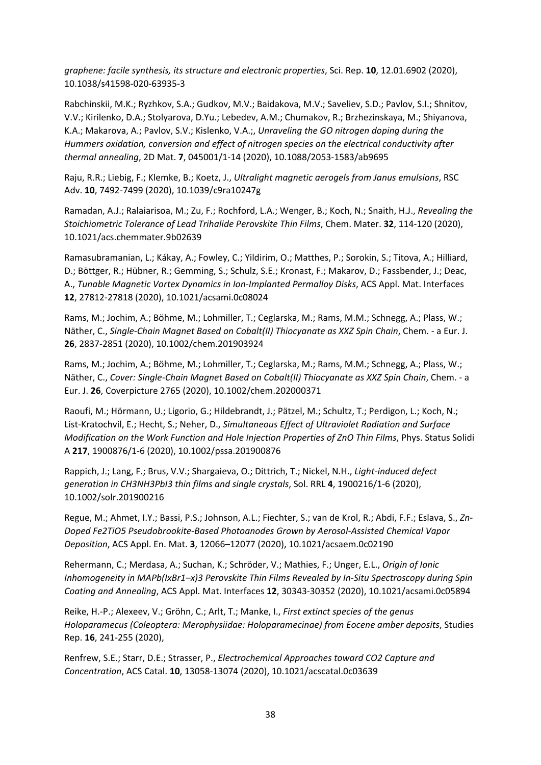*graphene: facile synthesis, its structure and electronic properties*, Sci. Rep. **10**, 12.01.6902 (2020), 10.1038/s41598-020-63935-3

Rabchinskii, M.K.; Ryzhkov, S.A.; Gudkov, M.V.; Baidakova, M.V.; Saveliev, S.D.; Pavlov, S.I.; Shnitov, V.V.; Kirilenko, D.A.; Stolyarova, D.Yu.; Lebedev, A.M.; Chumakov, R.; Brzhezinskaya, M.; Shiyanova, K.A.; Makarova, A.; Pavlov, S.V.; Kislenko, V.A.;, *Unraveling the GO nitrogen doping during the Hummers oxidation, conversion and effect of nitrogen species on the electrical conductivity after thermal annealing*, 2D Mat. **7**, 045001/1-14 (2020), 10.1088/2053-1583/ab9695

Raju, R.R.; Liebig, F.; Klemke, B.; Koetz, J., *Ultralight magnetic aerogels from Janus emulsions*, RSC Adv. **10**, 7492-7499 (2020), 10.1039/c9ra10247g

Ramadan, A.J.; Ralaiarisoa, M.; Zu, F.; Rochford, L.A.; Wenger, B.; Koch, N.; Snaith, H.J., *Revealing the Stoichiometric Tolerance of Lead Trihalide Perovskite Thin Films*, Chem. Mater. **32**, 114-120 (2020), 10.1021/acs.chemmater.9b02639

Ramasubramanian, L.; Kákay, A.; Fowley, C.; Yildirim, O.; Matthes, P.; Sorokin, S.; Titova, A.; Hilliard, D.; Böttger, R.; Hübner, R.; Gemming, S.; Schulz, S.E.; Kronast, F.; Makarov, D.; Fassbender, J.; Deac, A., *Tunable Magnetic Vortex Dynamics in Ion-Implanted Permalloy Disks*, ACS Appl. Mat. Interfaces **12**, 27812-27818 (2020), 10.1021/acsami.0c08024

Rams, M.; Jochim, A.; Böhme, M.; Lohmiller, T.; Ceglarska, M.; Rams, M.M.; Schnegg, A.; Plass, W.; Näther, C., *Single-Chain Magnet Based on Cobalt(II) Thiocyanate as XXZ Spin Chain*, Chem. - a Eur. J. **26**, 2837-2851 (2020), 10.1002/chem.201903924

Rams, M.; Jochim, A.; Böhme, M.; Lohmiller, T.; Ceglarska, M.; Rams, M.M.; Schnegg, A.; Plass, W.; Näther, C., *Cover: Single-Chain Magnet Based on Cobalt(II) Thiocyanate as XXZ Spin Chain*, Chem. - a Eur. J. **26**, Coverpicture 2765 (2020), 10.1002/chem.202000371

Raoufi, M.; Hörmann, U.; Ligorio, G.; Hildebrandt, J.; Pätzel, M.; Schultz, T.; Perdigon, L.; Koch, N.; List-Kratochvil, E.; Hecht, S.; Neher, D., *Simultaneous Effect of Ultraviolet Radiation and Surface Modification on the Work Function and Hole Injection Properties of ZnO Thin Films*, Phys. Status Solidi A **217**, 1900876/1-6 (2020), 10.1002/pssa.201900876

Rappich, J.; Lang, F.; Brus, V.V.; Shargaieva, O.; Dittrich, T.; Nickel, N.H., *Light-induced defect generation in $CH_3NH_3PbI_3$ thin films and single crystals*, Sol. RRL **4**, 1900216/1-6 (2020), 10.1002/solr.201900216

Regue, M.; Ahmet, I.Y.; Bassi, P.S.; Johnson, A.L.; Fiechter, S.; van de Krol, R.; Abdi, F.F.; Eslava, S., *Zn-Doped $Fe_2TiO_5$ Pseudobrookite-Based Photoanodes Grown by Aerosol-Assisted Chemical Vapor Deposition*, ACS Appl. En. Mat. **3**, 12066–12077 (2020), 10.1021/acsaem.0c02190

Rehermann, C.; Merdasa, A.; Suchan, K.; Schröder, V.; Mathies, F.; Unger, E.L., *Origin of Ionic Inhomogeneity in $MAPb(I_xBr_{1-x})_3$ Perovskite Thin Films Revealed by In-Situ Spectroscopy during Spin Coating and Annealing*, ACS Appl. Mat. Interfaces **12**, 30343-30352 (2020), 10.1021/acsami.0c05894

Reike, H.-P.; Alexeev, V.; Gröhn, C.; Arlt, T.; Manke, I., *First extinct species of the genus Holoparamecus (Coleoptera: Merophysiidae: Holoparamecinae) from Eocene amber deposits*, Studies Rep. **16**, 241-255 (2020),

Renfrew, S.E.; Starr, D.E.; Strasser, P., *Electrochemical Approaches toward $CO_2$ Capture and Concentration*, ACS Catal. **10**, 13058-13074 (2020), 10.1021/acscatal.0c03639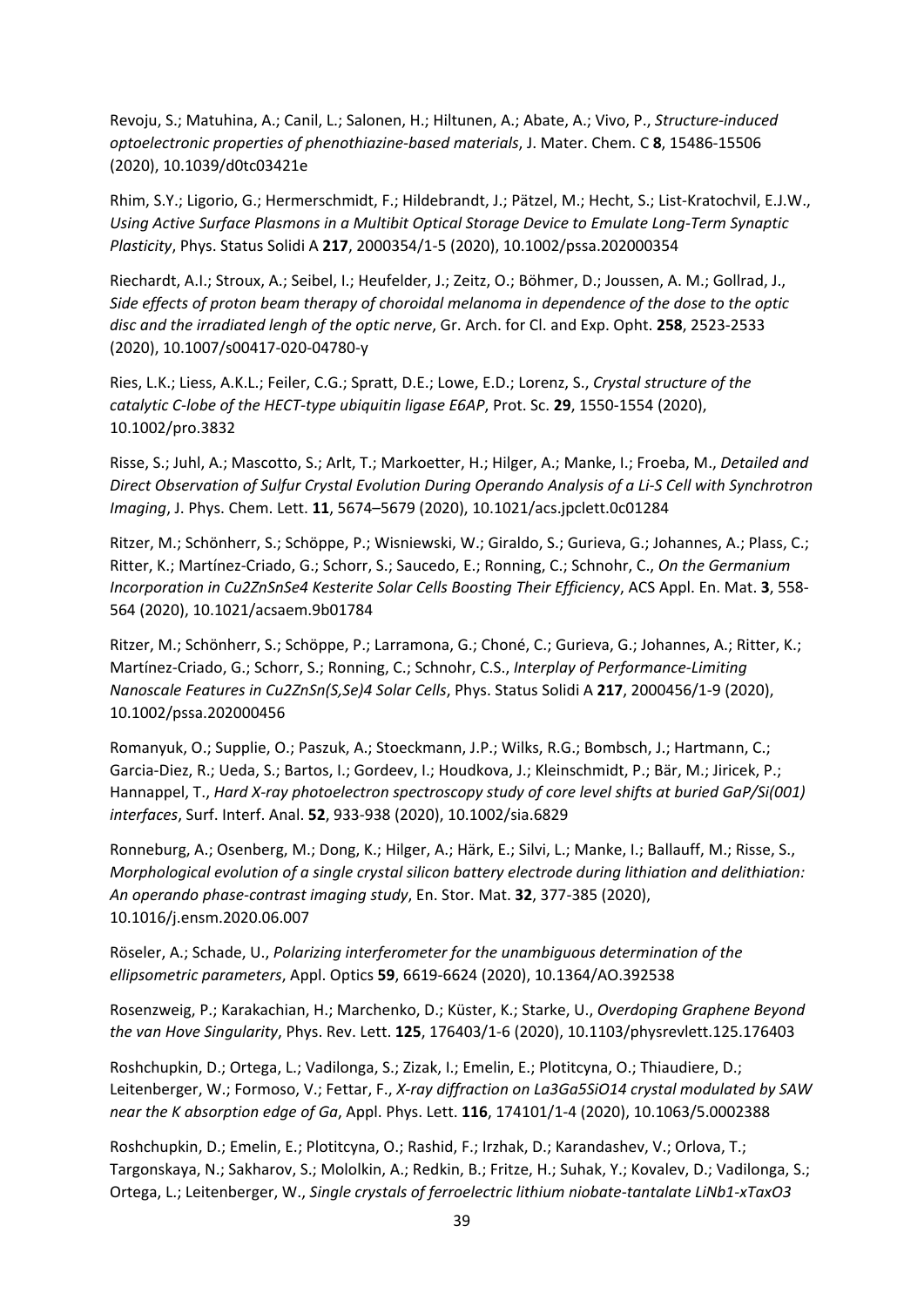Revoju, S.; Matuhina, A.; Canil, L.; Salonen, H.; Hiltunen, A.; Abate, A.; Vivo, P., *Structure-induced optoelectronic properties of phenothiazine-based materials*, J. Mater. Chem. C **8**, 15486-15506 (2020), 10.1039/d0tc03421e

Rhim, S.Y.; Ligorio, G.; Hermerschmidt, F.; Hildebrandt, J.; Pätzel, M.; Hecht, S.; List-Kratochvil, E.J.W., *Using Active Surface Plasmons in a Multibit Optical Storage Device to Emulate Long-Term Synaptic Plasticity*, Phys. Status Solidi A **217**, 2000354/1-5 (2020), 10.1002/pssa.202000354

Riechardt, A.I.; Stroux, A.; Seibel, I.; Heufelder, J.; Zeitz, O.; Böhmer, D.; Joussen, A. M.; Gollrad, J., *Side effects of proton beam therapy of choroidal melanoma in dependence of the dose to the optic disc and the irradiated lengh of the optic nerve*, Gr. Arch. for Cl. and Exp. Opht. **258**, 2523-2533 (2020), 10.1007/s00417-020-04780-y

Ries, L.K.; Liess, A.K.L.; Feiler, C.G.; Spratt, D.E.; Lowe, E.D.; Lorenz, S., *Crystal structure of the catalytic C-lobe of the HECT-type ubiquitin ligase E6AP*, Prot. Sc. **29**, 1550-1554 (2020), 10.1002/pro.3832

Risse, S.; Juhl, A.; Mascotto, S.; Arlt, T.; Markoetter, H.; Hilger, A.; Manke, I.; Froeba, M., *Detailed and Direct Observation of Sulfur Crystal Evolution During Operando Analysis of a Li-S Cell with Synchrotron Imaging*, J. Phys. Chem. Lett. **11**, 5674–5679 (2020), 10.1021/acs.jpclett.0c01284

Ritzer, M.; Schönherr, S.; Schöppe, P.; Wisniewski, W.; Giraldo, S.; Gurieva, G.; Johannes, A.; Plass, C.; Ritter, K.; Martínez-Criado, G.; Schorr, S.; Saucedo, E.; Ronning, C.; Schnohr, C., *On the Germanium Incorporation in Cu2ZnSnSe4 Kesterite Solar Cells Boosting Their Efficiency*, ACS Appl. En. Mat. **3**, 558-564 (2020), 10.1021/acsaem.9b01784

Ritzer, M.; Schönherr, S.; Schöppe, P.; Larramona, G.; Choné, C.; Gurieva, G.; Johannes, A.; Ritter, K.; Martínez-Criado, G.; Schorr, S.; Ronning, C.; Schnohr, C.S., *Interplay of Performance-Limiting Nanoscale Features in Cu2ZnSn(S,Se)4 Solar Cells*, Phys. Status Solidi A **217**, 2000456/1-9 (2020), 10.1002/pssa.202000456

Romanyuk, O.; Supplie, O.; Paszuk, A.; Stoeckmann, J.P.; Wilks, R.G.; Bombsch, J.; Hartmann, C.; Garcia-Diez, R.; Ueda, S.; Bartos, I.; Gordeev, I.; Houdkova, J.; Kleinschmidt, P.; Bär, M.; Jiricek, P.; Hannappel, T., *Hard X-ray photoelectron spectroscopy study of core level shifts at buried GaP/Si(001) interfaces*, Surf. Interf. Anal. **52**, 933-938 (2020), 10.1002/sia.6829

Ronneburg, A.; Osenberg, M.; Dong, K.; Hilger, A.; Härk, E.; Silvi, L.; Manke, I.; Ballauff, M.; Risse, S., *Morphological evolution of a single crystal silicon battery electrode during lithiation and delithiation: An operando phase-contrast imaging study*, En. Stor. Mat. **32**, 377-385 (2020), 10.1016/j.ensm.2020.06.007

Röseler, A.; Schade, U., *Polarizing interferometer for the unambiguous determination of the ellipsometric parameters*, Appl. Optics **59**, 6619-6624 (2020), 10.1364/AO.392538

Rosenzweig, P.; Karakachian, H.; Marchenko, D.; Küster, K.; Starke, U., *Overdoping Graphene Beyond the van Hove Singularity*, Phys. Rev. Lett. **125**, 176403/1-6 (2020), 10.1103/physrevlett.125.176403

Roshchupkin, D.; Ortega, L.; Vadilonga, S.; Zizak, I.; Emelin, E.; Plotitcyna, O.; Thiaudiere, D.; Leitenberger, W.; Formoso, V.; Fettar, F., *X-ray diffraction on La3Ga5SiO14 crystal modulated by SAW near the K absorption edge of Ga*, Appl. Phys. Lett. **116**, 174101/1-4 (2020), 10.1063/5.0002388

Roshchupkin, D.; Emelin, E.; Plotitcyna, O.; Rashid, F.; Irzhak, D.; Karandashev, V.; Orlova, T.; Targonskaya, N.; Sakharov, S.; Mololkin, A.; Redkin, B.; Fritze, H.; Suhak, Y.; Kovalev, D.; Vadilonga, S.; Ortega, L.; Leitenberger, W., *Single crystals of ferroelectric lithium niobate-tantalate LiNb1-xTaxO3*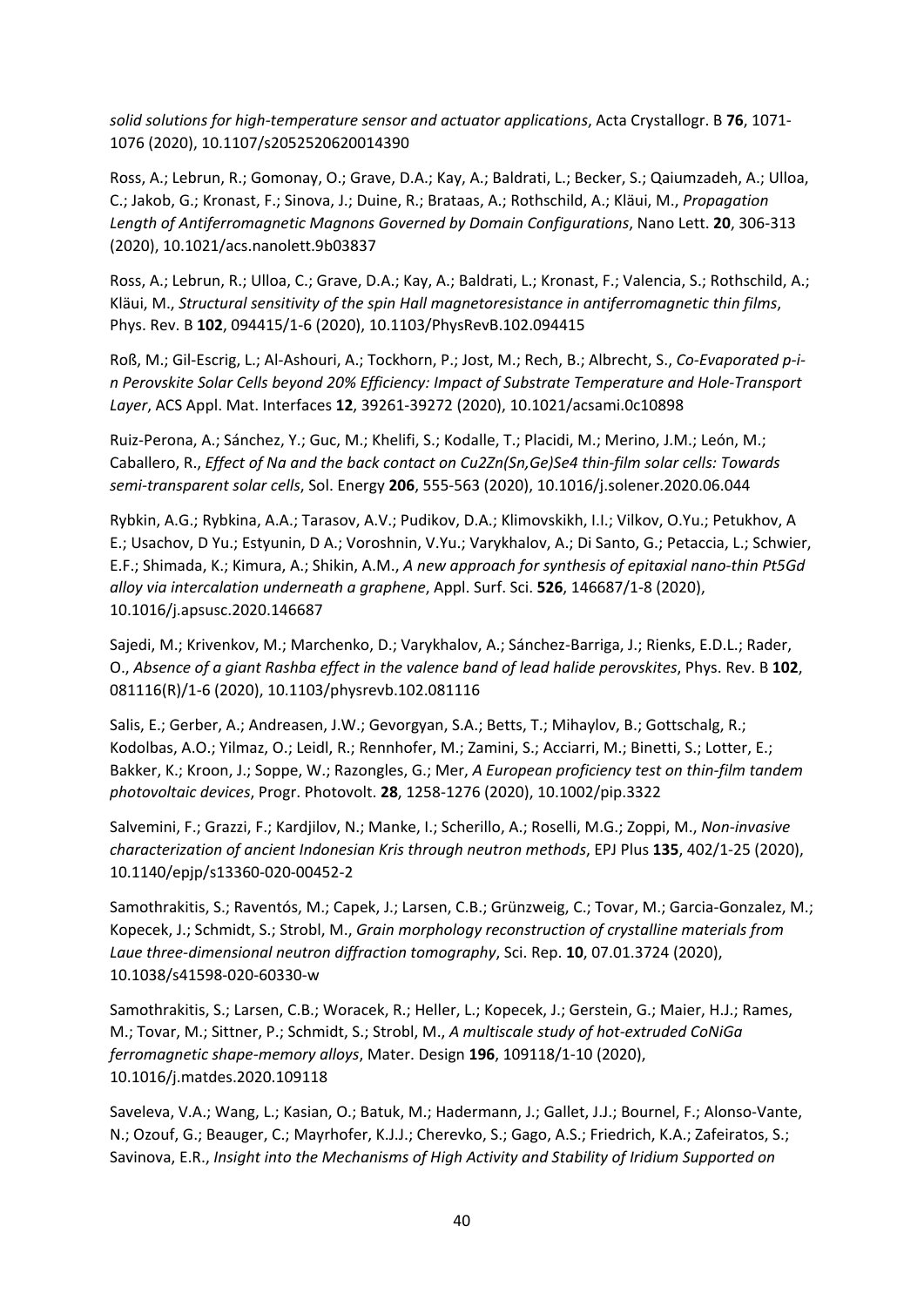*solid solutions for high-temperature sensor and actuator applications*, Acta Crystallogr. B **76**, 1071-1076 (2020), 10.1107/s2052520620014390

Ross, A.; Lebrun, R.; Gomonay, O.; Grave, D.A.; Kay, A.; Baldrati, L.; Becker, S.; Qaiumzadeh, A.; Ulloa, C.; Jakob, G.; Kronast, F.; Sinova, J.; Duine, R.; Brataas, A.; Rothschild, A.; Kläui, M., *Propagation Length of Antiferromagnetic Magnons Governed by Domain Configurations*, Nano Lett. **20**, 306-313 (2020), 10.1021/acs.nanolett.9b03837

Ross, A.; Lebrun, R.; Ulloa, C.; Grave, D.A.; Kay, A.; Baldrati, L.; Kronast, F.; Valencia, S.; Rothschild, A.; Kläui, M., *Structural sensitivity of the spin Hall magnetoresistance in antiferromagnetic thin films*, Phys. Rev. B **102**, 094415/1-6 (2020), 10.1103/PhysRevB.102.094415

Roß, M.; Gil-Escrig, L.; Al-Ashouri, A.; Tockhorn, P.; Jost, M.; Rech, B.; Albrecht, S., *Co-Evaporated p-i-n Perovskite Solar Cells beyond 20% Efficiency: Impact of Substrate Temperature and Hole-Transport Layer*, ACS Appl. Mat. Interfaces **12**, 39261-39272 (2020), 10.1021/acsami.0c10898

Ruiz-Perona, A.; Sánchez, Y.; Guc, M.; Khelifi, S.; Kodalle, T.; Placidi, M.; Merino, J.M.; León, M.; Caballero, R., *Effect of Na and the back contact on Cu2Zn(Sn,Ge)Se4 thin-film solar cells: Towards semi-transparent solar cells*, Sol. Energy **206**, 555-563 (2020), 10.1016/j.solener.2020.06.044

Rybkin, A.G.; Rybkina, A.A.; Tarasov, A.V.; Pudikov, D.A.; Klimovskikh, I.I.; Vilkov, O.Yu.; Petukhov, A E.; Usachov, D Yu.; Estyunin, D A.; Voroshnin, V.Yu.; Varykhalov, A.; Di Santo, G.; Petaccia, L.; Schwier, E.F.; Shimada, K.; Kimura, A.; Shikin, A.M., *A new approach for synthesis of epitaxial nano-thin Pt5Gd alloy via intercalation underneath a graphene*, Appl. Surf. Sci. **526**, 146687/1-8 (2020), 10.1016/j.apsusc.2020.146687

Sajedi, M.; Krivenkov, M.; Marchenko, D.; Varykhalov, A.; Sánchez-Barriga, J.; Rienks, E.D.L.; Rader, O., *Absence of a giant Rashba effect in the valence band of lead halide perovskites*, Phys. Rev. B **102**, 081116(R)/1-6 (2020), 10.1103/physrevb.102.081116

Salis, E.; Gerber, A.; Andreasen, J.W.; Gevorgyan, S.A.; Betts, T.; Mihaylov, B.; Gottschalg, R.; Kodolbas, A.O.; Yilmaz, O.; Leidl, R.; Rennhofer, M.; Zamini, S.; Acciarri, M.; Binetti, S.; Lotter, E.; Bakker, K.; Kroon, J.; Soppe, W.; Razongles, G.; Mer, *A European proficiency test on thin-film tandem photovoltaic devices*, Progr. Photovolt. **28**, 1258-1276 (2020), 10.1002/pip.3322

Salvemini, F.; Grazzi, F.; Kardjilov, N.; Manke, I.; Scherillo, A.; Roselli, M.G.; Zoppi, M., *Non-invasive characterization of ancient Indonesian Kris through neutron methods*, EPJ Plus **135**, 402/1-25 (2020), 10.1140/epjp/s13360-020-00452-2

Samothrakitis, S.; Raventós, M.; Capek, J.; Larsen, C.B.; Grünzweig, C.; Tovar, M.; Garcia-Gonzalez, M.; Kopecek, J.; Schmidt, S.; Strobl, M., *Grain morphology reconstruction of crystalline materials from Laue three-dimensional neutron diffraction tomography*, Sci. Rep. **10**, 07.01.3724 (2020), 10.1038/s41598-020-60330-w

Samothrakitis, S.; Larsen, C.B.; Woracek, R.; Heller, L.; Kopecek, J.; Gerstein, G.; Maier, H.J.; Rames, M.; Tovar, M.; Sittner, P.; Schmidt, S.; Strobl, M., *A multiscale study of hot-extruded CoNiGa ferromagnetic shape-memory alloys*, Mater. Design **196**, 109118/1-10 (2020), 10.1016/j.matdes.2020.109118

Saveleva, V.A.; Wang, L.; Kasian, O.; Batuk, M.; Hadermann, J.; Gallet, J.J.; Bournel, F.; Alonso-Vante, N.; Ozouf, G.; Beauger, C.; Mayrhofer, K.J.J.; Cherevko, S.; Gago, A.S.; Friedrich, K.A.; Zafeiratos, S.; Savinova, E.R., *Insight into the Mechanisms of High Activity and Stability of Iridium Supported on*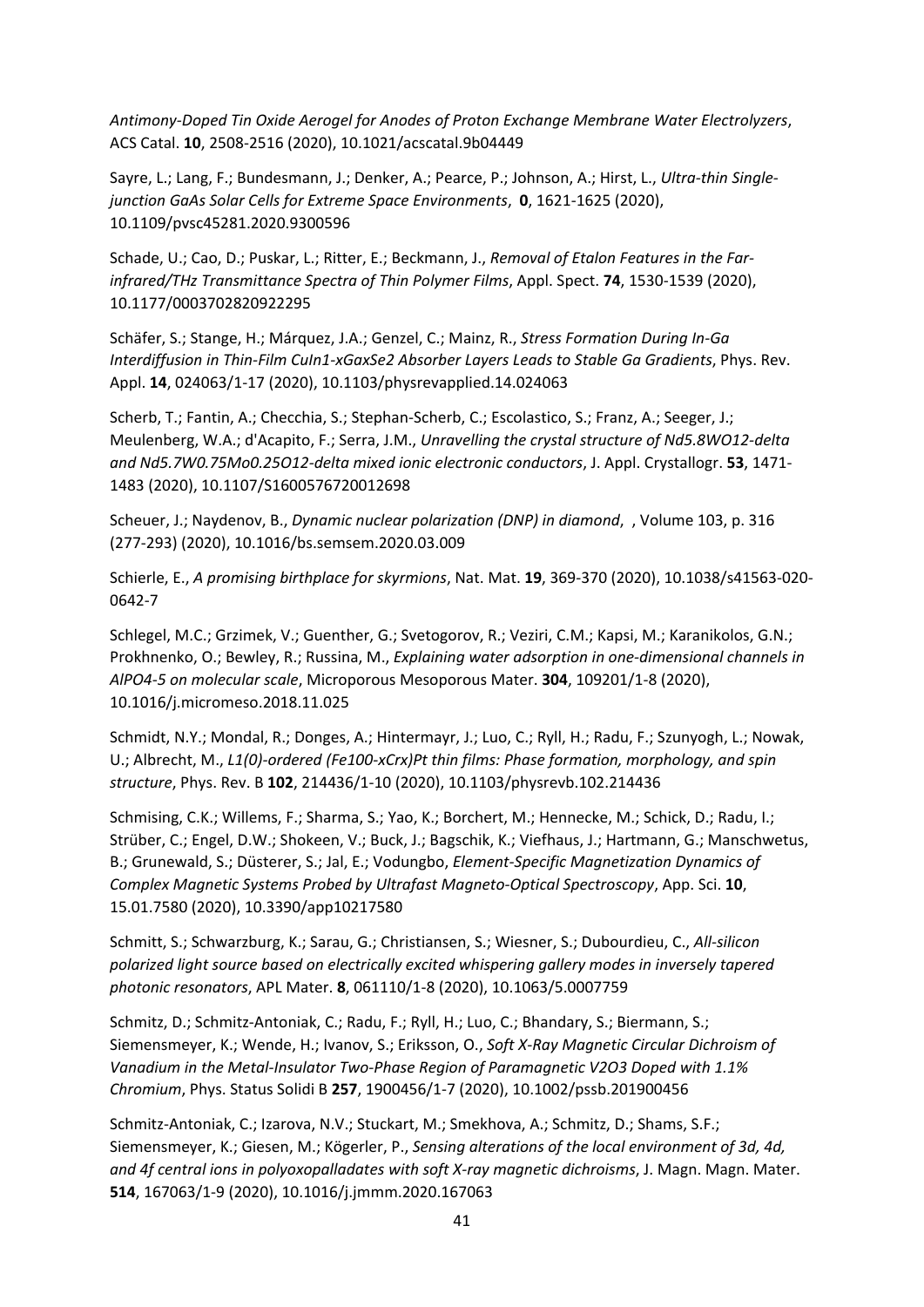*Antimony-Doped Tin Oxide Aerogel for Anodes of Proton Exchange Membrane Water Electrolyzers*, ACS Catal. **10**, 2508-2516 (2020), 10.1021/acscatal.9b04449

Sayre, L.; Lang, F.; Bundesmann, J.; Denker, A.; Pearce, P.; Johnson, A.; Hirst, L., *Ultra-thin Single-junction GaAs Solar Cells for Extreme Space Environments*, **0**, 1621-1625 (2020), 10.1109/pvsc45281.2020.9300596

Schade, U.; Cao, D.; Puskar, L.; Ritter, E.; Beckmann, J., *Removal of Etalon Features in the Far-infrared/THz Transmittance Spectra of Thin Polymer Films*, Appl. Spect. **74**, 1530-1539 (2020), 10.1177/0003702820922295

Schäfer, S.; Stange, H.; Márquez, J.A.; Genzel, C.; Mainz, R., *Stress Formation During In-Ga Interdiffusion in Thin-Film CuIn1-xGaxSe2 Absorber Layers Leads to Stable Ga Gradients*, Phys. Rev. Appl. **14**, 024063/1-17 (2020), 10.1103/physrevapplied.14.024063

Scherb, T.; Fantin, A.; Checchia, S.; Stephan-Scherb, C.; Escolastico, S.; Franz, A.; Seeger, J.; Meulenberg, W.A.; d'Acapito, F.; Serra, J.M., *Unravelling the crystal structure of Nd5.8WO12-delta and Nd5.7W0.75Mo0.25O12-delta mixed ionic electronic conductors*, J. Appl. Crystallogr. **53**, 1471-1483 (2020), 10.1107/S1600576720012698

Scheuer, J.; Naydenov, B., *Dynamic nuclear polarization (DNP) in diamond*, , Volume 103, p. 316 (277-293) (2020), 10.1016/bs.semsem.2020.03.009

Schierle, E., *A promising birthplace for skyrmions*, Nat. Mat. **19**, 369-370 (2020), 10.1038/s41563-020-0642-7

Schlegel, M.C.; Grzimek, V.; Guenther, G.; Svetogorov, R.; Veziri, C.M.; Kapsi, M.; Karanikolos, G.N.; Prokhnenko, O.; Bewley, R.; Russina, M., *Explaining water adsorption in one-dimensional channels in AlPO4-5 on molecular scale*, Microporous Mesoporous Mater. **304**, 109201/1-8 (2020), 10.1016/j.micromeso.2018.11.025

Schmidt, N.Y.; Mondal, R.; Donges, A.; Hintermayr, J.; Luo, C.; Ryll, H.; Radu, F.; Szunyogh, L.; Nowak, U.; Albrecht, M., *L1(0)-ordered (Fe100-xCrx)Pt thin films: Phase formation, morphology, and spin structure*, Phys. Rev. B **102**, 214436/1-10 (2020), 10.1103/physrevb.102.214436

Schmising, C.K.; Willems, F.; Sharma, S.; Yao, K.; Borchert, M.; Hennecke, M.; Schick, D.; Radu, I.; Strüber, C.; Engel, D.W.; Shokeen, V.; Buck, J.; Bagschik, K.; Viefhaus, J.; Hartmann, G.; Manschwetus, B.; Grunewald, S.; Düsterer, S.; Jal, E.; Vodungbo, *Element-Specific Magnetization Dynamics of Complex Magnetic Systems Probed by Ultrafast Magneto-Optical Spectroscopy*, App. Sci. **10**, 15.01.7580 (2020), 10.3390/app10217580

Schmitt, S.; Schwarzburg, K.; Sarau, G.; Christiansen, S.; Wiesner, S.; Dubourdieu, C., *All-silicon polarized light source based on electrically excited whispering gallery modes in inversely tapered photonic resonators*, APL Mater. **8**, 061110/1-8 (2020), 10.1063/5.0007759

Schmitz, D.; Schmitz-Antoniak, C.; Radu, F.; Ryll, H.; Luo, C.; Bhandary, S.; Biermann, S.; Siemensmeyer, K.; Wende, H.; Ivanov, S.; Eriksson, O., *Soft X-Ray Magnetic Circular Dichroism of Vanadium in the Metal-Insulator Two-Phase Region of Paramagnetic V2O3 Doped with 1.1% Chromium*, Phys. Status Solidi B **257**, 1900456/1-7 (2020), 10.1002/pssb.201900456

Schmitz-Antoniak, C.; Izarova, N.V.; Stuckart, M.; Smekhova, A.; Schmitz, D.; Shams, S.F.; Siemensmeyer, K.; Giesen, M.; Kögerler, P., *Sensing alterations of the local environment of 3d, 4d, and 4f central ions in polyoxopalladates with soft X-ray magnetic dichroisms*, J. Magn. Magn. Mater. **514**, 167063/1-9 (2020), 10.1016/j.jmmm.2020.167063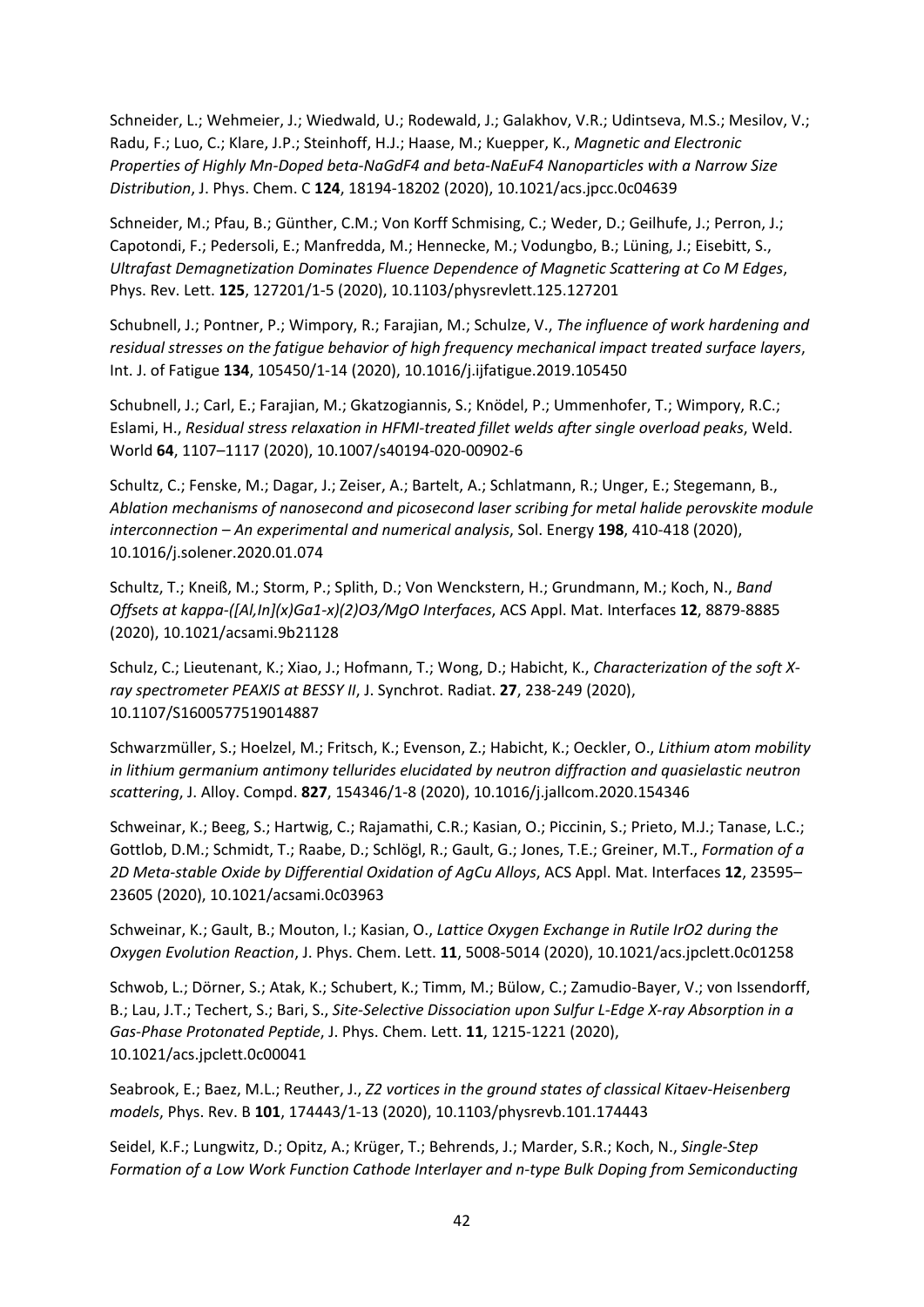Schneider, L.; Wehmeier, J.; Wiedwald, U.; Rodewald, J.; Galakhov, V.R.; Udintseva, M.S.; Mesilov, V.; Radu, F.; Luo, C.; Klare, J.P.; Steinhoff, H.J.; Haase, M.; Kuepper, K., *Magnetic and Electronic Properties of Highly Mn-Doped beta-NaGdF4 and beta-NaEuF4 Nanoparticles with a Narrow Size Distribution*, J. Phys. Chem. C **124**, 18194-18202 (2020), 10.1021/acs.jpcc.0c04639

Schneider, M.; Pfau, B.; Günther, C.M.; Von Korff Schmising, C.; Weder, D.; Geilhufe, J.; Perron, J.; Capotondi, F.; Pedersoli, E.; Manfredda, M.; Hennecke, M.; Vodungbo, B.; Lüning, J.; Eisebitt, S., *Ultrafast Demagnetization Dominates Fluence Dependence of Magnetic Scattering at Co M Edges*, Phys. Rev. Lett. **125**, 127201/1-5 (2020), 10.1103/physrevlett.125.127201

Schubnell, J.; Pontner, P.; Wimpory, R.; Farajian, M.; Schulze, V., *The influence of work hardening and residual stresses on the fatigue behavior of high frequency mechanical impact treated surface layers*, Int. J. of Fatigue **134**, 105450/1-14 (2020), 10.1016/j.ijfatigue.2019.105450

Schubnell, J.; Carl, E.; Farajian, M.; Gkatzogiannis, S.; Knödel, P.; Ummenhofer, T.; Wimpory, R.C.; Eslami, H., *Residual stress relaxation in HFMI-treated fillet welds after single overload peaks*, Weld. World **64**, 1107–1117 (2020), 10.1007/s40194-020-00902-6

Schultz, C.; Fenske, M.; Dagar, J.; Zeiser, A.; Bartelt, A.; Schlatmann, R.; Unger, E.; Stegemann, B., *Ablation mechanisms of nanosecond and picosecond laser scribing for metal halide perovskite module interconnection – An experimental and numerical analysis*, Sol. Energy **198**, 410-418 (2020), 10.1016/j.solener.2020.01.074

Schultz, T.; Kneiß, M.; Storm, P.; Splith, D.; Von Wenckstern, H.; Grundmann, M.; Koch, N., *Band Offsets at kappa-([Al,In](x)Ga1-x)(2)O3/MgO Interfaces*, ACS Appl. Mat. Interfaces **12**, 8879-8885 (2020), 10.1021/acsami.9b21128

Schulz, C.; Lieutenant, K.; Xiao, J.; Hofmann, T.; Wong, D.; Habicht, K., *Characterization of the soft X-ray spectrometer PEAXIS at BESSY II*, J. Synchrot. Radiat. **27**, 238-249 (2020), 10.1107/S1600577519014887

Schwarzmüller, S.; Hoelzel, M.; Fritsch, K.; Evenson, Z.; Habicht, K.; Oeckler, O., *Lithium atom mobility in lithium germanium antimony tellurides elucidated by neutron diffraction and quasielastic neutron scattering*, J. Alloy. Compd. **827**, 154346/1-8 (2020), 10.1016/j.jallcom.2020.154346

Schweinar, K.; Beeg, S.; Hartwig, C.; Rajamathi, C.R.; Kasian, O.; Piccinin, S.; Prieto, M.J.; Tanase, L.C.; Gottlob, D.M.; Schmidt, T.; Raabe, D.; Schlögl, R.; Gault, G.; Jones, T.E.; Greiner, M.T., *Formation of a 2D Meta-stable Oxide by Differential Oxidation of AgCu Alloys*, ACS Appl. Mat. Interfaces **12**, 23595–23605 (2020), 10.1021/acsami.0c03963

Schweinar, K.; Gault, B.; Mouton, I.; Kasian, O., *Lattice Oxygen Exchange in Rutile IrO2 during the Oxygen Evolution Reaction*, J. Phys. Chem. Lett. **11**, 5008-5014 (2020), 10.1021/acs.jpclett.0c01258

Schwob, L.; Dörner, S.; Atak, K.; Schubert, K.; Timm, M.; Bülow, C.; Zamudio-Bayer, V.; von Issendorff, B.; Lau, J.T.; Techert, S.; Bari, S., *Site-Selective Dissociation upon Sulfur L-Edge X-ray Absorption in a Gas-Phase Protonated Peptide*, J. Phys. Chem. Lett. **11**, 1215-1221 (2020), 10.1021/acs.jpclett.0c00041

Seabrook, E.; Baez, M.L.; Reuther, J., *Z2 vortices in the ground states of classical Kitaev-Heisenberg models*, Phys. Rev. B **101**, 174443/1-13 (2020), 10.1103/physrevb.101.174443

Seidel, K.F.; Lungwitz, D.; Opitz, A.; Krüger, T.; Behrends, J.; Marder, S.R.; Koch, N., *Single-Step Formation of a Low Work Function Cathode Interlayer and n-type Bulk Doping from Semiconducting*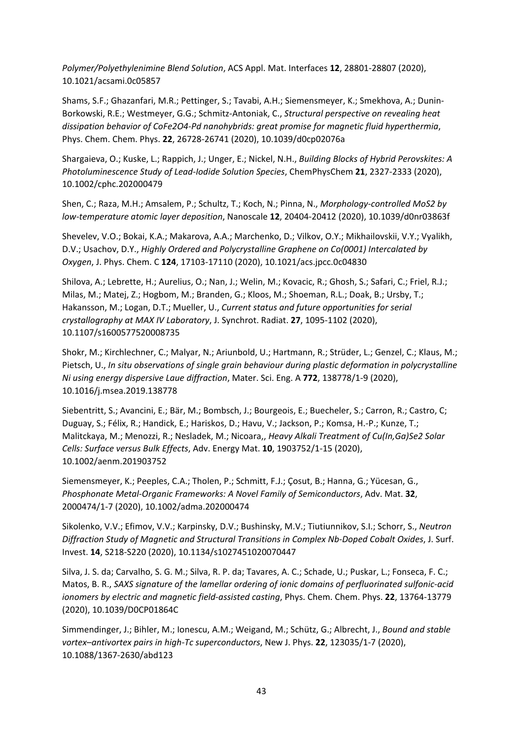*Polymer/Polyethylenimine Blend Solution*, ACS Appl. Mat. Interfaces **12**, 28801-28807 (2020), 10.1021/acsami.0c05857

Shams, S.F.; Ghazanfari, M.R.; Pettinger, S.; Tavabi, A.H.; Siemensmeyer, K.; Smekhova, A.; Dunin-Borkowski, R.E.; Westmeyer, G.G.; Schmitz-Antoniak, C., *Structural perspective on revealing heat dissipation behavior of $CoFe_2O_4$-Pd nanohybrids: great promise for magnetic fluid hyperthermia*, Phys. Chem. Chem. Phys. **22**, 26728-26741 (2020), 10.1039/d0cp02076a

Shargaieva, O.; Kuske, L.; Rappich, J.; Unger, E.; Nickel, N.H., *Building Blocks of Hybrid Perovskites: A Photoluminescence Study of Lead-Iodide Solution Species*, ChemPhysChem **21**, 2327-2333 (2020), 10.1002/cphc.202000479

Shen, C.; Raza, M.H.; Amsalem, P.; Schultz, T.; Koch, N.; Pinna, N., *Morphology-controlled $MoS_2$ by low-temperature atomic layer deposition*, Nanoscale **12**, 20404-20412 (2020), 10.1039/d0nr03863f

Shevelev, V.O.; Bokai, K.A.; Makarova, A.A.; Marchenko, D.; Vilkov, O.Y.; Mikhailovskii, V.Y.; Vyalikh, D.V.; Usachov, D.Y., *Highly Ordered and Polycrystalline Graphene on Co(0001) Intercalated by Oxygen*, J. Phys. Chem. C **124**, 17103-17110 (2020), 10.1021/acs.jpcc.0c04830

Shilova, A.; Lebrette, H.; Aurelius, O.; Nan, J.; Welin, M.; Kovacic, R.; Ghosh, S.; Safari, C.; Friel, R.J.; Milas, M.; Matej, Z.; Hogbom, M.; Branden, G.; Kloos, M.; Shoeman, R.L.; Doak, B.; Ursby, T.; Hakansson, M.; Logan, D.T.; Mueller, U., *Current status and future opportunities for serial crystallography at MAX IV Laboratory*, J. Synchrot. Radiat. **27**, 1095-1102 (2020), 10.1107/s1600577520008735

Shokr, M.; Kirchlechner, C.; Malyar, N.; Ariunbold, U.; Hartmann, R.; Strüder, L.; Genzel, C.; Klaus, M.; Pietsch, U., *In situ observations of single grain behaviour during plastic deformation in polycrystalline Ni using energy dispersive Laue diffraction*, Mater. Sci. Eng. A **772**, 138778/1-9 (2020), 10.1016/j.msea.2019.138778

Siebentritt, S.; Avancini, E.; Bär, M.; Bombsch, J.; Bourgeois, E.; Buecheler, S.; Carron, R.; Castro, C; Duguay, S.; Félix, R.; Handick, E.; Hariskos, D.; Havu, V.; Jackson, P.; Komsa, H.-P.; Kunze, T.; Malitckaya, M.; Menozzi, R.; Nesladek, M.; Nicoara,, *Heavy Alkali Treatment of Cu(In,Ga)$Se_2$ Solar Cells: Surface versus Bulk Effects*, Adv. Energy Mat. **10**, 1903752/1-15 (2020), 10.1002/aenm.201903752

Siemensmeyer, K.; Peeples, C.A.; Tholen, P.; Schmitt, F.J.; Çosut, B.; Hanna, G.; Yücesan, G., *Phosphonate Metal-Organic Frameworks: A Novel Family of Semiconductors*, Adv. Mat. **32**, 2000474/1-7 (2020), 10.1002/adma.202000474

Sikolenko, V.V.; Efimov, V.V.; Karpinsky, D.V.; Bushinsky, M.V.; Tiutiunnikov, S.I.; Schorr, S., *Neutron Diffraction Study of Magnetic and Structural Transitions in Complex Nb-Doped Cobalt Oxides*, J. Surf. Invest. **14**, S218-S220 (2020), 10.1134/s1027451020070447

Silva, J. S. da; Carvalho, S. G. M.; Silva, R. P. da; Tavares, A. C.; Schade, U.; Puskar, L.; Fonseca, F. C.; Matos, B. R., *SAXS signature of the lamellar ordering of ionic domains of perfluorinated sulfonic-acid ionomers by electric and magnetic field-assisted casting*, Phys. Chem. Chem. Phys. **22**, 13764-13779 (2020), 10.1039/D0CP01864C

Simmendinger, J.; Bihler, M.; Ionescu, A.M.; Weigand, M.; Schütz, G.; Albrecht, J., *Bound and stable vortex–antivortex pairs in high-Tc superconductors*, New J. Phys. **22**, 123035/1-7 (2020), 10.1088/1367-2630/abd123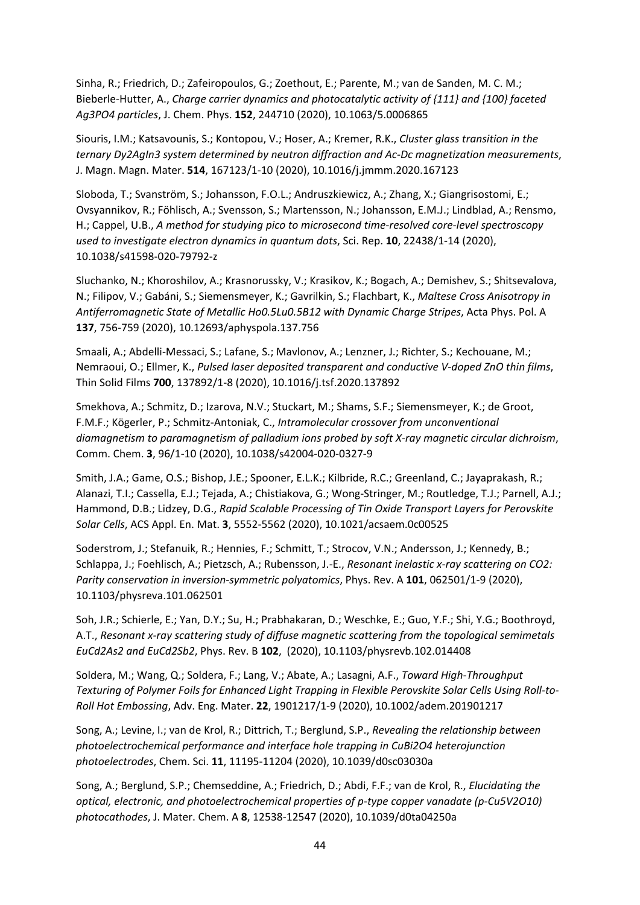Sinha, R.; Friedrich, D.; Zafeiropoulos, G.; Zoethout, E.; Parente, M.; van de Sanden, M. C. M.; Bieberle-Hutter, A., *Charge carrier dynamics and photocatalytic activity of {111} and {100} faceted $Ag_3PO_4$ particles*, J. Chem. Phys. **152**, 244710 (2020), 10.1063/5.0006865

Siouris, I.M.; Katsavounis, S.; Kontopou, V.; Hoser, A.; Kremer, R.K., *Cluster glass transition in the ternary $Dy_2AgIn_3$ system determined by neutron diffraction and Ac-Dc magnetization measurements*, J. Magn. Magn. Mater. **514**, 167123/1-10 (2020), 10.1016/j.jmmm.2020.167123

Sloboda, T.; Svanström, S.; Johansson, F.O.L.; Andruszkiewicz, A.; Zhang, X.; Giangrisostomi, E.; Ovsyannikov, R.; Föhlisch, A.; Svensson, S.; Martensson, N.; Johansson, E.M.J.; Lindblad, A.; Rensmo, H.; Cappel, U.B., *A method for studying pico to microsecond time-resolved core-level spectroscopy used to investigate electron dynamics in quantum dots*, Sci. Rep. **10**, 22438/1-14 (2020), 10.1038/s41598-020-79792-z

Sluchanko, N.; Khoroshilov, A.; Krasnorussky, V.; Krasikov, K.; Bogach, A.; Demishev, S.; Shitsevalova, N.; Filipov, V.; Gabáni, S.; Siemensmeyer, K.; Gavrilkin, S.; Flachbart, K., *Maltese Cross Anisotropy in Antiferromagnetic State of Metallic $Ho_{0.5}Lu_{0.5}B_{12}$ with Dynamic Charge Stripes*, Acta Phys. Pol. A **137**, 756-759 (2020), 10.12693/aphyspola.137.756

Smaali, A.; Abdelli-Messaci, S.; Lafane, S.; Mavlonov, A.; Lenzner, J.; Richter, S.; Kechouane, M.; Nemraoui, O.; Ellmer, K., *Pulsed laser deposited transparent and conductive V-doped ZnO thin films*, Thin Solid Films **700**, 137892/1-8 (2020), 10.1016/j.tsf.2020.137892

Smekhova, A.; Schmitz, D.; Izarova, N.V.; Stuckart, M.; Shams, S.F.; Siemensmeyer, K.; de Groot, F.M.F.; Kögerler, P.; Schmitz-Antoniak, C., *Intramolecular crossover from unconventional diamagnetism to paramagnetism of palladium ions probed by soft X-ray magnetic circular dichroism*, Comm. Chem. **3**, 96/1-10 (2020), 10.1038/s42004-020-0327-9

Smith, J.A.; Game, O.S.; Bishop, J.E.; Spooner, E.L.K.; Kilbride, R.C.; Greenland, C.; Jayaprakash, R.; Alanazi, T.I.; Cassella, E.J.; Tejada, A.; Chistiakova, G.; Wong-Stringer, M.; Routledge, T.J.; Parnell, A.J.; Hammond, D.B.; Lidzey, D.G., *Rapid Scalable Processing of Tin Oxide Transport Layers for Perovskite Solar Cells*, ACS Appl. En. Mat. **3**, 5552-5562 (2020), 10.1021/acsaem.0c00525

Soderstrom, J.; Stefanuik, R.; Hennies, F.; Schmitt, T.; Strocov, V.N.; Andersson, J.; Kennedy, B.; Schlappa, J.; Foehlisch, A.; Pietzsch, A.; Rubensson, J.-E., *Resonant inelastic x-ray scattering on CO2: Parity conservation in inversion-symmetric polyatomics*, Phys. Rev. A **101**, 062501/1-9 (2020), 10.1103/physreva.101.062501

Soh, J.R.; Schierle, E.; Yan, D.Y.; Su, H.; Prabhakaran, D.; Weschke, E.; Guo, Y.F.; Shi, Y.G.; Boothroyd, A.T., *Resonant x-ray scattering study of diffuse magnetic scattering from the topological semimetals $EuCd_2As_2$ and $EuCd_2Sb_2$*, Phys. Rev. B **102**, (2020), 10.1103/physrevb.102.014408

Soldera, M.; Wang, Q.; Soldera, F.; Lang, V.; Abate, A.; Lasagni, A.F., *Toward High-Throughput Texturing of Polymer Foils for Enhanced Light Trapping in Flexible Perovskite Solar Cells Using Roll-to-Roll Hot Embossing*, Adv. Eng. Mater. **22**, 1901217/1-9 (2020), 10.1002/adem.201901217

Song, A.; Levine, I.; van de Krol, R.; Dittrich, T.; Berglund, S.P., *Revealing the relationship between photoelectrochemical performance and interface hole trapping in $CuBi_2O_4$ heterojunction photoelectrodes*, Chem. Sci. **11**, 11195-11204 (2020), 10.1039/d0sc03030a

Song, A.; Berglund, S.P.; Chemseddine, A.; Friedrich, D.; Abdi, F.F.; van de Krol, R., *Elucidating the optical, electronic, and photoelectrochemical properties of p-type copper vanadate (p-$Cu_5V_2O_{10}$) photocathodes*, J. Mater. Chem. A **8**, 12538-12547 (2020), 10.1039/d0ta04250a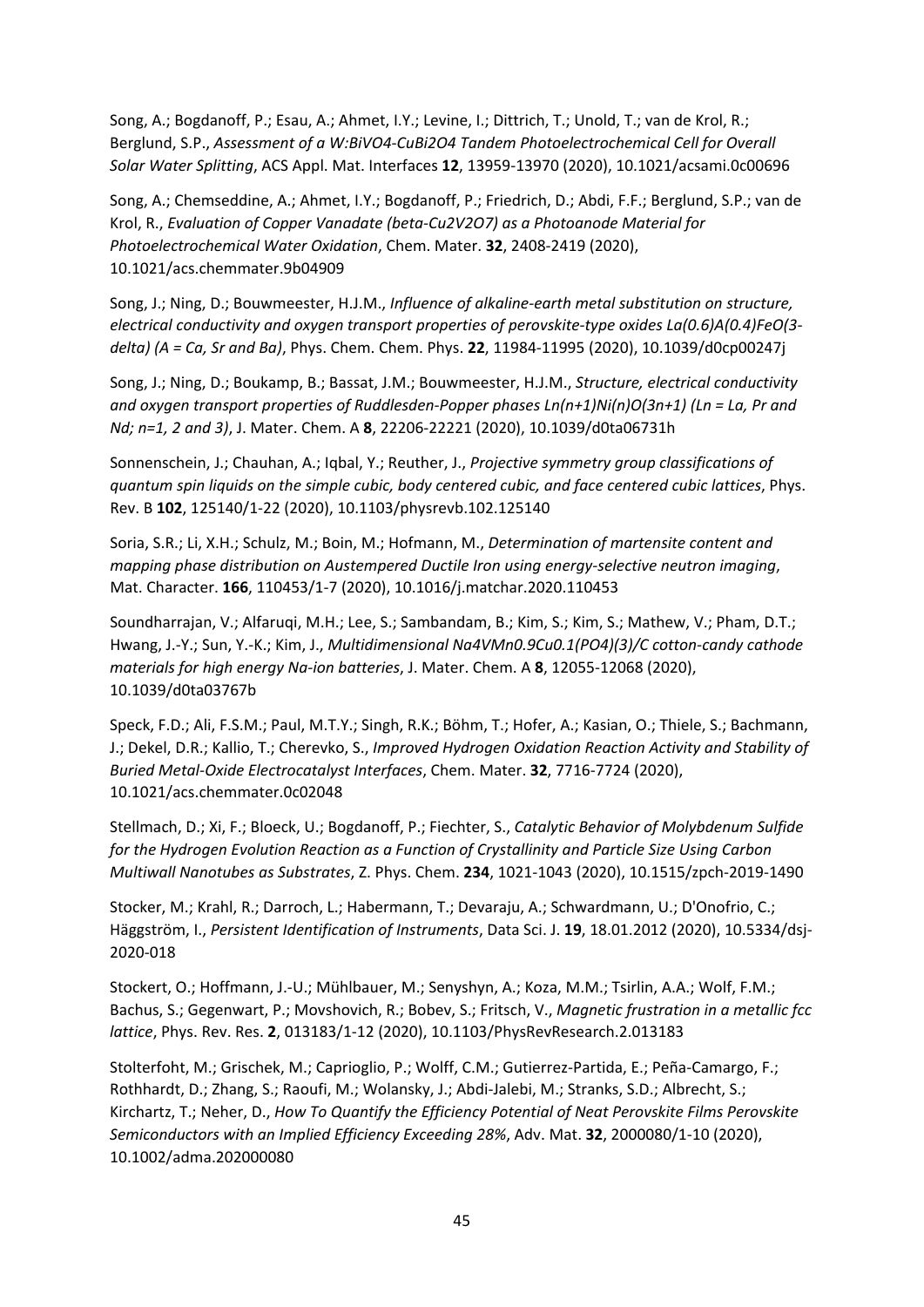Song, A.; Bogdanoff, P.; Esau, A.; Ahmet, I.Y.; Levine, I.; Dittrich, T.; Unold, T.; van de Krol, R.; Berglund, S.P., *Assessment of a W:BiVO4-CuBi2O4 Tandem Photoelectrochemical Cell for Overall Solar Water Splitting*, ACS Appl. Mat. Interfaces **12**, 13959-13970 (2020), 10.1021/acsami.0c00696

Song, A.; Chemseddine, A.; Ahmet, I.Y.; Bogdanoff, P.; Friedrich, D.; Abdi, F.F.; Berglund, S.P.; van de Krol, R., *Evaluation of Copper Vanadate (beta-Cu2V2O7) as a Photoanode Material for Photoelectrochemical Water Oxidation*, Chem. Mater. **32**, 2408-2419 (2020), 10.1021/acs.chemmater.9b04909

Song, J.; Ning, D.; Bouwmeester, H.J.M., *Influence of alkaline-earth metal substitution on structure, electrical conductivity and oxygen transport properties of perovskite-type oxides La(0.6)A(0.4)FeO(3-delta) (A = Ca, Sr and Ba)*, Phys. Chem. Chem. Phys. **22**, 11984-11995 (2020), 10.1039/d0cp00247j

Song, J.; Ning, D.; Boukamp, B.; Bassat, J.M.; Bouwmeester, H.J.M., *Structure, electrical conductivity and oxygen transport properties of Ruddlesden-Popper phases Ln(n+1)Ni(n)O(3n+1) (Ln = La, Pr and Nd; n=1, 2 and 3)*, J. Mater. Chem. A **8**, 22206-22221 (2020), 10.1039/d0ta06731h

Sonnenschein, J.; Chauhan, A.; Iqbal, Y.; Reuther, J., *Projective symmetry group classifications of quantum spin liquids on the simple cubic, body centered cubic, and face centered cubic lattices*, Phys. Rev. B **102**, 125140/1-22 (2020), 10.1103/physrevb.102.125140

Soria, S.R.; Li, X.H.; Schulz, M.; Boin, M.; Hofmann, M., *Determination of martensite content and mapping phase distribution on Austempered Ductile Iron using energy-selective neutron imaging*, Mat. Character. **166**, 110453/1-7 (2020), 10.1016/j.matchar.2020.110453

Soundharrajan, V.; Alfaruqi, M.H.; Lee, S.; Sambandam, B.; Kim, S.; Kim, S.; Mathew, V.; Pham, D.T.; Hwang, J.-Y.; Sun, Y.-K.; Kim, J., *Multidimensional Na4VMn0.9Cu0.1(PO4)(3)/C cotton-candy cathode materials for high energy Na-ion batteries*, J. Mater. Chem. A **8**, 12055-12068 (2020), 10.1039/d0ta03767b

Speck, F.D.; Ali, F.S.M.; Paul, M.T.Y.; Singh, R.K.; Böhm, T.; Hofer, A.; Kasian, O.; Thiele, S.; Bachmann, J.; Dekel, D.R.; Kallio, T.; Cherevko, S., *Improved Hydrogen Oxidation Reaction Activity and Stability of Buried Metal-Oxide Electrocatalyst Interfaces*, Chem. Mater. **32**, 7716-7724 (2020), 10.1021/acs.chemmater.0c02048

Stellmach, D.; Xi, F.; Bloeck, U.; Bogdanoff, P.; Fiechter, S., *Catalytic Behavior of Molybdenum Sulfide for the Hydrogen Evolution Reaction as a Function of Crystallinity and Particle Size Using Carbon Multiwall Nanotubes as Substrates*, Z. Phys. Chem. **234**, 1021-1043 (2020), 10.1515/zpch-2019-1490

Stocker, M.; Krahl, R.; Darroch, L.; Habermann, T.; Devaraju, A.; Schwardmann, U.; D'Onofrio, C.; Häggström, I., *Persistent Identification of Instruments*, Data Sci. J. **19**, 18.01.2012 (2020), 10.5334/dsj-2020-018

Stockert, O.; Hoffmann, J.-U.; Mühlbauer, M.; Senyshyn, A.; Koza, M.M.; Tsirlin, A.A.; Wolf, F.M.; Bachus, S.; Gegenwart, P.; Movshovich, R.; Bobev, S.; Fritsch, V., *Magnetic frustration in a metallic fcc lattice*, Phys. Rev. Res. **2**, 013183/1-12 (2020), 10.1103/PhysRevResearch.2.013183

Stolterfoht, M.; Grischek, M.; Caprioglio, P.; Wolff, C.M.; Gutierrez-Partida, E.; Peña-Camargo, F.; Rothhardt, D.; Zhang, S.; Raoufi, M.; Wolansky, J.; Abdi-Jalebi, M.; Stranks, S.D.; Albrecht, S.; Kirchartz, T.; Neher, D., *How To Quantify the Efficiency Potential of Neat Perovskite Films Perovskite Semiconductors with an Implied Efficiency Exceeding 28%*, Adv. Mat. **32**, 2000080/1-10 (2020), 10.1002/adma.202000080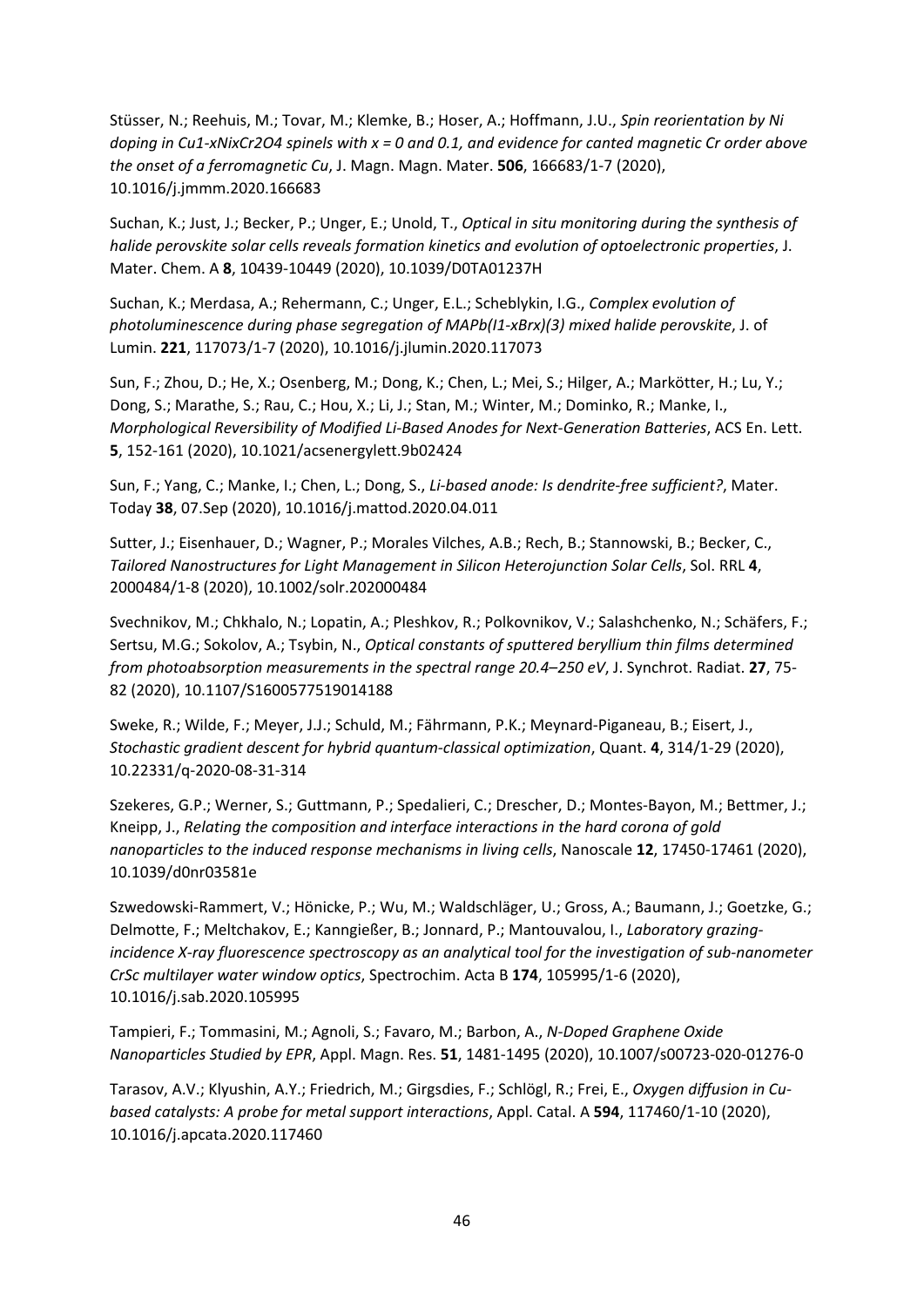Stüsser, N.; Reehuis, M.; Tovar, M.; Klemke, B.; Hoser, A.; Hoffmann, J.U., *Spin reorientation by Ni doping in Cu1-xNixCr2O4 spinels with x = 0 and 0.1, and evidence for canted magnetic Cr order above the onset of a ferromagnetic Cu*, J. Magn. Magn. Mater. **506**, 166683/1-7 (2020), 10.1016/j.jmmm.2020.166683

Suchan, K.; Just, J.; Becker, P.; Unger, E.; Unold, T., *Optical in situ monitoring during the synthesis of halide perovskite solar cells reveals formation kinetics and evolution of optoelectronic properties*, J. Mater. Chem. A **8**, 10439-10449 (2020), 10.1039/D0TA01237H

Suchan, K.; Merdasa, A.; Rehermann, C.; Unger, E.L.; Scheblykin, I.G., *Complex evolution of photoluminescence during phase segregation of MAPb(I1-xBrx)(3) mixed halide perovskite*, J. of Lumin. **221**, 117073/1-7 (2020), 10.1016/j.jlumin.2020.117073

Sun, F.; Zhou, D.; He, X.; Osenberg, M.; Dong, K.; Chen, L.; Mei, S.; Hilger, A.; Markötter, H.; Lu, Y.; Dong, S.; Marathe, S.; Rau, C.; Hou, X.; Li, J.; Stan, M.; Winter, M.; Dominko, R.; Manke, I., *Morphological Reversibility of Modified Li-Based Anodes for Next-Generation Batteries*, ACS En. Lett. **5**, 152-161 (2020), 10.1021/acsenergylett.9b02424

Sun, F.; Yang, C.; Manke, I.; Chen, L.; Dong, S., *Li-based anode: Is dendrite-free sufficient?*, Mater. Today **38**, 07.Sep (2020), 10.1016/j.mattod.2020.04.011

Sutter, J.; Eisenhauer, D.; Wagner, P.; Morales Vilches, A.B.; Rech, B.; Stannowski, B.; Becker, C., *Tailored Nanostructures for Light Management in Silicon Heterojunction Solar Cells*, Sol. RRL **4**, 2000484/1-8 (2020), 10.1002/solr.202000484

Svechnikov, M.; Chkhalo, N.; Lopatin, A.; Pleshkov, R.; Polkovnikov, V.; Salashchenko, N.; Schäfers, F.; Sertsu, M.G.; Sokolov, A.; Tsybin, N., *Optical constants of sputtered beryllium thin films determined from photoabsorption measurements in the spectral range 20.4–250 eV*, J. Synchrot. Radiat. **27**, 75-82 (2020), 10.1107/S1600577519014188

Sweke, R.; Wilde, F.; Meyer, J.J.; Schuld, M.; Fährmann, P.K.; Meynard-Piganeau, B.; Eisert, J., *Stochastic gradient descent for hybrid quantum-classical optimization*, Quant. **4**, 314/1-29 (2020), 10.22331/q-2020-08-31-314

Szekeres, G.P.; Werner, S.; Guttmann, P.; Spedalieri, C.; Drescher, D.; Montes-Bayon, M.; Bettmer, J.; Kneipp, J., *Relating the composition and interface interactions in the hard corona of gold nanoparticles to the induced response mechanisms in living cells*, Nanoscale **12**, 17450-17461 (2020), 10.1039/d0nr03581e

Szwedowski-Rammert, V.; Hönicke, P.; Wu, M.; Waldschläger, U.; Gross, A.; Baumann, J.; Goetzke, G.; Delmotte, F.; Meltchakov, E.; Kanngießer, B.; Jonnard, P.; Mantouvalou, I., *Laboratory grazing-incidence X-ray fluorescence spectroscopy as an analytical tool for the investigation of sub-nanometer CrSc multilayer water window optics*, Spectrochim. Acta B **174**, 105995/1-6 (2020), 10.1016/j.sab.2020.105995

Tampieri, F.; Tommasini, M.; Agnoli, S.; Favaro, M.; Barbon, A., *N-Doped Graphene Oxide Nanoparticles Studied by EPR*, Appl. Magn. Res. **51**, 1481-1495 (2020), 10.1007/s00723-020-01276-0

Tarasov, A.V.; Klyushin, A.Y.; Friedrich, M.; Girgsdies, F.; Schlögl, R.; Frei, E., *Oxygen diffusion in Cu-based catalysts: A probe for metal support interactions*, Appl. Catal. A **594**, 117460/1-10 (2020), 10.1016/j.apcata.2020.117460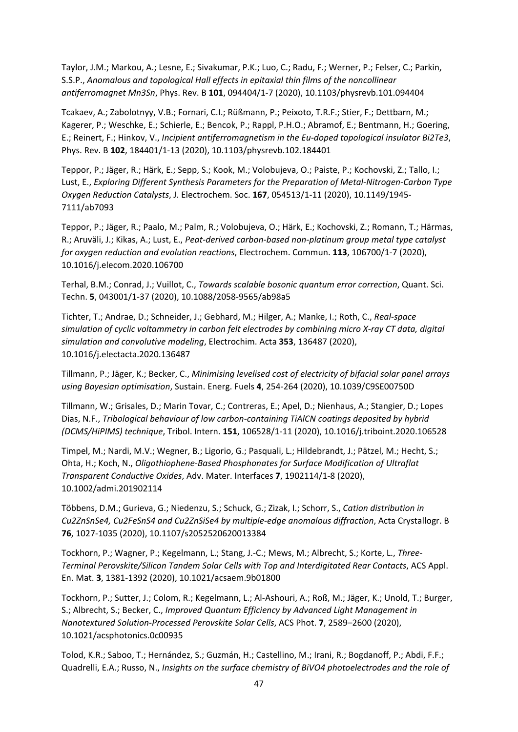Taylor, J.M.; Markou, A.; Lesne, E.; Sivakumar, P.K.; Luo, C.; Radu, F.; Werner, P.; Felser, C.; Parkin, S.S.P., *Anomalous and topological Hall effects in epitaxial thin films of the noncollinear antiferromagnet Mn3Sn*, Phys. Rev. B **101**, 094404/1-7 (2020), 10.1103/physrevb.101.094404

Tcakaev, A.; Zabolotnyy, V.B.; Fornari, C.I.; Rüßmann, P.; Peixoto, T.R.F.; Stier, F.; Dettbarn, M.; Kagerer, P.; Weschke, E.; Schierle, E.; Bencok, P.; Rappl, P.H.O.; Abramof, E.; Bentmann, H.; Goering, E.; Reinert, F.; Hinkov, V., *Incipient antiferromagnetism in the Eu-doped topological insulator Bi2Te3*, Phys. Rev. B **102**, 184401/1-13 (2020), 10.1103/physrevb.102.184401

Teppor, P.; Jäger, R.; Härk, E.; Sepp, S.; Kook, M.; Volobujeva, O.; Paiste, P.; Kochovski, Z.; Tallo, I.; Lust, E., *Exploring Different Synthesis Parameters for the Preparation of Metal-Nitrogen-Carbon Type Oxygen Reduction Catalysts*, J. Electrochem. Soc. **167**, 054513/1-11 (2020), 10.1149/1945-7111/ab7093

Teppor, P.; Jäger, R.; Paalo, M.; Palm, R.; Volobujeva, O.; Härk, E.; Kochovski, Z.; Romann, T.; Härmas, R.; Aruväli, J.; Kikas, A.; Lust, E., *Peat-derived carbon-based non-platinum group metal type catalyst for oxygen reduction and evolution reactions*, Electrochem. Commun. **113**, 106700/1-7 (2020), 10.1016/j.elecom.2020.106700

Terhal, B.M.; Conrad, J.; Vuillot, C., *Towards scalable bosonic quantum error correction*, Quant. Sci. Techn. **5**, 043001/1-37 (2020), 10.1088/2058-9565/ab98a5

Tichter, T.; Andrae, D.; Schneider, J.; Gebhard, M.; Hilger, A.; Manke, I.; Roth, C., *Real-space simulation of cyclic voltammetry in carbon felt electrodes by combining micro X-ray CT data, digital simulation and convolutive modeling*, Electrochim. Acta **353**, 136487 (2020), 10.1016/j.electacta.2020.136487

Tillmann, P.; Jäger, K.; Becker, C., *Minimising levelised cost of electricity of bifacial solar panel arrays using Bayesian optimisation*, Sustain. Energ. Fuels **4**, 254-264 (2020), 10.1039/C9SE00750D

Tillmann, W.; Grisales, D.; Marin Tovar, C.; Contreras, E.; Apel, D.; Nienhaus, A.; Stangier, D.; Lopes Dias, N.F., *Tribological behaviour of low carbon-containing TiAlCN coatings deposited by hybrid (DCMS/HiPIMS) technique*, Tribol. Intern. **151**, 106528/1-11 (2020), 10.1016/j.triboint.2020.106528

Timpel, M.; Nardi, M.V.; Wegner, B.; Ligorio, G.; Pasquali, L.; Hildebrandt, J.; Pätzel, M.; Hecht, S.; Ohta, H.; Koch, N., *Oligothiophene-Based Phosphonates for Surface Modification of Ultraflat Transparent Conductive Oxides*, Adv. Mater. Interfaces **7**, 1902114/1-8 (2020), 10.1002/admi.201902114

Többens, D.M.; Gurieva, G.; Niedenzu, S.; Schuck, G.; Zizak, I.; Schorr, S., *Cation distribution in Cu2ZnSnSe4, Cu2FeSnS4 and Cu2ZnSiSe4 by multiple-edge anomalous diffraction*, Acta Crystallogr. B **76**, 1027-1035 (2020), 10.1107/s2052520620013384

Tockhorn, P.; Wagner, P.; Kegelmann, L.; Stang, J.-C.; Mews, M.; Albrecht, S.; Korte, L., *Three-Terminal Perovskite/Silicon Tandem Solar Cells with Top and Interdigitated Rear Contacts*, ACS Appl. En. Mat. **3**, 1381-1392 (2020), 10.1021/acsaem.9b01800

Tockhorn, P.; Sutter, J.; Colom, R.; Kegelmann, L.; Al-Ashouri, A.; Roß, M.; Jäger, K.; Unold, T.; Burger, S.; Albrecht, S.; Becker, C., *Improved Quantum Efficiency by Advanced Light Management in Nanotextured Solution-Processed Perovskite Solar Cells*, ACS Phot. **7**, 2589–2600 (2020), 10.1021/acsphotonics.0c00935

Tolod, K.R.; Saboo, T.; Hernández, S.; Guzmán, H.; Castellino, M.; Irani, R.; Bogdanoff, P.; Abdi, F.F.; Quadrelli, E.A.; Russo, N., *Insights on the surface chemistry of BiVO4 photoelectrodes and the role of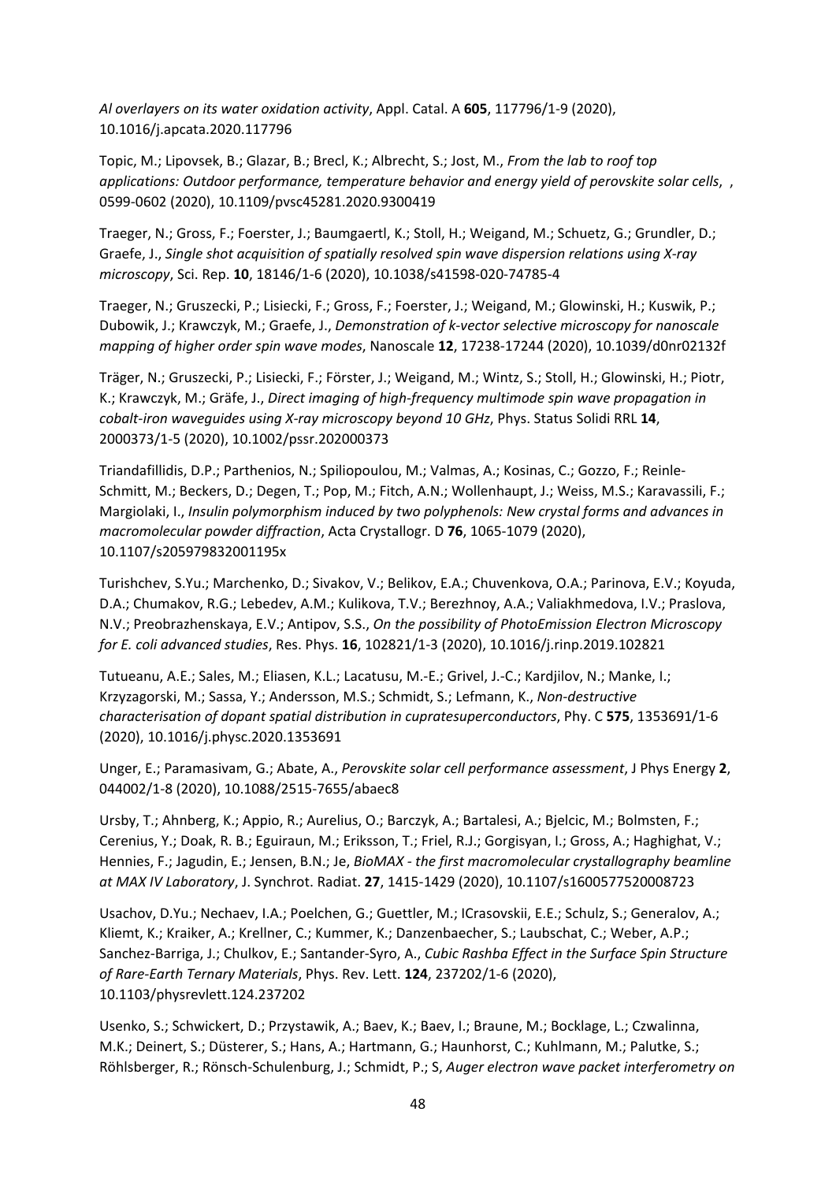*Al overlayers on its water oxidation activity*, Appl. Catal. A **605**, 117796/1-9 (2020), 10.1016/j.apcata.2020.117796

Topic, M.; Lipovsek, B.; Glazar, B.; Brecl, K.; Albrecht, S.; Jost, M., *From the lab to roof top applications: Outdoor performance, temperature behavior and energy yield of perovskite solar cells*, , 0599-0602 (2020), 10.1109/pvsc45281.2020.9300419

Traeger, N.; Gross, F.; Foerster, J.; Baumgaertl, K.; Stoll, H.; Weigand, M.; Schuetz, G.; Grundler, D.; Graefe, J., *Single shot acquisition of spatially resolved spin wave dispersion relations using X-ray microscopy*, Sci. Rep. **10**, 18146/1-6 (2020), 10.1038/s41598-020-74785-4

Traeger, N.; Gruszecki, P.; Lisiecki, F.; Gross, F.; Foerster, J.; Weigand, M.; Glowinski, H.; Kuswik, P.; Dubowik, J.; Krawczyk, M.; Graefe, J., *Demonstration of k-vector selective microscopy for nanoscale mapping of higher order spin wave modes*, Nanoscale **12**, 17238-17244 (2020), 10.1039/d0nr02132f

Träger, N.; Gruszecki, P.; Lisiecki, F.; Förster, J.; Weigand, M.; Wintz, S.; Stoll, H.; Glowinski, H.; Piotr, K.; Krawczyk, M.; Gräfe, J., *Direct imaging of high-frequency multimode spin wave propagation in cobalt-iron waveguides using X-ray microscopy beyond 10 GHz*, Phys. Status Solidi RRL **14**, 2000373/1-5 (2020), 10.1002/pssr.202000373

Triandafillidis, D.P.; Parthenios, N.; Spiliopoulou, M.; Valmas, A.; Kosinas, C.; Gozzo, F.; Reinle-Schmitt, M.; Beckers, D.; Degen, T.; Pop, M.; Fitch, A.N.; Wollenhaupt, J.; Weiss, M.S.; Karavassili, F.; Margiolaki, I., *Insulin polymorphism induced by two polyphenols: New crystal forms and advances in macromolecular powder diffraction*, Acta Crystallogr. D **76**, 1065-1079 (2020), 10.1107/s205979832001195x

Turishchev, S.Yu.; Marchenko, D.; Sivakov, V.; Belikov, E.A.; Chuvenkova, O.A.; Parinova, E.V.; Koyuda, D.A.; Chumakov, R.G.; Lebedev, A.M.; Kulikova, T.V.; Berezhnoy, A.A.; Valiakhmedova, I.V.; Praslova, N.V.; Preobrazhenskaya, E.V.; Antipov, S.S., *On the possibility of PhotoEmission Electron Microscopy for E. coli advanced studies*, Res. Phys. **16**, 102821/1-3 (2020), 10.1016/j.rinp.2019.102821

Tutueanu, A.E.; Sales, M.; Eliasen, K.L.; Lacatusu, M.-E.; Grivel, J.-C.; Kardjilov, N.; Manke, I.; Krzyzagorski, M.; Sassa, Y.; Andersson, M.S.; Schmidt, S.; Lefmann, K., *Non-destructive characterisation of dopant spatial distribution in cupratesuperconductors*, Phy. C **575**, 1353691/1-6 (2020), 10.1016/j.physc.2020.1353691

Unger, E.; Paramasivam, G.; Abate, A., *Perovskite solar cell performance assessment*, J Phys Energy **2**, 044002/1-8 (2020), 10.1088/2515-7655/abaec8

Ursby, T.; Ahnberg, K.; Appio, R.; Aurelius, O.; Barczyk, A.; Bartalesi, A.; Bjelcic, M.; Bolmsten, F.; Cerenius, Y.; Doak, R. B.; Eguiraun, M.; Eriksson, T.; Friel, R.J.; Gorgisyan, I.; Gross, A.; Haghighat, V.; Hennies, F.; Jagudin, E.; Jensen, B.N.; Je, *BioMAX - the first macromolecular crystallography beamline at MAX IV Laboratory*, J. Synchrot. Radiat. **27**, 1415-1429 (2020), 10.1107/s1600577520008723

Usachov, D.Yu.; Nechaev, I.A.; Poelchen, G.; Guettler, M.; ICrasovskii, E.E.; Schulz, S.; Generalov, A.; Kliemt, K.; Kraiker, A.; Krellner, C.; Kummer, K.; Danzenbaecher, S.; Laubschat, C.; Weber, A.P.; Sanchez-Barriga, J.; Chulkov, E.; Santander-Syro, A., *Cubic Rashba Effect in the Surface Spin Structure of Rare-Earth Ternary Materials*, Phys. Rev. Lett. **124**, 237202/1-6 (2020), 10.1103/physrevlett.124.237202

Usenko, S.; Schwickert, D.; Przystawik, A.; Baev, K.; Baev, I.; Braune, M.; Bocklage, L.; Czwalinna, M.K.; Deinert, S.; Düsterer, S.; Hans, A.; Hartmann, G.; Haunhorst, C.; Kuhlmann, M.; Palutke, S.; Röhlsberger, R.; Rönsch-Schulenburg, J.; Schmidt, P.; S, *Auger electron wave packet interferometry on*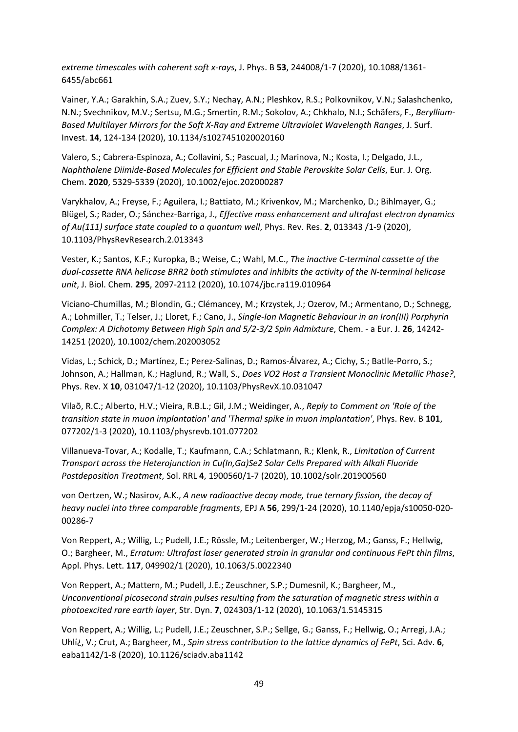*extreme timescales with coherent soft x-rays*, J. Phys. B **53**, 244008/1-7 (2020), 10.1088/1361-6455/abc661

Vainer, Y.A.; Garakhin, S.A.; Zuev, S.Y.; Nechay, A.N.; Pleshkov, R.S.; Polkovnikov, V.N.; Salashchenko, N.N.; Svechnikov, M.V.; Sertsu, M.G.; Smertin, R.M.; Sokolov, A.; Chkhalo, N.I.; Schäfers, F., *Beryllium-Based Multilayer Mirrors for the Soft X-Ray and Extreme Ultraviolet Wavelength Ranges*, J. Surf. Invest. **14**, 124-134 (2020), 10.1134/s1027451020020160

Valero, S.; Cabrera-Espinoza, A.; Collavini, S.; Pascual, J.; Marinova, N.; Kosta, I.; Delgado, J.L., *Naphthalene Diimide-Based Molecules for Efficient and Stable Perovskite Solar Cells*, Eur. J. Org. Chem. **2020**, 5329-5339 (2020), 10.1002/ejoc.202000287

Varykhalov, A.; Freyse, F.; Aguilera, I.; Battiato, M.; Krivenkov, M.; Marchenko, D.; Bihlmayer, G.; Blügel, S.; Rader, O.; Sánchez-Barriga, J., *Effective mass enhancement and ultrafast electron dynamics of Au(111) surface state coupled to a quantum well*, Phys. Rev. Res. **2**, 013343 /1-9 (2020), 10.1103/PhysRevResearch.2.013343

Vester, K.; Santos, K.F.; Kuropka, B.; Weise, C.; Wahl, M.C., *The inactive C-terminal cassette of the dual-cassette RNA helicase BRR2 both stimulates and inhibits the activity of the N-terminal helicase unit*, J. Biol. Chem. **295**, 2097-2112 (2020), 10.1074/jbc.ra119.010964

Viciano-Chumillas, M.; Blondin, G.; Clémancey, M.; Krzystek, J.; Ozerov, M.; Armentano, D.; Schnegg, A.; Lohmiller, T.; Telser, J.; Lloret, F.; Cano, J., *Single-Ion Magnetic Behaviour in an Iron(III) Porphyrin Complex: A Dichotomy Between High Spin and 5/2-3/2 Spin Admixture*, Chem. - a Eur. J. **26**, 14242-14251 (2020), 10.1002/chem.202003052

Vidas, L.; Schick, D.; Martínez, E.; Perez-Salinas, D.; Ramos-Álvarez, A.; Cichy, S.; Batlle-Porro, S.; Johnson, A.; Hallman, K.; Haglund, R.; Wall, S., *Does VO2 Host a Transient Monoclinic Metallic Phase?*, Phys. Rev. X **10**, 031047/1-12 (2020), 10.1103/PhysRevX.10.031047

Vilaõ, R.C.; Alberto, H.V.; Vieira, R.B.L.; Gil, J.M.; Weidinger, A., *Reply to Comment on 'Role of the transition state in muon implantation' and 'Thermal spike in muon implantation'*, Phys. Rev. B **101**, 077202/1-3 (2020), 10.1103/physrevb.101.077202

Villanueva-Tovar, A.; Kodalle, T.; Kaufmann, C.A.; Schlatmann, R.; Klenk, R., *Limitation of Current Transport across the Heterojunction in Cu(In,Ga)Se2 Solar Cells Prepared with Alkali Fluoride Postdeposition Treatment*, Sol. RRL **4**, 1900560/1-7 (2020), 10.1002/solr.201900560

von Oertzen, W.; Nasirov, A.K., *A new radioactive decay mode, true ternary fission, the decay of heavy nuclei into three comparable fragments*, EPJ A **56**, 299/1-24 (2020), 10.1140/epja/s10050-020-00286-7

Von Reppert, A.; Willig, L.; Pudell, J.E.; Rössle, M.; Leitenberger, W.; Herzog, M.; Ganss, F.; Hellwig, O.; Bargheer, M., *Erratum: Ultrafast laser generated strain in granular and continuous FePt thin films*, Appl. Phys. Lett. **117**, 049902/1 (2020), 10.1063/5.0022340

Von Reppert, A.; Mattern, M.; Pudell, J.E.; Zeuschner, S.P.; Dumesnil, K.; Bargheer, M., *Unconventional picosecond strain pulses resulting from the saturation of magnetic stress within a photoexcited rare earth layer*, Str. Dyn. **7**, 024303/1-12 (2020), 10.1063/1.5145315

Von Reppert, A.; Willig, L.; Pudell, J.E.; Zeuschner, S.P.; Sellge, G.; Ganss, F.; Hellwig, O.; Arregi, J.A.; Uhlí¿, V.; Crut, A.; Bargheer, M., *Spin stress contribution to the lattice dynamics of FePt*, Sci. Adv. **6**, eaba1142/1-8 (2020), 10.1126/sciadv.aba1142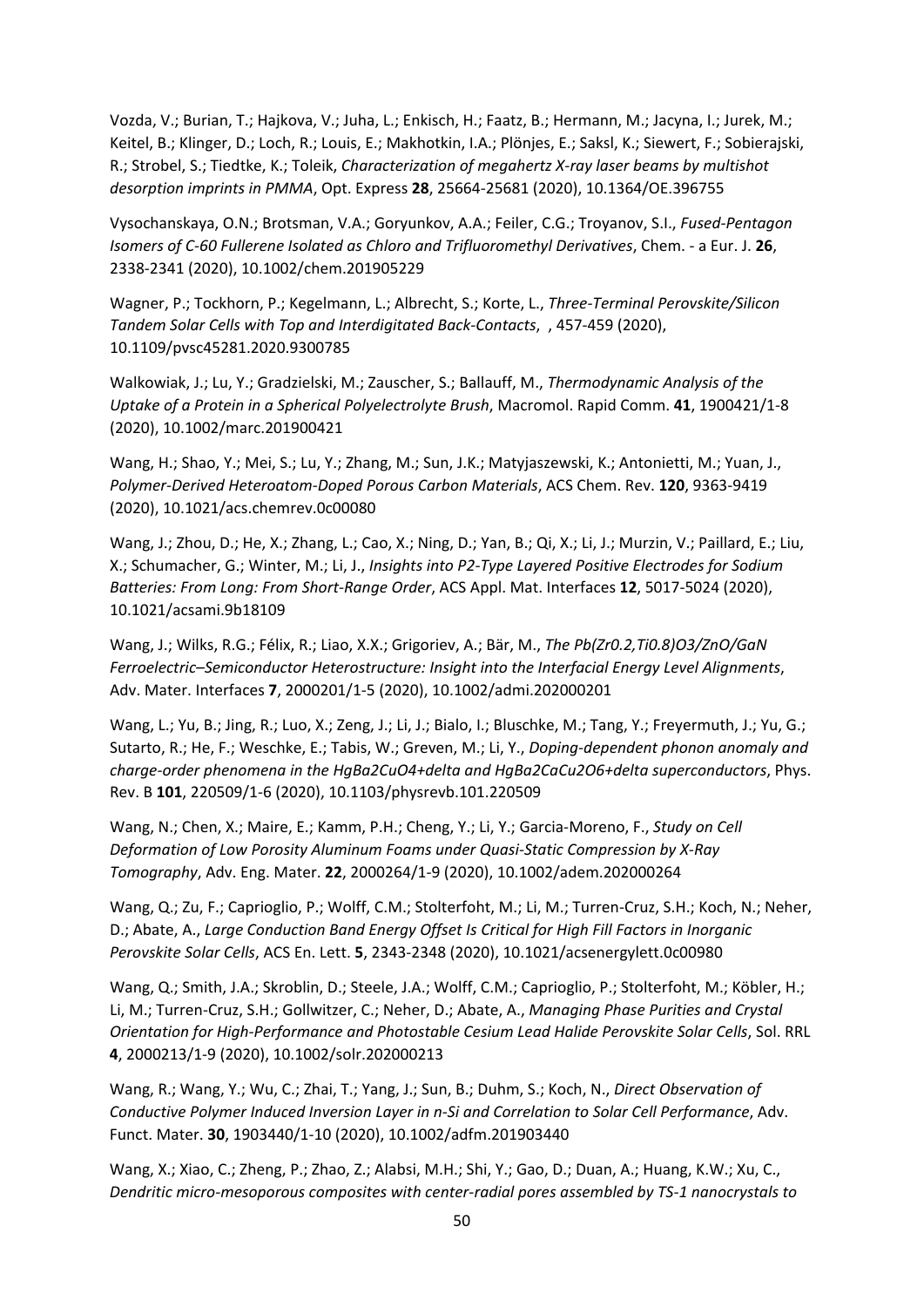Vozda, V.; Burian, T.; Hajkova, V.; Juha, L.; Enkisch, H.; Faatz, B.; Hermann, M.; Jacyna, I.; Jurek, M.; Keitel, B.; Klinger, D.; Loch, R.; Louis, E.; Makhotkin, I.A.; Plönjes, E.; Saksl, K.; Siewert, F.; Sobierajski, R.; Strobel, S.; Tiedtke, K.; Toleik, *Characterization of megahertz X-ray laser beams by multishot desorption imprints in PMMA*, Opt. Express **28**, 25664-25681 (2020), 10.1364/OE.396755

Vysochanskaya, O.N.; Brotsman, V.A.; Goryunkov, A.A.; Feiler, C.G.; Troyanov, S.I., *Fused-Pentagon Isomers of C-60 Fullerene Isolated as Chloro and Trifluoromethyl Derivatives*, Chem. - a Eur. J. **26**, 2338-2341 (2020), 10.1002/chem.201905229

Wagner, P.; Tockhorn, P.; Kegelmann, L.; Albrecht, S.; Korte, L., *Three-Terminal Perovskite/Silicon Tandem Solar Cells with Top and Interdigitated Back-Contacts*, , 457-459 (2020), 10.1109/pvsc45281.2020.9300785

Walkowiak, J.; Lu, Y.; Gradzielski, M.; Zauscher, S.; Ballauff, M., *Thermodynamic Analysis of the Uptake of a Protein in a Spherical Polyelectrolyte Brush*, Macromol. Rapid Comm. **41**, 1900421/1-8 (2020), 10.1002/marc.201900421

Wang, H.; Shao, Y.; Mei, S.; Lu, Y.; Zhang, M.; Sun, J.K.; Matyjaszewski, K.; Antonietti, M.; Yuan, J., *Polymer-Derived Heteroatom-Doped Porous Carbon Materials*, ACS Chem. Rev. **120**, 9363-9419 (2020), 10.1021/acs.chemrev.0c00080

Wang, J.; Zhou, D.; He, X.; Zhang, L.; Cao, X.; Ning, D.; Yan, B.; Qi, X.; Li, J.; Murzin, V.; Paillard, E.; Liu, X.; Schumacher, G.; Winter, M.; Li, J., *Insights into P2-Type Layered Positive Electrodes for Sodium Batteries: From Long: From Short-Range Order*, ACS Appl. Mat. Interfaces **12**, 5017-5024 (2020), 10.1021/acsami.9b18109

Wang, J.; Wilks, R.G.; Félix, R.; Liao, X.X.; Grigoriev, A.; Bär, M., *The Pb(Zr0.2,Ti0.8)O3/ZnO/GaN Ferroelectric–Semiconductor Heterostructure: Insight into the Interfacial Energy Level Alignments*, Adv. Mater. Interfaces **7**, 2000201/1-5 (2020), 10.1002/admi.202000201

Wang, L.; Yu, B.; Jing, R.; Luo, X.; Zeng, J.; Li, J.; Bialo, I.; Bluschke, M.; Tang, Y.; Freyermuth, J.; Yu, G.; Sutarto, R.; He, F.; Weschke, E.; Tabis, W.; Greven, M.; Li, Y., *Doping-dependent phonon anomaly and charge-order phenomena in the HgBa2CuO4+delta and HgBa2CaCu2O6+delta superconductors*, Phys. Rev. B **101**, 220509/1-6 (2020), 10.1103/physrevb.101.220509

Wang, N.; Chen, X.; Maire, E.; Kamm, P.H.; Cheng, Y.; Li, Y.; Garcia-Moreno, F., *Study on Cell Deformation of Low Porosity Aluminum Foams under Quasi-Static Compression by X-Ray Tomography*, Adv. Eng. Mater. **22**, 2000264/1-9 (2020), 10.1002/adem.202000264

Wang, Q.; Zu, F.; Caprioglio, P.; Wolff, C.M.; Stolterfoht, M.; Li, M.; Turren-Cruz, S.H.; Koch, N.; Neher, D.; Abate, A., *Large Conduction Band Energy Offset Is Critical for High Fill Factors in Inorganic Perovskite Solar Cells*, ACS En. Lett. **5**, 2343-2348 (2020), 10.1021/acsenergylett.0c00980

Wang, Q.; Smith, J.A.; Skroblin, D.; Steele, J.A.; Wolff, C.M.; Caprioglio, P.; Stolterfoht, M.; Köbler, H.; Li, M.; Turren-Cruz, S.H.; Gollwitzer, C.; Neher, D.; Abate, A., *Managing Phase Purities and Crystal Orientation for High-Performance and Photostable Cesium Lead Halide Perovskite Solar Cells*, Sol. RRL **4**, 2000213/1-9 (2020), 10.1002/solr.202000213

Wang, R.; Wang, Y.; Wu, C.; Zhai, T.; Yang, J.; Sun, B.; Duhm, S.; Koch, N., *Direct Observation of Conductive Polymer Induced Inversion Layer in n-Si and Correlation to Solar Cell Performance*, Adv. Funct. Mater. **30**, 1903440/1-10 (2020), 10.1002/adfm.201903440

Wang, X.; Xiao, C.; Zheng, P.; Zhao, Z.; Alabsi, M.H.; Shi, Y.; Gao, D.; Duan, A.; Huang, K.W.; Xu, C., *Dendritic micro-mesoporous composites with center-radial pores assembled by TS-1 nanocrystals to*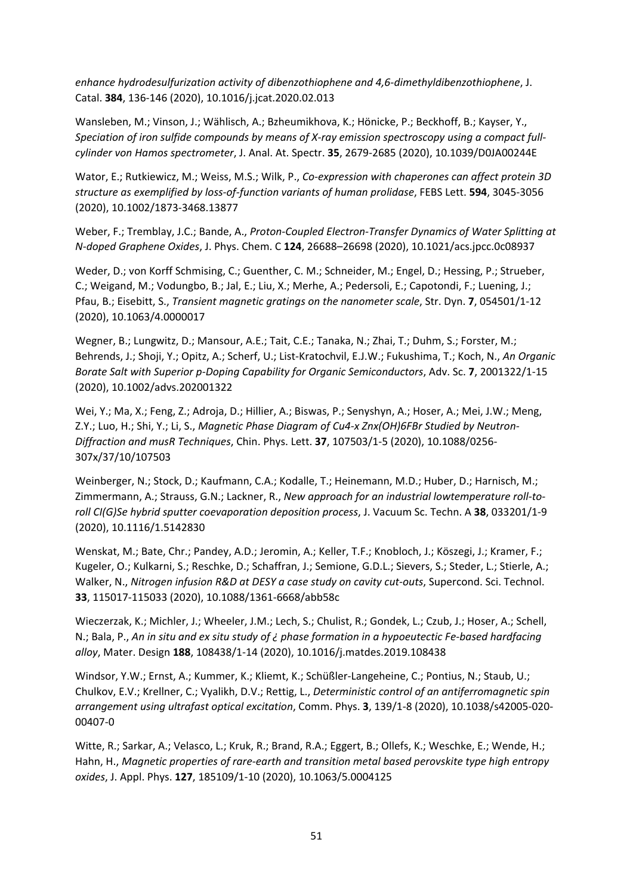*enhance hydrodesulfurization activity of dibenzothiophene and 4,6-dimethyldibenzothiophene*, J. Catal. **384**, 136-146 (2020), 10.1016/j.jcat.2020.02.013

Wansleben, M.; Vinson, J.; Wählisch, A.; Bzheumikhova, K.; Hönicke, P.; Beckhoff, B.; Kayser, Y., *Speciation of iron sulfide compounds by means of X-ray emission spectroscopy using a compact full-cylinder von Hamos spectrometer*, J. Anal. At. Spectr. **35**, 2679-2685 (2020), 10.1039/D0JA00244E

Wator, E.; Rutkiewicz, M.; Weiss, M.S.; Wilk, P., *Co-expression with chaperones can affect protein 3D structure as exemplified by loss-of-function variants of human prolidase*, FEBS Lett. **594**, 3045-3056 (2020), 10.1002/1873-3468.13877

Weber, F.; Tremblay, J.C.; Bande, A., *Proton-Coupled Electron-Transfer Dynamics of Water Splitting at N-doped Graphene Oxides*, J. Phys. Chem. C **124**, 26688–26698 (2020), 10.1021/acs.jpcc.0c08937

Weder, D.; von Korff Schmising, C.; Guenther, C. M.; Schneider, M.; Engel, D.; Hessing, P.; Strueber, C.; Weigand, M.; Vodungbo, B.; Jal, E.; Liu, X.; Merhe, A.; Pedersoli, E.; Capotondi, F.; Luening, J.; Pfau, B.; Eisebitt, S., *Transient magnetic gratings on the nanometer scale*, Str. Dyn. **7**, 054501/1-12 (2020), 10.1063/4.0000017

Wegner, B.; Lungwitz, D.; Mansour, A.E.; Tait, C.E.; Tanaka, N.; Zhai, T.; Duhm, S.; Forster, M.; Behrends, J.; Shoji, Y.; Opitz, A.; Scherf, U.; List-Kratochvil, E.J.W.; Fukushima, T.; Koch, N., *An Organic Borate Salt with Superior p-Doping Capability for Organic Semiconductors*, Adv. Sc. **7**, 2001322/1-15 (2020), 10.1002/advs.202001322

Wei, Y.; Ma, X.; Feng, Z.; Adroja, D.; Hillier, A.; Biswas, P.; Senyshyn, A.; Hoser, A.; Mei, J.W.; Meng, Z.Y.; Luo, H.; Shi, Y.; Li, S., *Magnetic Phase Diagram of Cu4-x Znx(OH)6FBr Studied by Neutron-Diffraction and musR Techniques*, Chin. Phys. Lett. **37**, 107503/1-5 (2020), 10.1088/0256-307x/37/10/107503

Weinberger, N.; Stock, D.; Kaufmann, C.A.; Kodalle, T.; Heinemann, M.D.; Huber, D.; Harnisch, M.; Zimmermann, A.; Strauss, G.N.; Lackner, R., *New approach for an industrial lowtemperature roll-to-roll CI(G)Se hybrid sputter coevaporation deposition process*, J. Vacuum Sc. Techn. A **38**, 033201/1-9 (2020), 10.1116/1.5142830

Wenskat, M.; Bate, Chr.; Pandey, A.D.; Jeromin, A.; Keller, T.F.; Knobloch, J.; Köszegi, J.; Kramer, F.; Kugeler, O.; Kulkarni, S.; Reschke, D.; Schaffran, J.; Semione, G.D.L.; Sievers, S.; Steder, L.; Stierle, A.; Walker, N., *Nitrogen infusion R&D at DESY a case study on cavity cut-outs*, Supercond. Sci. Technol. **33**, 115017-115033 (2020), 10.1088/1361-6668/abb58c

Wieczerzak, K.; Michler, J.; Wheeler, J.M.; Lech, S.; Chulist, R.; Gondek, L.; Czub, J.; Hoser, A.; Schell, N.; Bala, P., *An in situ and ex situ study of ¿ phase formation in a hypoeutectic Fe-based hardfacing alloy*, Mater. Design **188**, 108438/1-14 (2020), 10.1016/j.matdes.2019.108438

Windsor, Y.W.; Ernst, A.; Kummer, K.; Kliemt, K.; Schüßler-Langeheine, C.; Pontius, N.; Staub, U.; Chulkov, E.V.; Krellner, C.; Vyalikh, D.V.; Rettig, L., *Deterministic control of an antiferromagnetic spin arrangement using ultrafast optical excitation*, Comm. Phys. **3**, 139/1-8 (2020), 10.1038/s42005-020-00407-0

Witte, R.; Sarkar, A.; Velasco, L.; Kruk, R.; Brand, R.A.; Eggert, B.; Ollefs, K.; Weschke, E.; Wende, H.; Hahn, H., *Magnetic properties of rare-earth and transition metal based perovskite type high entropy oxides*, J. Appl. Phys. **127**, 185109/1-10 (2020), 10.1063/5.0004125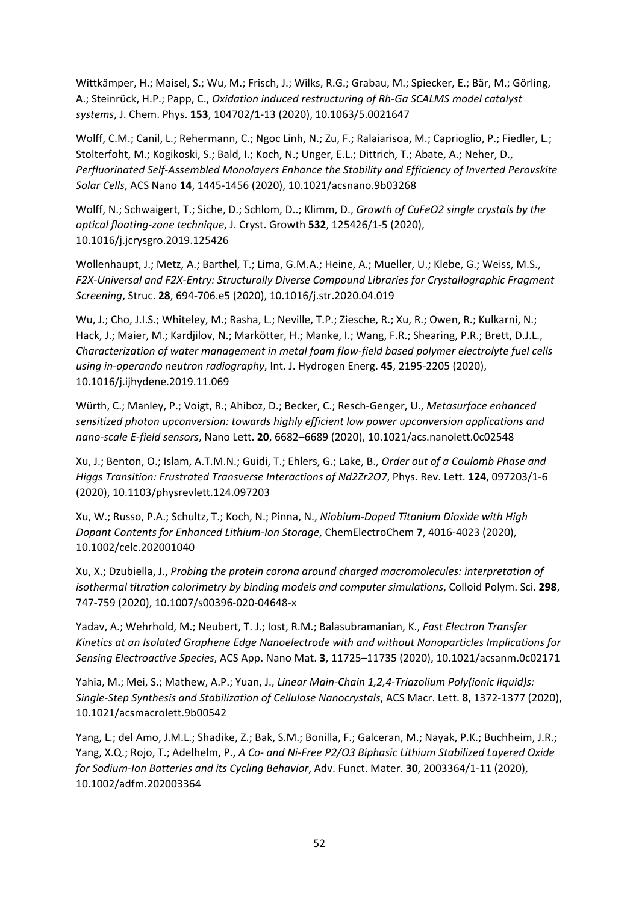Wittkämper, H.; Maisel, S.; Wu, M.; Frisch, J.; Wilks, R.G.; Grabau, M.; Spiecker, E.; Bär, M.; Görling, A.; Steinrück, H.P.; Papp, C., *Oxidation induced restructuring of Rh-Ga SCALMS model catalyst systems*, J. Chem. Phys. **153**, 104702/1-13 (2020), 10.1063/5.0021647

Wolff, C.M.; Canil, L.; Rehermann, C.; Ngoc Linh, N.; Zu, F.; Ralaiarisoa, M.; Caprioglio, P.; Fiedler, L.; Stolterfoht, M.; Kogikoski, S.; Bald, I.; Koch, N.; Unger, E.L.; Dittrich, T.; Abate, A.; Neher, D., *Perfluorinated Self-Assembled Monolayers Enhance the Stability and Efficiency of Inverted Perovskite Solar Cells*, ACS Nano **14**, 1445-1456 (2020), 10.1021/acsnano.9b03268

Wolff, N.; Schwaigert, T.; Siche, D.; Schlom, D..; Klimm, D., *Growth of CuFeO2 single crystals by the optical floating-zone technique*, J. Cryst. Growth **532**, 125426/1-5 (2020), 10.1016/j.jcrysgro.2019.125426

Wollenhaupt, J.; Metz, A.; Barthel, T.; Lima, G.M.A.; Heine, A.; Mueller, U.; Klebe, G.; Weiss, M.S., *F2X-Universal and F2X-Entry: Structurally Diverse Compound Libraries for Crystallographic Fragment Screening*, Struc. **28**, 694-706.e5 (2020), 10.1016/j.str.2020.04.019

Wu, J.; Cho, J.I.S.; Whiteley, M.; Rasha, L.; Neville, T.P.; Ziesche, R.; Xu, R.; Owen, R.; Kulkarni, N.; Hack, J.; Maier, M.; Kardjilov, N.; Markötter, H.; Manke, I.; Wang, F.R.; Shearing, P.R.; Brett, D.J.L., *Characterization of water management in metal foam flow-field based polymer electrolyte fuel cells using in-operando neutron radiography*, Int. J. Hydrogen Energ. **45**, 2195-2205 (2020), 10.1016/j.ijhydene.2019.11.069

Würth, C.; Manley, P.; Voigt, R.; Ahiboz, D.; Becker, C.; Resch-Genger, U., *Metasurface enhanced sensitized photon upconversion: towards highly efficient low power upconversion applications and nano-scale E-field sensors*, Nano Lett. **20**, 6682–6689 (2020), 10.1021/acs.nanolett.0c02548

Xu, J.; Benton, O.; Islam, A.T.M.N.; Guidi, T.; Ehlers, G.; Lake, B., *Order out of a Coulomb Phase and Higgs Transition: Frustrated Transverse Interactions of Nd2Zr2O7*, Phys. Rev. Lett. **124**, 097203/1-6 (2020), 10.1103/physrevlett.124.097203

Xu, W.; Russo, P.A.; Schultz, T.; Koch, N.; Pinna, N., *Niobium-Doped Titanium Dioxide with High Dopant Contents for Enhanced Lithium-Ion Storage*, ChemElectroChem **7**, 4016-4023 (2020), 10.1002/celc.202001040

Xu, X.; Dzubiella, J., *Probing the protein corona around charged macromolecules: interpretation of isothermal titration calorimetry by binding models and computer simulations*, Colloid Polym. Sci. **298**, 747-759 (2020), 10.1007/s00396-020-04648-x

Yadav, A.; Wehrhold, M.; Neubert, T. J.; Iost, R.M.; Balasubramanian, K., *Fast Electron Transfer Kinetics at an Isolated Graphene Edge Nanoelectrode with and without Nanoparticles Implications for Sensing Electroactive Species*, ACS App. Nano Mat. **3**, 11725–11735 (2020), 10.1021/acsanm.0c02171

Yahia, M.; Mei, S.; Mathew, A.P.; Yuan, J., *Linear Main-Chain 1,2,4-Triazolium Poly(ionic liquid)s: Single-Step Synthesis and Stabilization of Cellulose Nanocrystals*, ACS Macr. Lett. **8**, 1372-1377 (2020), 10.1021/acsmacrolett.9b00542

Yang, L.; del Amo, J.M.L.; Shadike, Z.; Bak, S.M.; Bonilla, F.; Galceran, M.; Nayak, P.K.; Buchheim, J.R.; Yang, X.Q.; Rojo, T.; Adelhelm, P., *A Co- and Ni-Free P2/O3 Biphasic Lithium Stabilized Layered Oxide for Sodium-Ion Batteries and its Cycling Behavior*, Adv. Funct. Mater. **30**, 2003364/1-11 (2020), 10.1002/adfm.202003364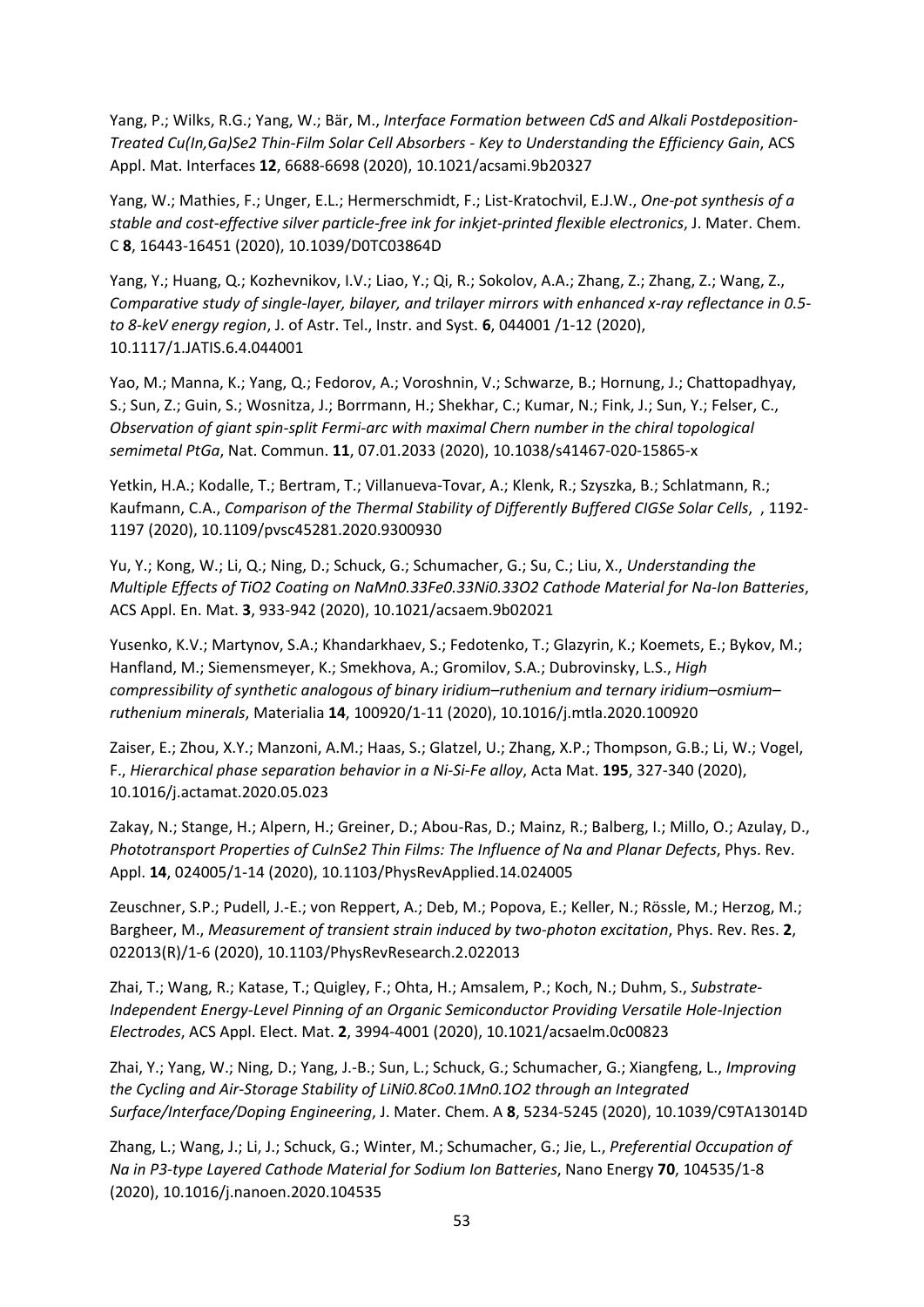Yang, P.; Wilks, R.G.; Yang, W.; Bär, M., *Interface Formation between CdS and Alkali Postdeposition-Treated Cu(In,Ga)Se2 Thin-Film Solar Cell Absorbers - Key to Understanding the Efficiency Gain*, ACS Appl. Mat. Interfaces **12**, 6688-6698 (2020), 10.1021/acsami.9b20327

Yang, W.; Mathies, F.; Unger, E.L.; Hermerschmidt, F.; List-Kratochvil, E.J.W., *One-pot synthesis of a stable and cost-effective silver particle-free ink for inkjet-printed flexible electronics*, J. Mater. Chem. C **8**, 16443-16451 (2020), 10.1039/D0TC03864D

Yang, Y.; Huang, Q.; Kozhevnikov, I.V.; Liao, Y.; Qi, R.; Sokolov, A.A.; Zhang, Z.; Zhang, Z.; Wang, Z., *Comparative study of single-layer, bilayer, and trilayer mirrors with enhanced x-ray reflectance in 0.5-to 8-keV energy region*, J. of Astr. Tel., Instr. and Syst. **6**, 044001 /1-12 (2020), 10.1117/1.JATIS.6.4.044001

Yao, M.; Manna, K.; Yang, Q.; Fedorov, A.; Voroshnin, V.; Schwarze, B.; Hornung, J.; Chattopadhyay, S.; Sun, Z.; Guin, S.; Wosnitza, J.; Borrmann, H.; Shekhar, C.; Kumar, N.; Fink, J.; Sun, Y.; Felser, C., *Observation of giant spin-split Fermi-arc with maximal Chern number in the chiral topological semimetal PtGa*, Nat. Commun. **11**, 07.01.2033 (2020), 10.1038/s41467-020-15865-x

Yetkin, H.A.; Kodalle, T.; Bertram, T.; Villanueva-Tovar, A.; Klenk, R.; Szyszka, B.; Schlatmann, R.; Kaufmann, C.A., *Comparison of the Thermal Stability of Differently Buffered CIGSe Solar Cells*, , 1192-1197 (2020), 10.1109/pvsc45281.2020.9300930

Yu, Y.; Kong, W.; Li, Q.; Ning, D.; Schuck, G.; Schumacher, G.; Su, C.; Liu, X., *Understanding the Multiple Effects of TiO2 Coating on NaMn0.33Fe0.33Ni0.33O2 Cathode Material for Na-Ion Batteries*, ACS Appl. En. Mat. **3**, 933-942 (2020), 10.1021/acsaem.9b02021

Yusenko, K.V.; Martynov, S.A.; Khandarkhaev, S.; Fedotenko, T.; Glazyrin, K.; Koemets, E.; Bykov, M.; Hanfland, M.; Siemensmeyer, K.; Smekhova, A.; Gromilov, S.A.; Dubrovinsky, L.S., *High compressibility of synthetic analogous of binary iridium–ruthenium and ternary iridium–osmium–ruthenium minerals*, Materialia **14**, 100920/1-11 (2020), 10.1016/j.mtla.2020.100920

Zaiser, E.; Zhou, X.Y.; Manzoni, A.M.; Haas, S.; Glatzel, U.; Zhang, X.P.; Thompson, G.B.; Li, W.; Vogel, F., *Hierarchical phase separation behavior in a Ni-Si-Fe alloy*, Acta Mat. **195**, 327-340 (2020), 10.1016/j.actamat.2020.05.023

Zakay, N.; Stange, H.; Alpern, H.; Greiner, D.; Abou-Ras, D.; Mainz, R.; Balberg, I.; Millo, O.; Azulay, D., *Phototransport Properties of CuInSe2 Thin Films: The Influence of Na and Planar Defects*, Phys. Rev. Appl. **14**, 024005/1-14 (2020), 10.1103/PhysRevApplied.14.024005

Zeuschner, S.P.; Pudell, J.-E.; von Reppert, A.; Deb, M.; Popova, E.; Keller, N.; Rössle, M.; Herzog, M.; Bargheer, M., *Measurement of transient strain induced by two-photon excitation*, Phys. Rev. Res. **2**, 022013(R)/1-6 (2020), 10.1103/PhysRevResearch.2.022013

Zhai, T.; Wang, R.; Katase, T.; Quigley, F.; Ohta, H.; Amsalem, P.; Koch, N.; Duhm, S., *Substrate-Independent Energy-Level Pinning of an Organic Semiconductor Providing Versatile Hole-Injection Electrodes*, ACS Appl. Elect. Mat. **2**, 3994-4001 (2020), 10.1021/acsaelm.0c00823

Zhai, Y.; Yang, W.; Ning, D.; Yang, J.-B.; Sun, L.; Schuck, G.; Schumacher, G.; Xiangfeng, L., *Improving the Cycling and Air-Storage Stability of LiNi0.8Co0.1Mn0.1O2 through an Integrated Surface/Interface/Doping Engineering*, J. Mater. Chem. A **8**, 5234-5245 (2020), 10.1039/C9TA13014D

Zhang, L.; Wang, J.; Li, J.; Schuck, G.; Winter, M.; Schumacher, G.; Jie, L., *Preferential Occupation of Na in P3-type Layered Cathode Material for Sodium Ion Batteries*, Nano Energy **70**, 104535/1-8 (2020), 10.1016/j.nanoen.2020.104535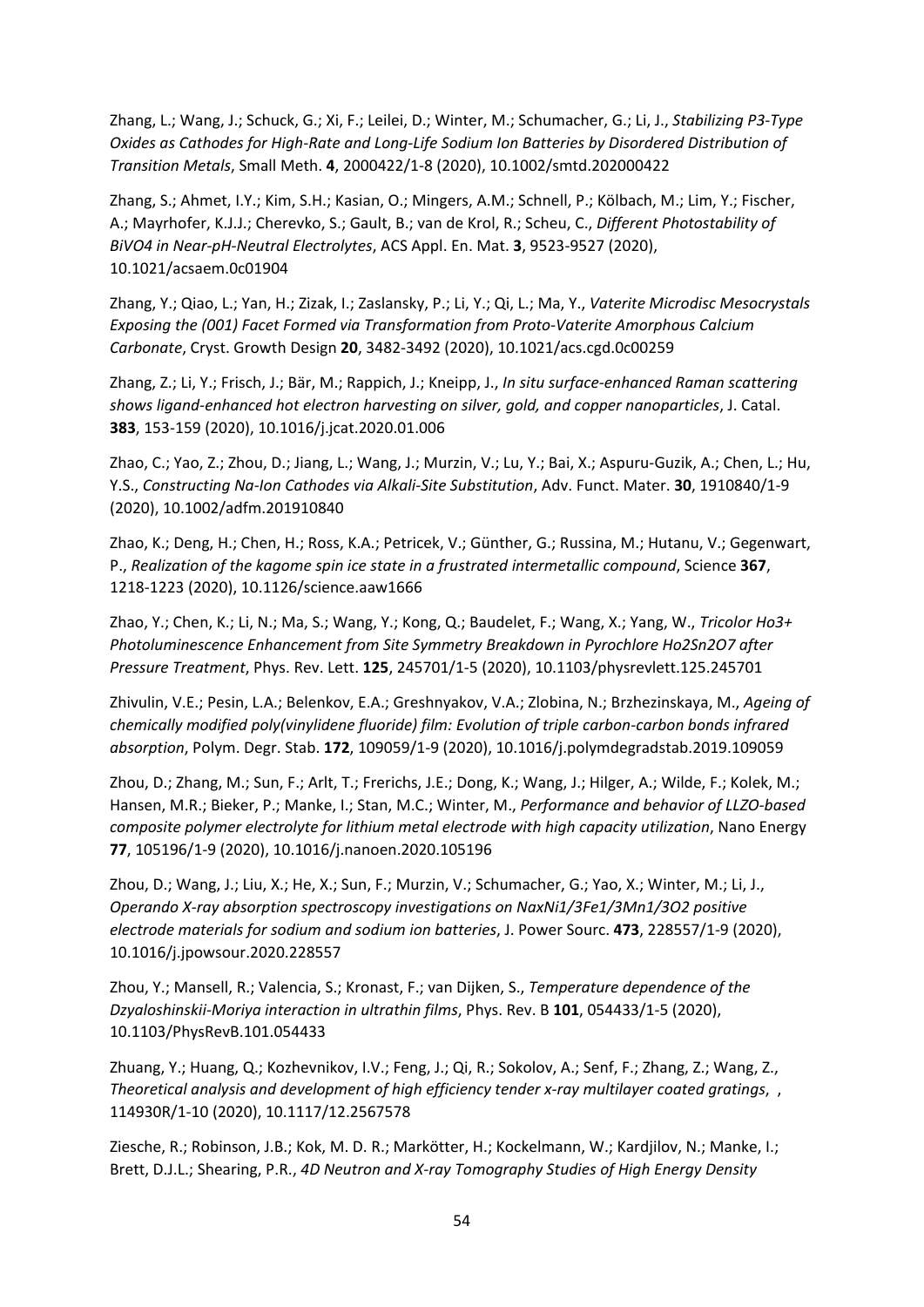Zhang, L.; Wang, J.; Schuck, G.; Xi, F.; Leilei, D.; Winter, M.; Schumacher, G.; Li, J., *Stabilizing P3-Type Oxides as Cathodes for High-Rate and Long-Life Sodium Ion Batteries by Disordered Distribution of Transition Metals*, Small Meth. **4**, 2000422/1-8 (2020), 10.1002/smtd.202000422

Zhang, S.; Ahmet, I.Y.; Kim, S.H.; Kasian, O.; Mingers, A.M.; Schnell, P.; Kölbach, M.; Lim, Y.; Fischer, A.; Mayrhofer, K.J.J.; Cherevko, S.; Gault, B.; van de Krol, R.; Scheu, C., *Different Photostability of BiVO4 in Near-pH-Neutral Electrolytes*, ACS Appl. En. Mat. **3**, 9523-9527 (2020), 10.1021/acsaem.0c01904

Zhang, Y.; Qiao, L.; Yan, H.; Zizak, I.; Zaslansky, P.; Li, Y.; Qi, L.; Ma, Y., *Vaterite Microdisc Mesocrystals Exposing the (001) Facet Formed via Transformation from Proto-Vaterite Amorphous Calcium Carbonate*, Cryst. Growth Design **20**, 3482-3492 (2020), 10.1021/acs.cgd.0c00259

Zhang, Z.; Li, Y.; Frisch, J.; Bär, M.; Rappich, J.; Kneipp, J., *In situ surface-enhanced Raman scattering shows ligand-enhanced hot electron harvesting on silver, gold, and copper nanoparticles*, J. Catal. **383**, 153-159 (2020), 10.1016/j.jcat.2020.01.006

Zhao, C.; Yao, Z.; Zhou, D.; Jiang, L.; Wang, J.; Murzin, V.; Lu, Y.; Bai, X.; Aspuru-Guzik, A.; Chen, L.; Hu, Y.S., *Constructing Na-Ion Cathodes via Alkali-Site Substitution*, Adv. Funct. Mater. **30**, 1910840/1-9 (2020), 10.1002/adfm.201910840

Zhao, K.; Deng, H.; Chen, H.; Ross, K.A.; Petricek, V.; Günther, G.; Russina, M.; Hutanu, V.; Gegenwart, P., *Realization of the kagome spin ice state in a frustrated intermetallic compound*, Science **367**, 1218-1223 (2020), 10.1126/science.aaw1666

Zhao, Y.; Chen, K.; Li, N.; Ma, S.; Wang, Y.; Kong, Q.; Baudelet, F.; Wang, X.; Yang, W., *Tricolor Ho3+ Photoluminescence Enhancement from Site Symmetry Breakdown in Pyrochlore Ho2Sn2O7 after Pressure Treatment*, Phys. Rev. Lett. **125**, 245701/1-5 (2020), 10.1103/physrevlett.125.245701

Zhivulin, V.E.; Pesin, L.A.; Belenkov, E.A.; Greshnyakov, V.A.; Zlobina, N.; Brzhezinskaya, M., *Ageing of chemically modified poly(vinylidene fluoride) film: Evolution of triple carbon-carbon bonds infrared absorption*, Polym. Degr. Stab. **172**, 109059/1-9 (2020), 10.1016/j.polymdegradstab.2019.109059

Zhou, D.; Zhang, M.; Sun, F.; Arlt, T.; Frerichs, J.E.; Dong, K.; Wang, J.; Hilger, A.; Wilde, F.; Kolek, M.; Hansen, M.R.; Bieker, P.; Manke, I.; Stan, M.C.; Winter, M., *Performance and behavior of LLZO-based composite polymer electrolyte for lithium metal electrode with high capacity utilization*, Nano Energy **77**, 105196/1-9 (2020), 10.1016/j.nanoen.2020.105196

Zhou, D.; Wang, J.; Liu, X.; He, X.; Sun, F.; Murzin, V.; Schumacher, G.; Yao, X.; Winter, M.; Li, J., *Operando X-ray absorption spectroscopy investigations on NaxNi1/3Fe1/3Mn1/3O2 positive electrode materials for sodium and sodium ion batteries*, J. Power Sourc. **473**, 228557/1-9 (2020), 10.1016/j.jpowsour.2020.228557

Zhou, Y.; Mansell, R.; Valencia, S.; Kronast, F.; van Dijken, S., *Temperature dependence of the Dzyaloshinskii-Moriya interaction in ultrathin films*, Phys. Rev. B **101**, 054433/1-5 (2020), 10.1103/PhysRevB.101.054433

Zhuang, Y.; Huang, Q.; Kozhevnikov, I.V.; Feng, J.; Qi, R.; Sokolov, A.; Senf, F.; Zhang, Z.; Wang, Z., *Theoretical analysis and development of high efficiency tender x-ray multilayer coated gratings*, , 114930R/1-10 (2020), 10.1117/12.2567578

Ziesche, R.; Robinson, J.B.; Kok, M. D. R.; Markötter, H.; Kockelmann, W.; Kardjilov, N.; Manke, I.; Brett, D.J.L.; Shearing, P.R., *4D Neutron and X-ray Tomography Studies of High Energy Density*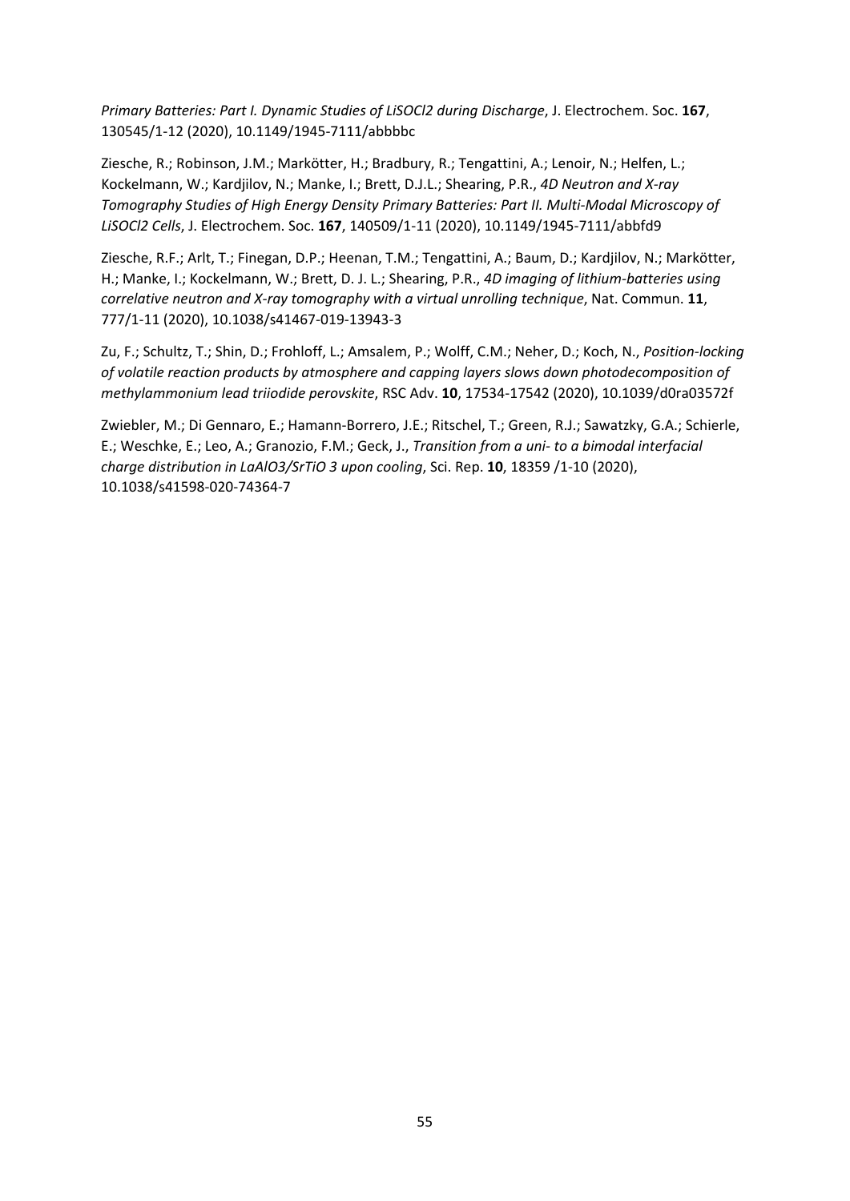*Primary Batteries: Part I. Dynamic Studies of LiSOCl2 during Discharge*, J. Electrochem. Soc. **167**, 130545/1-12 (2020), 10.1149/1945-7111/abbbbc

Ziesche, R.; Robinson, J.M.; Markötter, H.; Bradbury, R.; Tengattini, A.; Lenoir, N.; Helfen, L.; Kockelmann, W.; Kardjilov, N.; Manke, I.; Brett, D.J.L.; Shearing, P.R., *4D Neutron and X-ray Tomography Studies of High Energy Density Primary Batteries: Part II. Multi-Modal Microscopy of LiSOCl2 Cells*, J. Electrochem. Soc. **167**, 140509/1-11 (2020), 10.1149/1945-7111/abbfd9

Ziesche, R.F.; Arlt, T.; Finegan, D.P.; Heenan, T.M.; Tengattini, A.; Baum, D.; Kardjilov, N.; Markötter, H.; Manke, I.; Kockelmann, W.; Brett, D. J. L.; Shearing, P.R., *4D imaging of lithium-batteries using correlative neutron and X-ray tomography with a virtual unrolling technique*, Nat. Commun. **11**, 777/1-11 (2020), 10.1038/s41467-019-13943-3

Zu, F.; Schultz, T.; Shin, D.; Frohloff, L.; Amsalem, P.; Wolff, C.M.; Neher, D.; Koch, N., *Position-locking of volatile reaction products by atmosphere and capping layers slows down photodecomposition of methylammonium lead triiodide perovskite*, RSC Adv. **10**, 17534-17542 (2020), 10.1039/d0ra03572f

Zwiebler, M.; Di Gennaro, E.; Hamann-Borrero, J.E.; Ritschel, T.; Green, R.J.; Sawatzky, G.A.; Schierle, E.; Weschke, E.; Leo, A.; Granozio, F.M.; Geck, J., *Transition from a uni- to a bimodal interfacial charge distribution in LaAlO3/SrTiO 3 upon cooling*, Sci. Rep. **10**, 18359 /1-10 (2020), 10.1038/s41598-020-74364-7